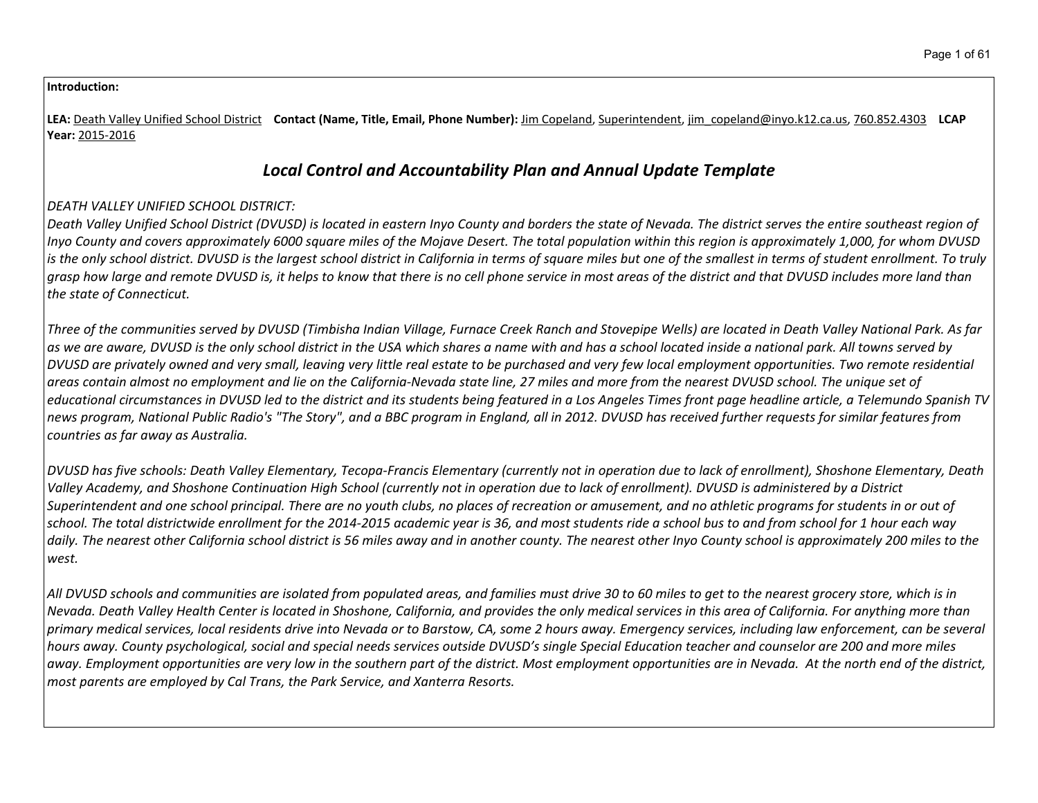**Introduction:**

**LEA:** Death Valley Unified School District **Contact (Name, Title, Email, Phone Number):** Jim Copeland, Superintendent, jim_copeland@inyo.k12.ca.us, 760.852.4303 **LCAP Year:** 2015-2016

## *Local Control and Accountability Plan and Annual Update Template*

*DEATH VALLEY UNIFIED SCHOOL DISTRICT:*

*Death Valley Unified School District (DVUSD) is located in eastern Inyo County and borders the state of Nevada. The district serves the entire southeast region of Inyo County and covers approximately 6000 square miles of the Mojave Desert. The total population within this region is approximately 1,000, for whom DVUSD is the only school district. DVUSD is the largest school district in California in terms of square miles but one of the smallest in terms of student enrollment. To truly grasp how large and remote DVUSD is, it helps to know that there is no cell phone service in most areas of the district and that DVUSD includes more land than the state of Connecticut.*

*Three of the communities served by DVUSD (Timbisha Indian Village, Furnace Creek Ranch and Stovepipe Wells) are located in Death Valley National Park. As far as we are aware, DVUSD is the only school district in the USA which shares a name with and has a school located inside a national park. All towns served by DVUSD are privately owned and very small, leaving very little real estate to be purchased and very few local employment opportunities. Two remote residential areas contain almost no employment and lie on the California-Nevada state line, 27 miles and more from the nearest DVUSD school. The unique set of educational circumstances in DVUSD led to the district and its students being featured in a Los Angeles Times front page headline article, a Telemundo Spanish TV news program, National Public Radio's "The Story", and a BBC program in England, all in 2012. DVUSD has received further requests for similar features from countries as far away as Australia.*

*DVUSD has five schools: Death Valley Elementary, Tecopa-Francis Elementary (currently not in operation due to lack of enrollment), Shoshone Elementary, Death Valley Academy, and Shoshone Continuation High School (currently not in operation due to lack of enrollment). DVUSD is administered by a District Superintendent and one school principal. There are no youth clubs, no places of recreation or amusement, and no athletic programs for students in or out of school. The total districtwide enrollment for the 2014-2015 academic year is 36, and most students ride a school bus to and from school for 1 hour each way daily. The nearest other California school district is 56 miles away and in another county. The nearest other Inyo County school is approximately 200 miles to the west.*

*All DVUSD schools and communities are isolated from populated areas, and families must drive 30 to 60 miles to get to the nearest grocery store, which is in Nevada. Death Valley Health Center is located in Shoshone, California, and provides the only medical services in this area of California. For anything more than primary medical services, local residents drive into Nevada or to Barstow, CA, some 2 hours away. Emergency services, including law enforcement, can be several hours away. County psychological, social and special needs services outside DVUSD's single Special Education teacher and counselor are 200 and more miles away. Employment opportunities are very low in the southern part of the district. Most employment opportunities are in Nevada. At the north end of the district, most parents are employed by Cal Trans, the Park Service, and Xanterra Resorts.*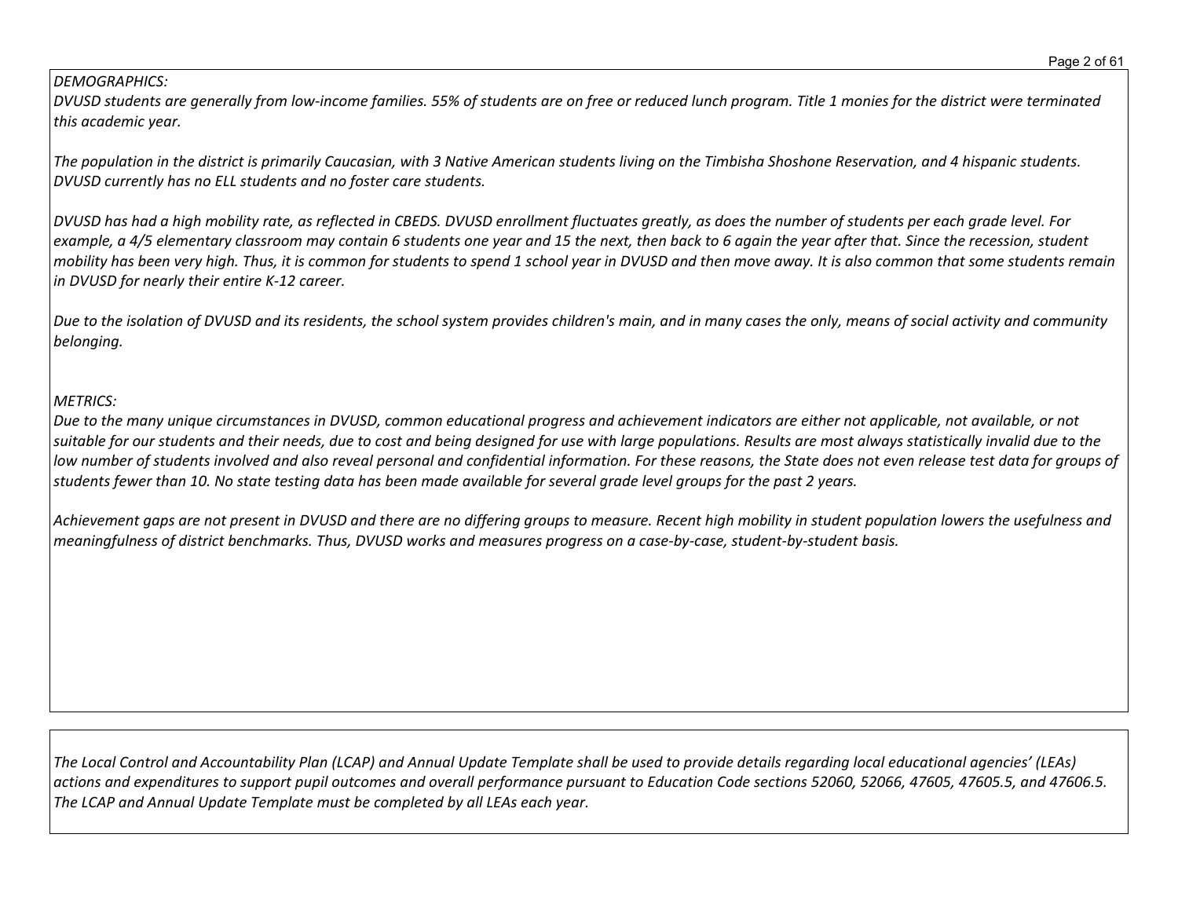*DEMOGRAPHICS:*

*DVUSD students are generally from low-income families. 55% of students are on free or reduced lunch program. Title 1 monies for the district were terminated this academic year.*

*The population in the district is primarily Caucasian, with 3 Native American students living on the Timbisha Shoshone Reservation, and 4 hispanic students. DVUSD currently has no ELL students and no foster care students.*

*DVUSD has had a high mobility rate, as reflected in CBEDS. DVUSD enrollment fluctuates greatly, as does the number of students per each grade level. For example, a 4/5 elementary classroom may contain 6 students one year and 15 the next, then back to 6 again the year after that. Since the recession, student mobility has been very high. Thus, it is common for students to spend 1 school year in DVUSD and then move away. It is also common that some students remain in DVUSD for nearly their entire K-12 career.*

*Due to the isolation of DVUSD and its residents, the school system provides children's main, and in many cases the only, means of social activity and community belonging.*

*METRICS:*

*Due to the many unique circumstances in DVUSD, common educational progress and achievement indicators are either not applicable, not available, or not suitable for our students and their needs, due to cost and being designed for use with large populations. Results are most always statistically invalid due to the low number of students involved and also reveal personal and confidential information. For these reasons, the State does not even release test data for groups of students fewer than 10. No state testing data has been made available for several grade level groups for the past 2 years.*

*Achievement gaps are not present in DVUSD and there are no differing groups to measure. Recent high mobility in student population lowers the usefulness and meaningfulness of district benchmarks. Thus, DVUSD works and measures progress on a case-by-case, student-by-student basis.*

*The Local Control and Accountability Plan (LCAP) and Annual Update Template shall be used to provide details regarding local educational agencies' (LEAs) actions and expenditures to support pupil outcomes and overall performance pursuant to Education Code sections 52060, 52066, 47605, 47605.5, and 47606.5. The LCAP and Annual Update Template must be completed by all LEAs each year.*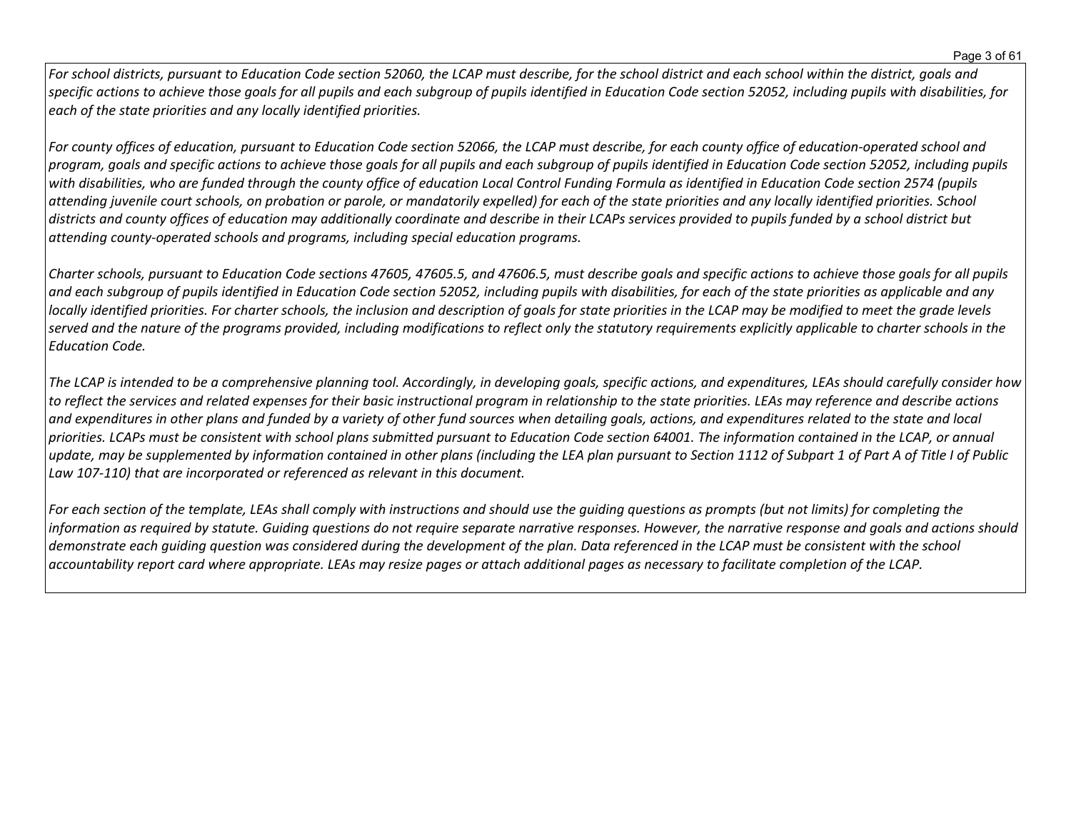*For school districts, pursuant to Education Code section 52060, the LCAP must describe, for the school district and each school within the district, goals and specific actions to achieve those goals for all pupils and each subgroup of pupils identified in Education Code section 52052, including pupils with disabilities, for each of the state priorities and any locally identified priorities.*

*For county offices of education, pursuant to Education Code section 52066, the LCAP must describe, for each county office of education-operated school and program, goals and specific actions to achieve those goals for all pupils and each subgroup of pupils identified in Education Code section 52052, including pupils with disabilities, who are funded through the county office of education Local Control Funding Formula as identified in Education Code section 2574 (pupils attending juvenile court schools, on probation or parole, or mandatorily expelled) for each of the state priorities and any locally identified priorities. School districts and county offices of education may additionally coordinate and describe in their LCAPs services provided to pupils funded by a school district but attending county-operated schools and programs, including special education programs.*

*Charter schools, pursuant to Education Code sections 47605, 47605.5, and 47606.5, must describe goals and specific actions to achieve those goals for all pupils and each subgroup of pupils identified in Education Code section 52052, including pupils with disabilities, for each of the state priorities as applicable and any locally identified priorities. For charter schools, the inclusion and description of goals for state priorities in the LCAP may be modified to meet the grade levels served and the nature of the programs provided, including modifications to reflect only the statutory requirements explicitly applicable to charter schools in the Education Code.*

*The LCAP is intended to be a comprehensive planning tool. Accordingly, in developing goals, specific actions, and expenditures, LEAs should carefully consider how to reflect the services and related expenses for their basic instructional program in relationship to the state priorities. LEAs may reference and describe actions and expenditures in other plans and funded by a variety of other fund sources when detailing goals, actions, and expenditures related to the state and local priorities. LCAPs must be consistent with school plans submitted pursuant to Education Code section 64001. The information contained in the LCAP, or annual update, may be supplemented by information contained in other plans (including the LEA plan pursuant to Section 1112 of Subpart 1 of Part A of Title I of Public Law 107-110) that are incorporated or referenced as relevant in this document.*

*For each section of the template, LEAs shall comply with instructions and should use the guiding questions as prompts (but not limits) for completing the information as required by statute. Guiding questions do not require separate narrative responses. However, the narrative response and goals and actions should demonstrate each guiding question was considered during the development of the plan. Data referenced in the LCAP must be consistent with the school accountability report card where appropriate. LEAs may resize pages or attach additional pages as necessary to facilitate completion of the LCAP.*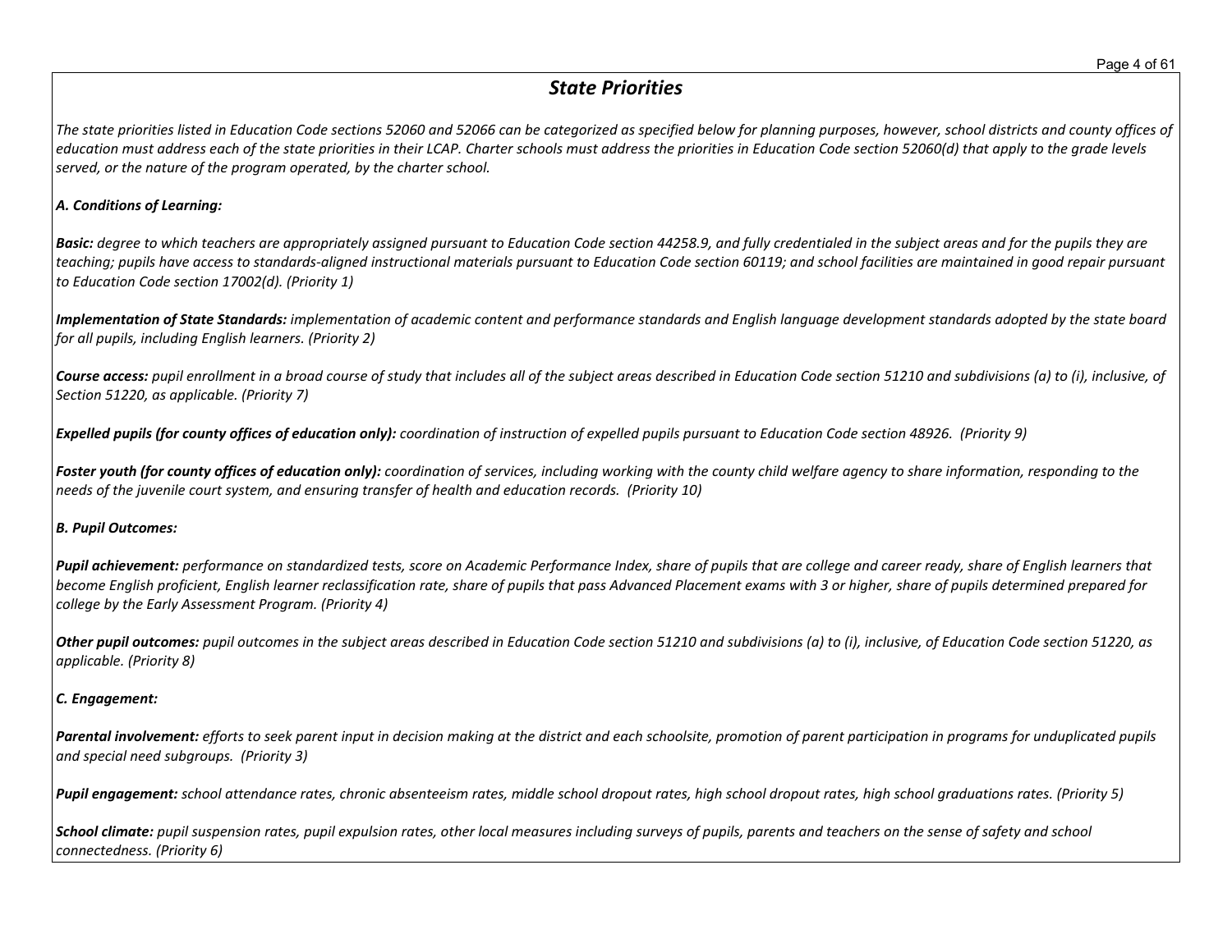## *State Priorities*

*The state priorities listed in Education Code sections 52060 and 52066 can be categorized as specified below for planning purposes, however, school districts and county offices of education must address each of the state priorities in their LCAP. Charter schools must address the priorities in Education Code section 52060(d) that apply to the grade levels served, or the nature of the program operated, by the charter school.*

***A. Conditions of Learning:***

***Basic:*** *degree to which teachers are appropriately assigned pursuant to Education Code section 44258.9, and fully credentialed in the subject areas and for the pupils they are teaching; pupils have access to standards-aligned instructional materials pursuant to Education Code section 60119; and school facilities are maintained in good repair pursuant to Education Code section 17002(d). (Priority 1)*

***Implementation of State Standards:*** *implementation of academic content and performance standards and English language development standards adopted by the state board for all pupils, including English learners. (Priority 2)*

***Course access:*** *pupil enrollment in a broad course of study that includes all of the subject areas described in Education Code section 51210 and subdivisions (a) to (i), inclusive, of Section 51220, as applicable. (Priority 7)*

***Expelled pupils (for county offices of education only):*** *coordination of instruction of expelled pupils pursuant to Education Code section 48926. (Priority 9)*

***Foster youth (for county offices of education only):*** *coordination of services, including working with the county child welfare agency to share information, responding to the needs of the juvenile court system, and ensuring transfer of health and education records. (Priority 10)*

***B. Pupil Outcomes:***

***Pupil achievement:*** *performance on standardized tests, score on Academic Performance Index, share of pupils that are college and career ready, share of English learners that become English proficient, English learner reclassification rate, share of pupils that pass Advanced Placement exams with 3 or higher, share of pupils determined prepared for college by the Early Assessment Program. (Priority 4)*

***Other pupil outcomes:*** *pupil outcomes in the subject areas described in Education Code section 51210 and subdivisions (a) to (i), inclusive, of Education Code section 51220, as applicable. (Priority 8)*

***C. Engagement:***

***Parental involvement:*** *efforts to seek parent input in decision making at the district and each schoolsite, promotion of parent participation in programs for unduplicated pupils and special need subgroups. (Priority 3)*

***Pupil engagement:*** *school attendance rates, chronic absenteeism rates, middle school dropout rates, high school dropout rates, high school graduations rates. (Priority 5)*

***School climate:*** *pupil suspension rates, pupil expulsion rates, other local measures including surveys of pupils, parents and teachers on the sense of safety and school connectedness. (Priority 6)*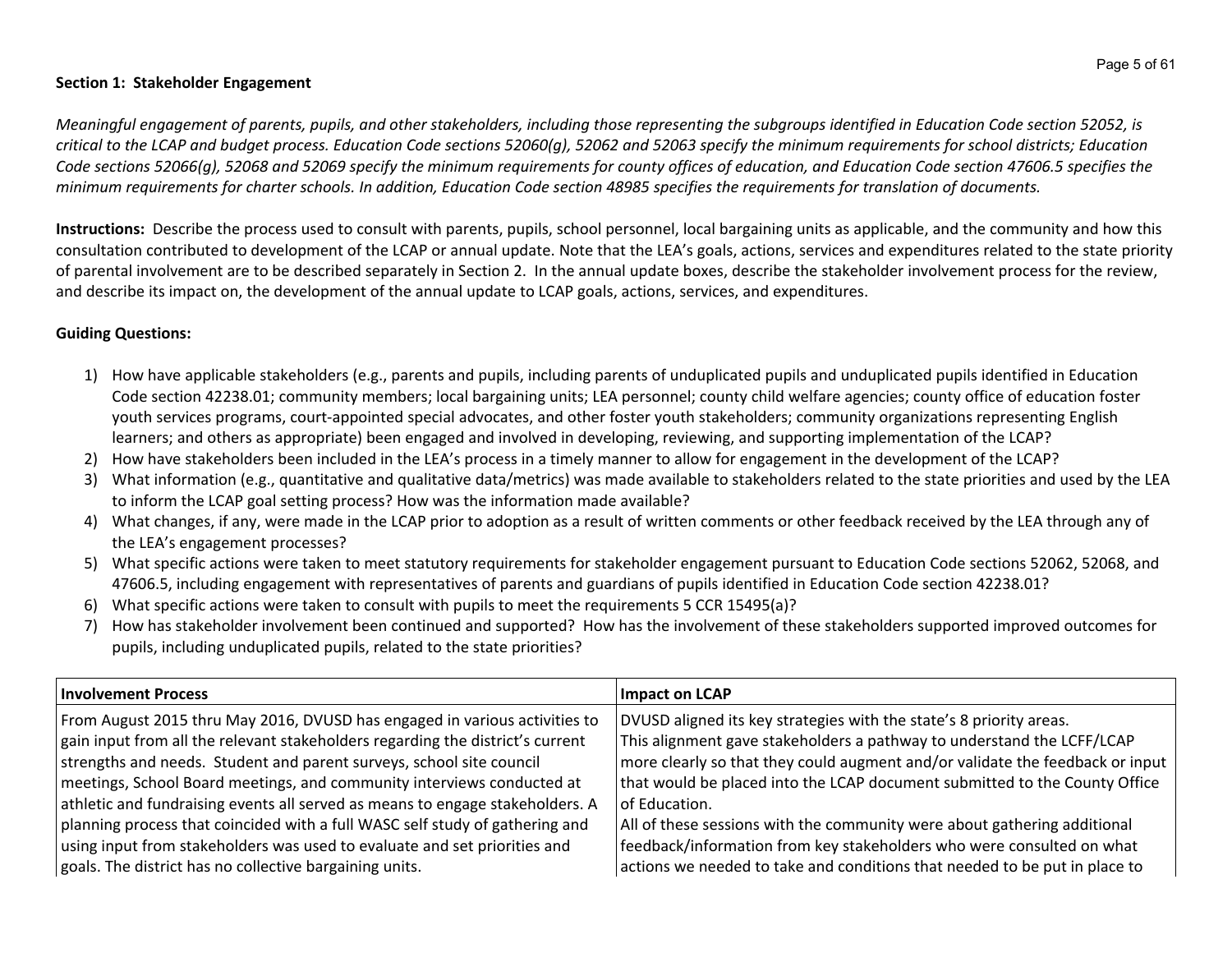**Section 1: Stakeholder Engagement**

*Meaningful engagement of parents, pupils, and other stakeholders, including those representing the subgroups identified in Education Code section 52052, is critical to the LCAP and budget process. Education Code sections 52060(g), 52062 and 52063 specify the minimum requirements for school districts; Education Code sections 52066(g), 52068 and 52069 specify the minimum requirements for county offices of education, and Education Code section 47606.5 specifies the minimum requirements for charter schools. In addition, Education Code section 48985 specifies the requirements for translation of documents.*

**Instructions:** Describe the process used to consult with parents, pupils, school personnel, local bargaining units as applicable, and the community and how this consultation contributed to development of the LCAP or annual update. Note that the LEA's goals, actions, services and expenditures related to the state priority of parental involvement are to be described separately in Section 2. In the annual update boxes, describe the stakeholder involvement process for the review, and describe its impact on, the development of the annual update to LCAP goals, actions, services, and expenditures.

**Guiding Questions:**

1) How have applicable stakeholders (e.g., parents and pupils, including parents of unduplicated pupils and unduplicated pupils identified in Education Code section 42238.01; community members; local bargaining units; LEA personnel; county child welfare agencies; county office of education foster youth services programs, court-appointed special advocates, and other foster youth stakeholders; community organizations representing English learners; and others as appropriate) been engaged and involved in developing, reviewing, and supporting implementation of the LCAP?
2) How have stakeholders been included in the LEA's process in a timely manner to allow for engagement in the development of the LCAP?
3) What information (e.g., quantitative and qualitative data/metrics) was made available to stakeholders related to the state priorities and used by the LEA to inform the LCAP goal setting process? How was the information made available?
4) What changes, if any, were made in the LCAP prior to adoption as a result of written comments or other feedback received by the LEA through any of the LEA's engagement processes?
5) What specific actions were taken to meet statutory requirements for stakeholder engagement pursuant to Education Code sections 52062, 52068, and 47606.5, including engagement with representatives of parents and guardians of pupils identified in Education Code section 42238.01?
6) What specific actions were taken to consult with pupils to meet the requirements 5 CCR 15495(a)?
7) How has stakeholder involvement been continued and supported? How has the involvement of these stakeholders supported improved outcomes for pupils, including unduplicated pupils, related to the state priorities?

| Involvement Process | Impact on LCAP |
| --- | --- |
| From August 2015 thru May 2016, DVUSD has engaged in various activities to gain input from all the relevant stakeholders regarding the district's current strengths and needs. Student and parent surveys, school site council meetings, School Board meetings, and community interviews conducted at athletic and fundraising events all served as means to engage stakeholders. A planning process that coincided with a full WASC self study of gathering and using input from stakeholders was used to evaluate and set priorities and goals. The district has no collective bargaining units. | DVUSD aligned its key strategies with the state's 8 priority areas.<br>This alignment gave stakeholders a pathway to understand the LCFF/LCAP more clearly so that they could augment and/or validate the feedback or input that would be placed into the LCAP document submitted to the County Office of Education.<br>All of these sessions with the community were about gathering additional feedback/information from key stakeholders who were consulted on what actions we needed to take and conditions that needed to be put in place to |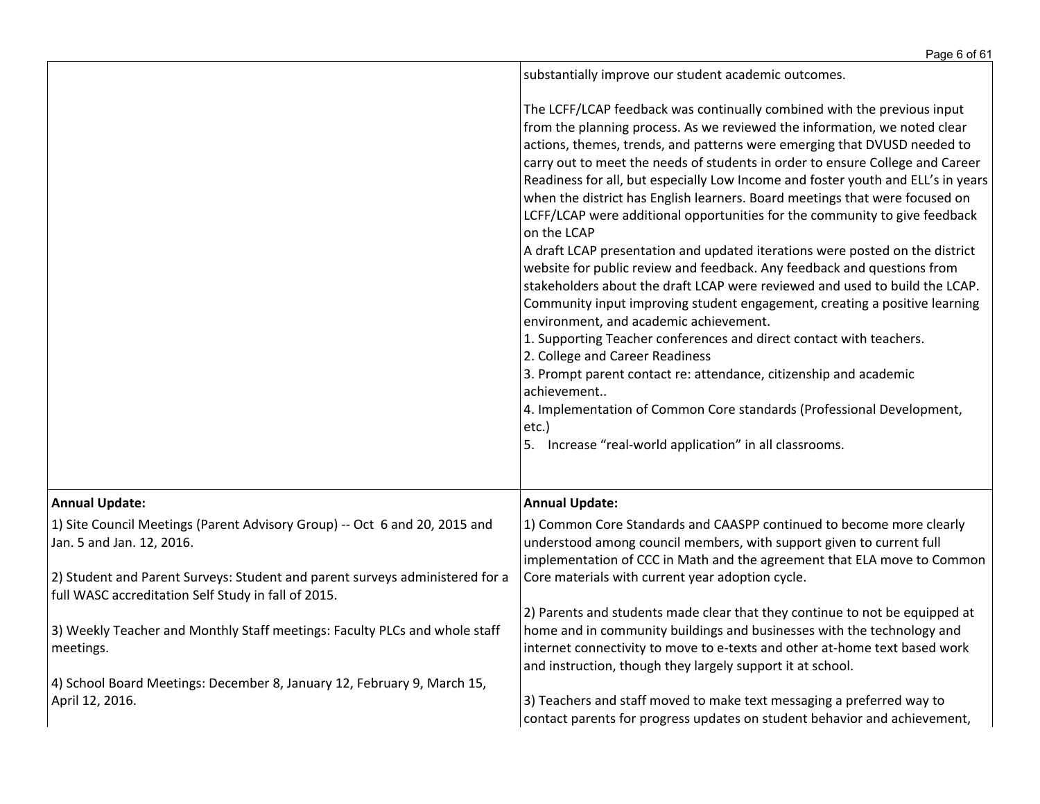| | |
|---|---|
| | substantially improve our student academic outcomes.<br><br>The LCFF/LCAP feedback was continually combined with the previous input from the planning process. As we reviewed the information, we noted clear actions, themes, trends, and patterns were emerging that DVUSD needed to carry out to meet the needs of students in order to ensure College and Career Readiness for all, but especially Low Income and foster youth and ELL's in years when the district has English learners. Board meetings that were focused on LCFF/LCAP were additional opportunities for the community to give feedback on the LCAP<br>A draft LCAP presentation and updated iterations were posted on the district website for public review and feedback. Any feedback and questions from stakeholders about the draft LCAP were reviewed and used to build the LCAP. Community input improving student engagement, creating a positive learning environment, and academic achievement.<br>1. Supporting Teacher conferences and direct contact with teachers.<br>2. College and Career Readiness<br>3. Prompt parent contact re: attendance, citizenship and academic achievement..<br>4. Implementation of Common Core standards (Professional Development, etc.)<br>5. Increase "real-world application" in all classrooms. |
| **Annual Update:**<br><br>1) Site Council Meetings (Parent Advisory Group) -- Oct 6 and 20, 2015 and Jan. 5 and Jan. 12, 2016.<br><br>2) Student and Parent Surveys: Student and parent surveys administered for a full WASC accreditation Self Study in fall of 2015.<br><br>3) Weekly Teacher and Monthly Staff meetings: Faculty PLCs and whole staff meetings.<br><br>4) School Board Meetings: December 8, January 12, February 9, March 15, April 12, 2016. | **Annual Update:**<br><br>1) Common Core Standards and CAASPP continued to become more clearly understood among council members, with support given to current full implementation of CCC in Math and the agreement that ELA move to Common Core materials with current year adoption cycle.<br><br>2) Parents and students made clear that they continue to not be equipped at home and in community buildings and businesses with the technology and internet connectivity to move to e-texts and other at-home text based work and instruction, though they largely support it at school.<br><br>3) Teachers and staff moved to make text messaging a preferred way to contact parents for progress updates on student behavior and achievement, |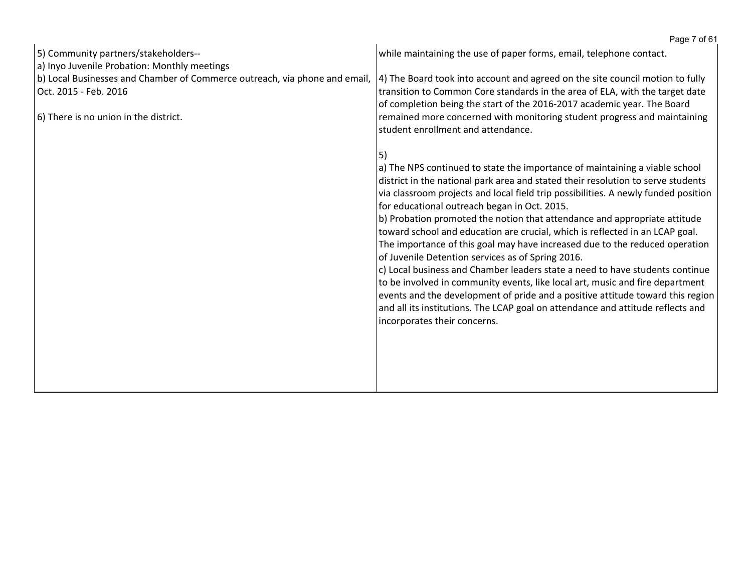| | |
|---|---|
| 5) Community partners/stakeholders--<br>a) Inyo Juvenile Probation: Monthly meetings<br>b) Local Businesses and Chamber of Commerce outreach, via phone and email, Oct. 2015 - Feb. 2016<br><br>6) There is no union in the district. | while maintaining the use of paper forms, email, telephone contact.<br><br>4) The Board took into account and agreed on the site council motion to fully transition to Common Core standards in the area of ELA, with the target date of completion being the start of the 2016-2017 academic year. The Board remained more concerned with monitoring student progress and maintaining student enrollment and attendance.<br><br>5)<br>a) The NPS continued to state the importance of maintaining a viable school district in the national park area and stated their resolution to serve students via classroom projects and local field trip possibilities. A newly funded position for educational outreach began in Oct. 2015.<br>b) Probation promoted the notion that attendance and appropriate attitude toward school and education are crucial, which is reflected in an LCAP goal. The importance of this goal may have increased due to the reduced operation of Juvenile Detention services as of Spring 2016.<br>c) Local business and Chamber leaders state a need to have students continue to be involved in community events, like local art, music and fire department events and the development of pride and a positive attitude toward this region and all its institutions. The LCAP goal on attendance and attitude reflects and incorporates their concerns. |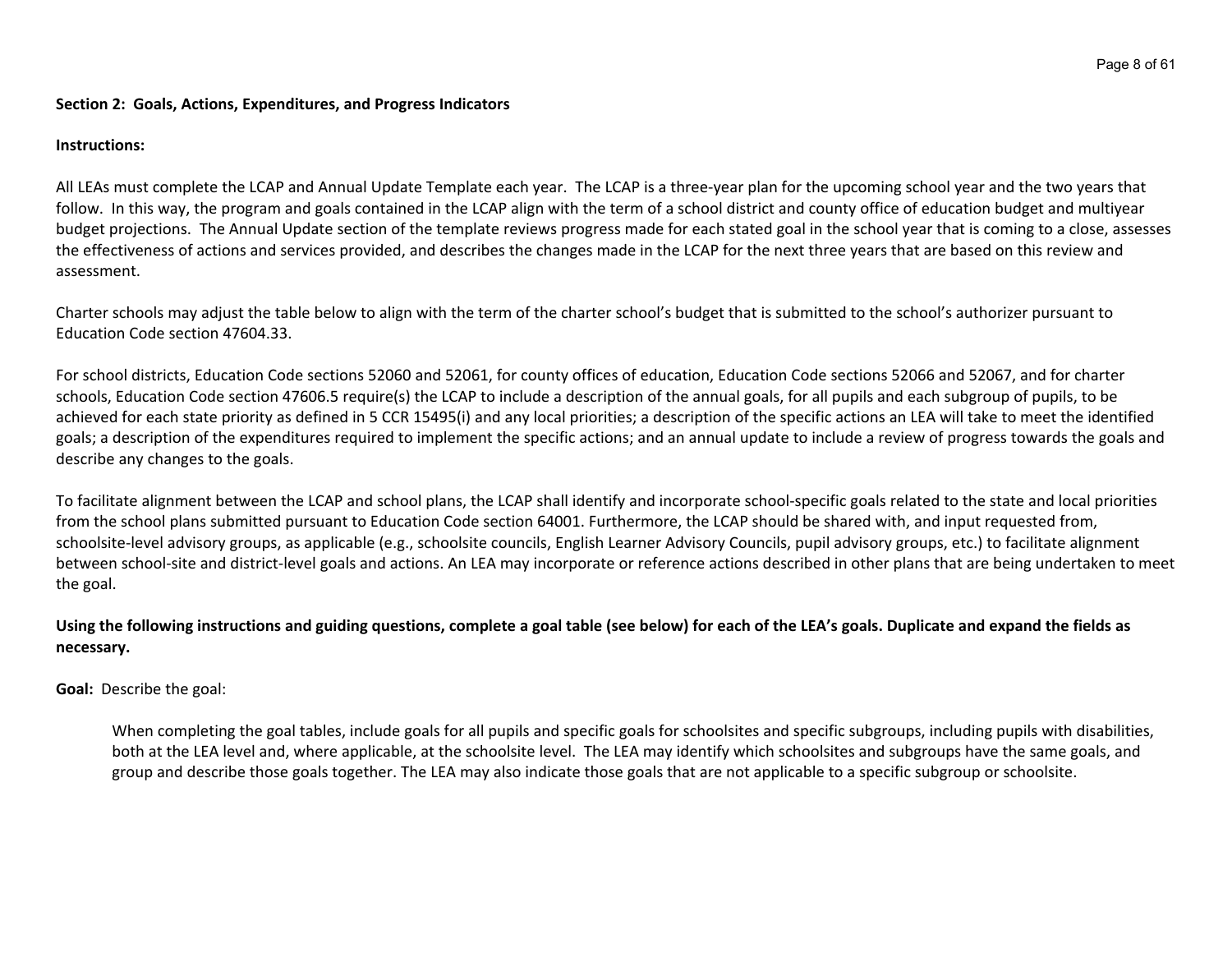**Section 2: Goals, Actions, Expenditures, and Progress Indicators**

**Instructions:**

All LEAs must complete the LCAP and Annual Update Template each year. The LCAP is a three-year plan for the upcoming school year and the two years that follow. In this way, the program and goals contained in the LCAP align with the term of a school district and county office of education budget and multiyear budget projections. The Annual Update section of the template reviews progress made for each stated goal in the school year that is coming to a close, assesses the effectiveness of actions and services provided, and describes the changes made in the LCAP for the next three years that are based on this review and assessment.

Charter schools may adjust the table below to align with the term of the charter school's budget that is submitted to the school's authorizer pursuant to Education Code section 47604.33.

For school districts, Education Code sections 52060 and 52061, for county offices of education, Education Code sections 52066 and 52067, and for charter schools, Education Code section 47606.5 require(s) the LCAP to include a description of the annual goals, for all pupils and each subgroup of pupils, to be achieved for each state priority as defined in 5 CCR 15495(i) and any local priorities; a description of the specific actions an LEA will take to meet the identified goals; a description of the expenditures required to implement the specific actions; and an annual update to include a review of progress towards the goals and describe any changes to the goals.

To facilitate alignment between the LCAP and school plans, the LCAP shall identify and incorporate school-specific goals related to the state and local priorities from the school plans submitted pursuant to Education Code section 64001. Furthermore, the LCAP should be shared with, and input requested from, schoolsite-level advisory groups, as applicable (e.g., schoolsite councils, English Learner Advisory Councils, pupil advisory groups, etc.) to facilitate alignment between school-site and district-level goals and actions. An LEA may incorporate or reference actions described in other plans that are being undertaken to meet the goal.

**Using the following instructions and guiding questions, complete a goal table (see below) for each of the LEA's goals. Duplicate and expand the fields as necessary.**

**Goal:** Describe the goal:

> When completing the goal tables, include goals for all pupils and specific goals for schoolsites and specific subgroups, including pupils with disabilities, both at the LEA level and, where applicable, at the schoolsite level. The LEA may identify which schoolsites and subgroups have the same goals, and group and describe those goals together. The LEA may also indicate those goals that are not applicable to a specific subgroup or schoolsite.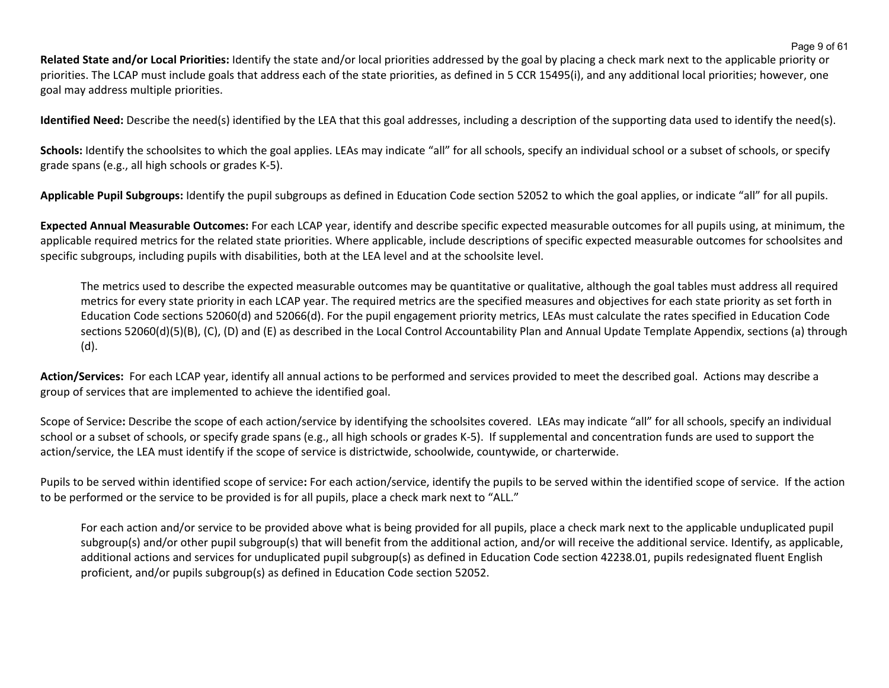**Related State and/or Local Priorities:** Identify the state and/or local priorities addressed by the goal by placing a check mark next to the applicable priority or priorities. The LCAP must include goals that address each of the state priorities, as defined in 5 CCR 15495(i), and any additional local priorities; however, one goal may address multiple priorities.

**Identified Need:** Describe the need(s) identified by the LEA that this goal addresses, including a description of the supporting data used to identify the need(s).

**Schools:** Identify the schoolsites to which the goal applies. LEAs may indicate "all" for all schools, specify an individual school or a subset of schools, or specify grade spans (e.g., all high schools or grades K-5).

**Applicable Pupil Subgroups:** Identify the pupil subgroups as defined in Education Code section 52052 to which the goal applies, or indicate "all" for all pupils.

**Expected Annual Measurable Outcomes:** For each LCAP year, identify and describe specific expected measurable outcomes for all pupils using, at minimum, the applicable required metrics for the related state priorities. Where applicable, include descriptions of specific expected measurable outcomes for schoolsites and specific subgroups, including pupils with disabilities, both at the LEA level and at the schoolsite level.

> The metrics used to describe the expected measurable outcomes may be quantitative or qualitative, although the goal tables must address all required metrics for every state priority in each LCAP year. The required metrics are the specified measures and objectives for each state priority as set forth in Education Code sections 52060(d) and 52066(d). For the pupil engagement priority metrics, LEAs must calculate the rates specified in Education Code sections 52060(d)(5)(B), (C), (D) and (E) as described in the Local Control Accountability Plan and Annual Update Template Appendix, sections (a) through (d).

**Action/Services:** For each LCAP year, identify all annual actions to be performed and services provided to meet the described goal. Actions may describe a group of services that are implemented to achieve the identified goal.

Scope of Service**:** Describe the scope of each action/service by identifying the schoolsites covered. LEAs may indicate "all" for all schools, specify an individual school or a subset of schools, or specify grade spans (e.g., all high schools or grades K-5). If supplemental and concentration funds are used to support the action/service, the LEA must identify if the scope of service is districtwide, schoolwide, countywide, or charterwide.

Pupils to be served within identified scope of service**:** For each action/service, identify the pupils to be served within the identified scope of service. If the action to be performed or the service to be provided is for all pupils, place a check mark next to "ALL."

> For each action and/or service to be provided above what is being provided for all pupils, place a check mark next to the applicable unduplicated pupil subgroup(s) and/or other pupil subgroup(s) that will benefit from the additional action, and/or will receive the additional service. Identify, as applicable, additional actions and services for unduplicated pupil subgroup(s) as defined in Education Code section 42238.01, pupils redesignated fluent English proficient, and/or pupils subgroup(s) as defined in Education Code section 52052.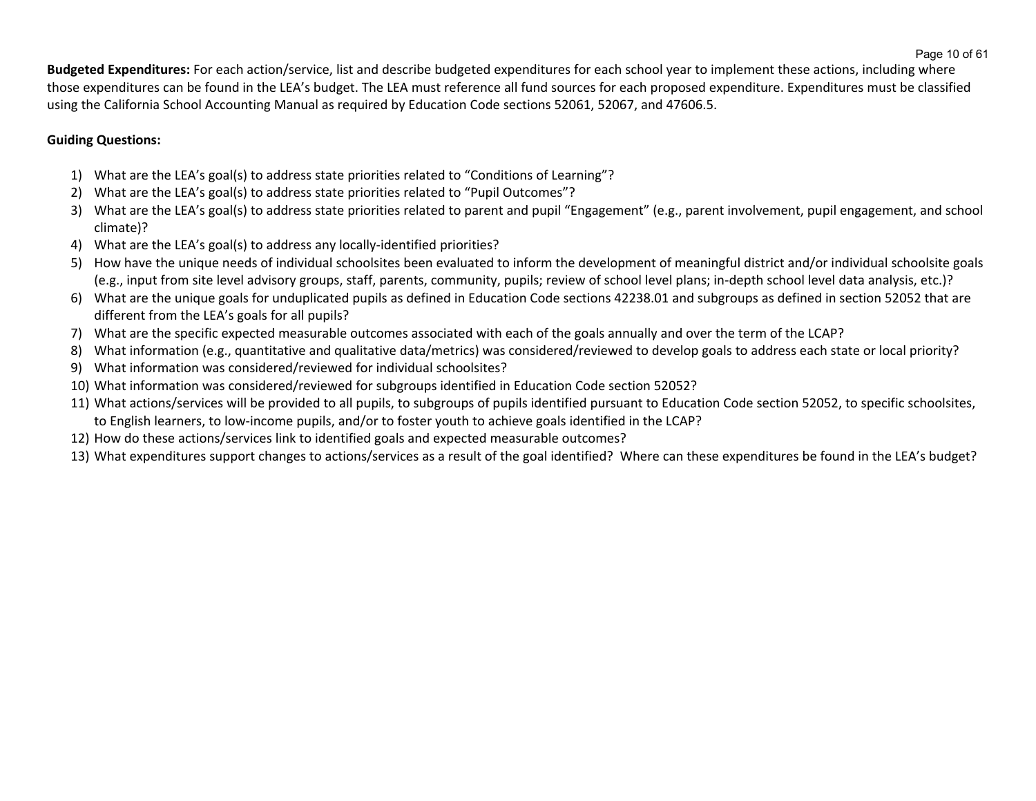**Budgeted Expenditures:** For each action/service, list and describe budgeted expenditures for each school year to implement these actions, including where those expenditures can be found in the LEA's budget. The LEA must reference all fund sources for each proposed expenditure. Expenditures must be classified using the California School Accounting Manual as required by Education Code sections 52061, 52067, and 47606.5.

**Guiding Questions:**

1) What are the LEA's goal(s) to address state priorities related to "Conditions of Learning"?
2) What are the LEA's goal(s) to address state priorities related to "Pupil Outcomes"?
3) What are the LEA's goal(s) to address state priorities related to parent and pupil "Engagement" (e.g., parent involvement, pupil engagement, and school climate)?
4) What are the LEA's goal(s) to address any locally-identified priorities?
5) How have the unique needs of individual schoolsites been evaluated to inform the development of meaningful district and/or individual schoolsite goals (e.g., input from site level advisory groups, staff, parents, community, pupils; review of school level plans; in-depth school level data analysis, etc.)?
6) What are the unique goals for unduplicated pupils as defined in Education Code sections 42238.01 and subgroups as defined in section 52052 that are different from the LEA's goals for all pupils?
7) What are the specific expected measurable outcomes associated with each of the goals annually and over the term of the LCAP?
8) What information (e.g., quantitative and qualitative data/metrics) was considered/reviewed to develop goals to address each state or local priority?
9) What information was considered/reviewed for individual schoolsites?
10) What information was considered/reviewed for subgroups identified in Education Code section 52052?
11) What actions/services will be provided to all pupils, to subgroups of pupils identified pursuant to Education Code section 52052, to specific schoolsites, to English learners, to low-income pupils, and/or to foster youth to achieve goals identified in the LCAP?
12) How do these actions/services link to identified goals and expected measurable outcomes?
13) What expenditures support changes to actions/services as a result of the goal identified? Where can these expenditures be found in the LEA's budget?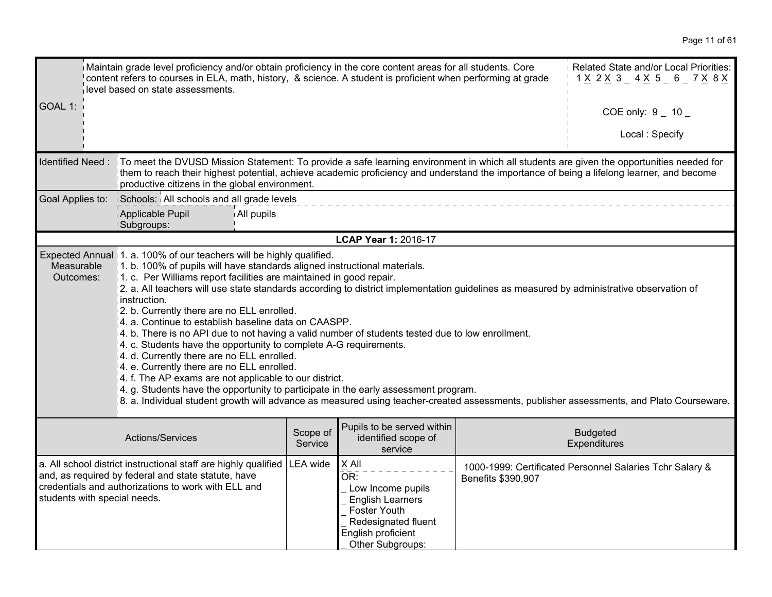| GOAL 1: | Maintain grade level proficiency and/or obtain proficiency in the core content areas for all students. Core content refers to courses in ELA, math, history, & science. A student is proficient when performing at grade level based on state assessments. | Related State and/or Local Priorities: 1 X 2 X 3 _ 4 X 5 _ 6 _ 7 X 8 X<br><br>COE only: 9 _ 10 _<br><br>Local : Specify |
|---|---|---|

| Identified Need : | To meet the DVUSD Mission Statement: To provide a safe learning environment in which all students are given the opportunities needed for them to reach their highest potential, achieve academic proficiency and understand the importance of being a lifelong learner, and become productive citizens in the global environment. |
|---|---|
| Goal Applies to: | Schools: All schools and all grade levels |
| | Applicable Pupil Subgroups: All pupils |

**LCAP Year 1:** 2016-17

| Expected Annual Measurable Outcomes: | 1. a. 100% of our teachers will be highly qualified.<br>1. b. 100% of pupils will have standards aligned instructional materials.<br>1. c. Per Williams report facilities are maintained in good repair.<br>2. a. All teachers will use state standards according to district implementation guidelines as measured by administrative observation of instruction.<br>2. b. Currently there are no ELL enrolled.<br>4. a. Continue to establish baseline data on CAASPP.<br>4. b. There is no API due to not having a valid number of students tested due to low enrollment.<br>4. c. Students have the opportunity to complete A-G requirements.<br>4. d. Currently there are no ELL enrolled.<br>4. e. Currently there are no ELL enrolled.<br>4. f. The AP exams are not applicable to our district.<br>4. g. Students have the opportunity to participate in the early assessment program.<br>8. a. Individual student growth will advance as measured using teacher-created assessments, publisher assessments, and Plato Courseware. |
|---|---|

| Actions/Services | Scope of Service | Pupils to be served within identified scope of service | Budgeted Expenditures |
|---|---|---|---|
| a. All school district instructional staff are highly qualified and, as required by federal and state statute, have credentials and authorizations to work with ELL and students with special needs. | LEA wide | X All<br>OR:<br>_ Low Income pupils<br>_ English Learners<br>_ Foster Youth<br>_ Redesignated fluent English proficient<br>_ Other Subgroups: | 1000-1999: Certificated Personnel Salaries Tchr Salary & Benefits $390,907 |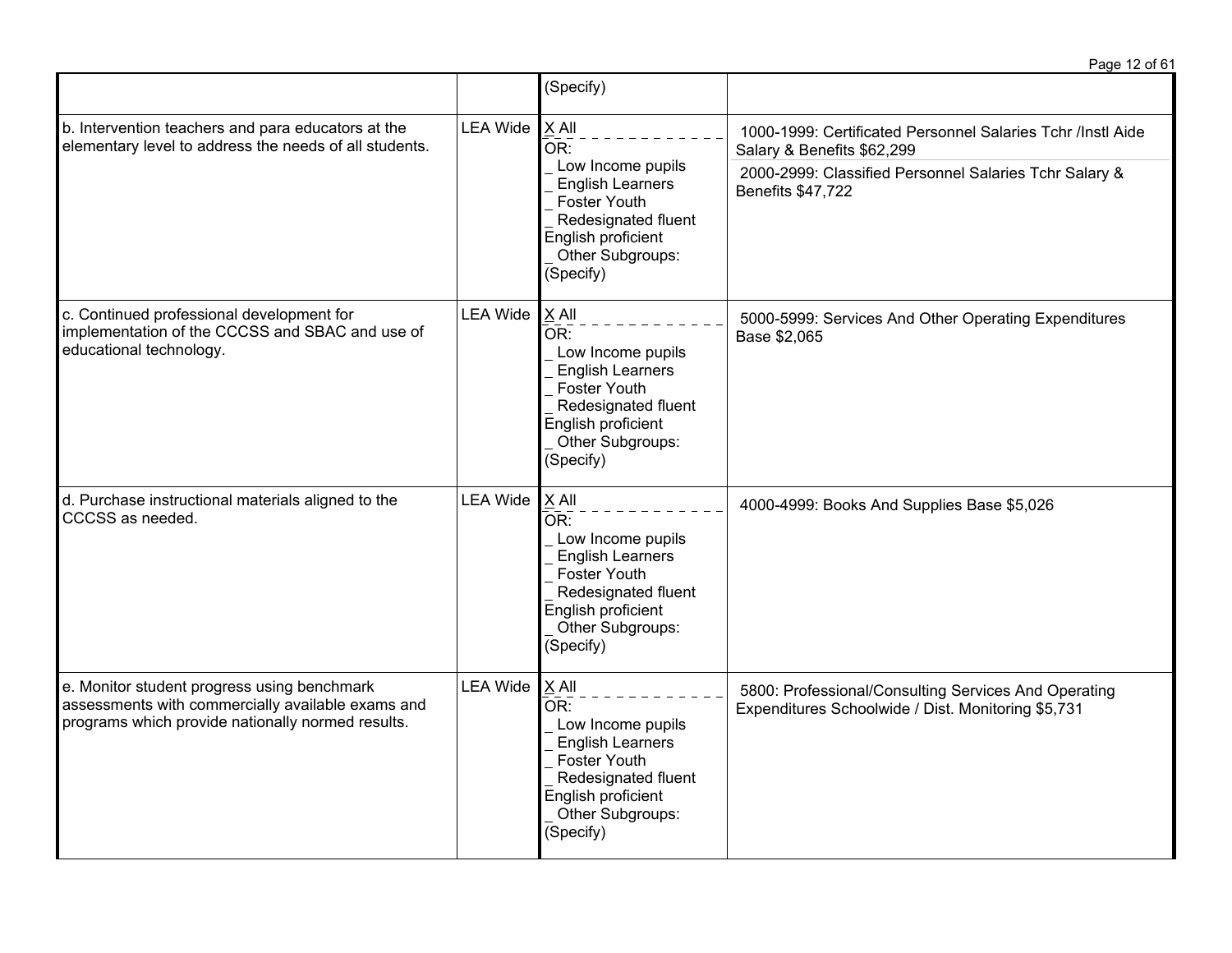| | | | |
|---|---|---|---|
| | | (Specify) | |
| b. Intervention teachers and para educators at the elementary level to address the needs of all students. | LEA Wide | X All<br>OR:<br>_ Low Income pupils<br>_ English Learners<br>_ Foster Youth<br>_ Redesignated fluent English proficient<br>_ Other Subgroups: (Specify) | 1000-1999: Certificated Personnel Salaries Tchr /Instl Aide Salary & Benefits $62,299<br>2000-2999: Classified Personnel Salaries Tchr Salary & Benefits $47,722 |
| c. Continued professional development for implementation of the CCCSS and SBAC and use of educational technology. | LEA Wide | X All<br>OR:<br>_ Low Income pupils<br>_ English Learners<br>_ Foster Youth<br>_ Redesignated fluent English proficient<br>_ Other Subgroups: (Specify) | 5000-5999: Services And Other Operating Expenditures Base $2,065 |
| d. Purchase instructional materials aligned to the CCCSS as needed. | LEA Wide | X All<br>OR:<br>_ Low Income pupils<br>_ English Learners<br>_ Foster Youth<br>_ Redesignated fluent English proficient<br>_ Other Subgroups: (Specify) | 4000-4999: Books And Supplies Base $5,026 |
| e. Monitor student progress using benchmark assessments with commercially available exams and programs which provide nationally normed results. | LEA Wide | X All<br>OR:<br>_ Low Income pupils<br>_ English Learners<br>_ Foster Youth<br>_ Redesignated fluent English proficient<br>_ Other Subgroups: (Specify) | 5800: Professional/Consulting Services And Operating Expenditures Schoolwide / Dist. Monitoring $5,731 |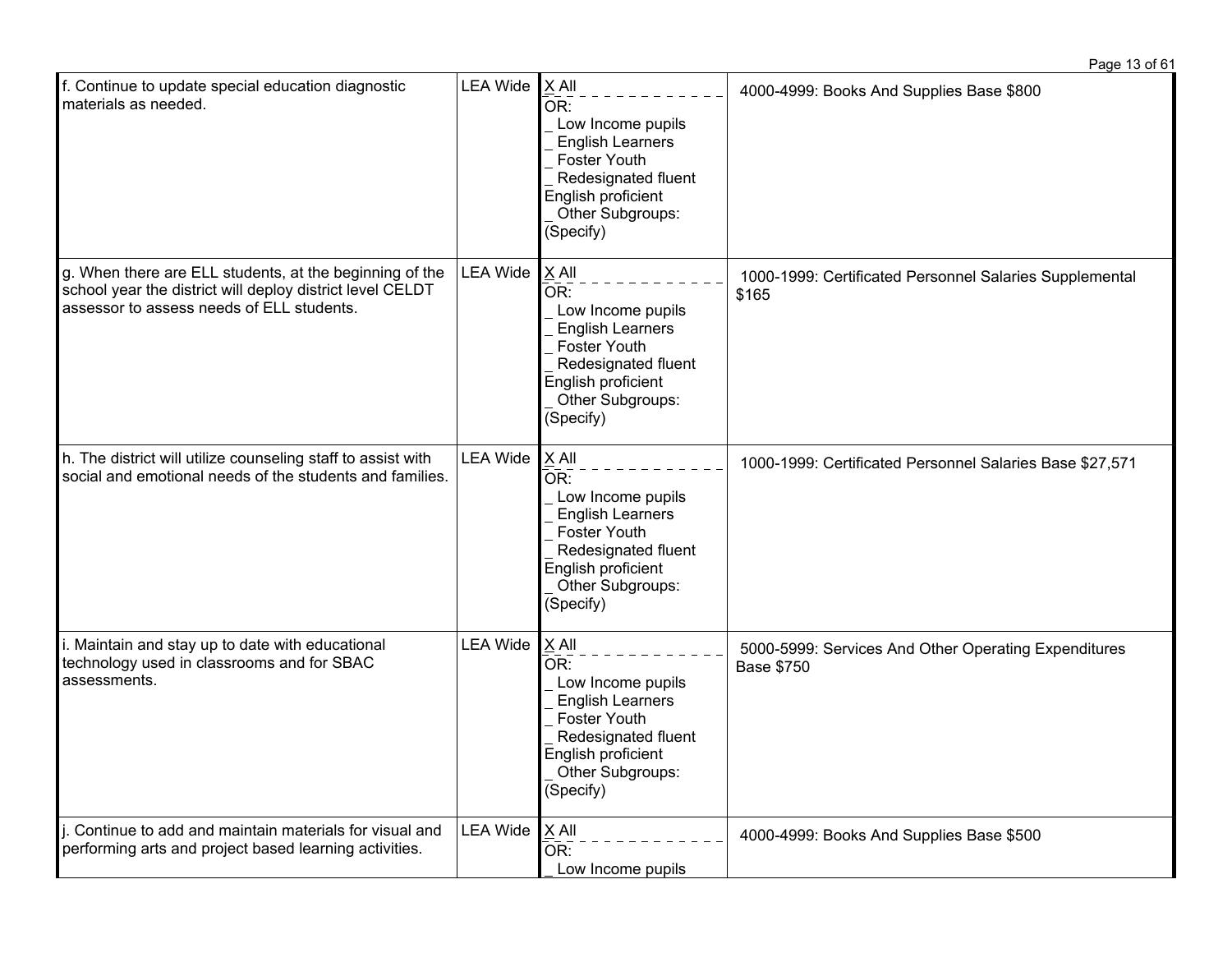| | | | |
|---|---|---|---|
| f. Continue to update special education diagnostic materials as needed. | LEA Wide | X All<br>OR:<br>_ Low Income pupils<br>_ English Learners<br>_ Foster Youth<br>_ Redesignated fluent English proficient<br>_ Other Subgroups: (Specify) | 4000-4999: Books And Supplies Base $800 |
| g. When there are ELL students, at the beginning of the school year the district will deploy district level CELDT assessor to assess needs of ELL students. | LEA Wide | X All<br>OR:<br>_ Low Income pupils<br>_ English Learners<br>_ Foster Youth<br>_ Redesignated fluent English proficient<br>_ Other Subgroups: (Specify) | 1000-1999: Certificated Personnel Salaries Supplemental $165 |
| h. The district will utilize counseling staff to assist with social and emotional needs of the students and families. | LEA Wide | X All<br>OR:<br>_ Low Income pupils<br>_ English Learners<br>_ Foster Youth<br>_ Redesignated fluent English proficient<br>_ Other Subgroups: (Specify) | 1000-1999: Certificated Personnel Salaries Base $27,571 |
| i. Maintain and stay up to date with educational technology used in classrooms and for SBAC assessments. | LEA Wide | X All<br>OR:<br>_ Low Income pupils<br>_ English Learners<br>_ Foster Youth<br>_ Redesignated fluent English proficient<br>_ Other Subgroups: (Specify) | 5000-5999: Services And Other Operating Expenditures Base $750 |
| j. Continue to add and maintain materials for visual and performing arts and project based learning activities. | LEA Wide | X All<br>OR:<br>_ Low Income pupils | 4000-4999: Books And Supplies Base $500 |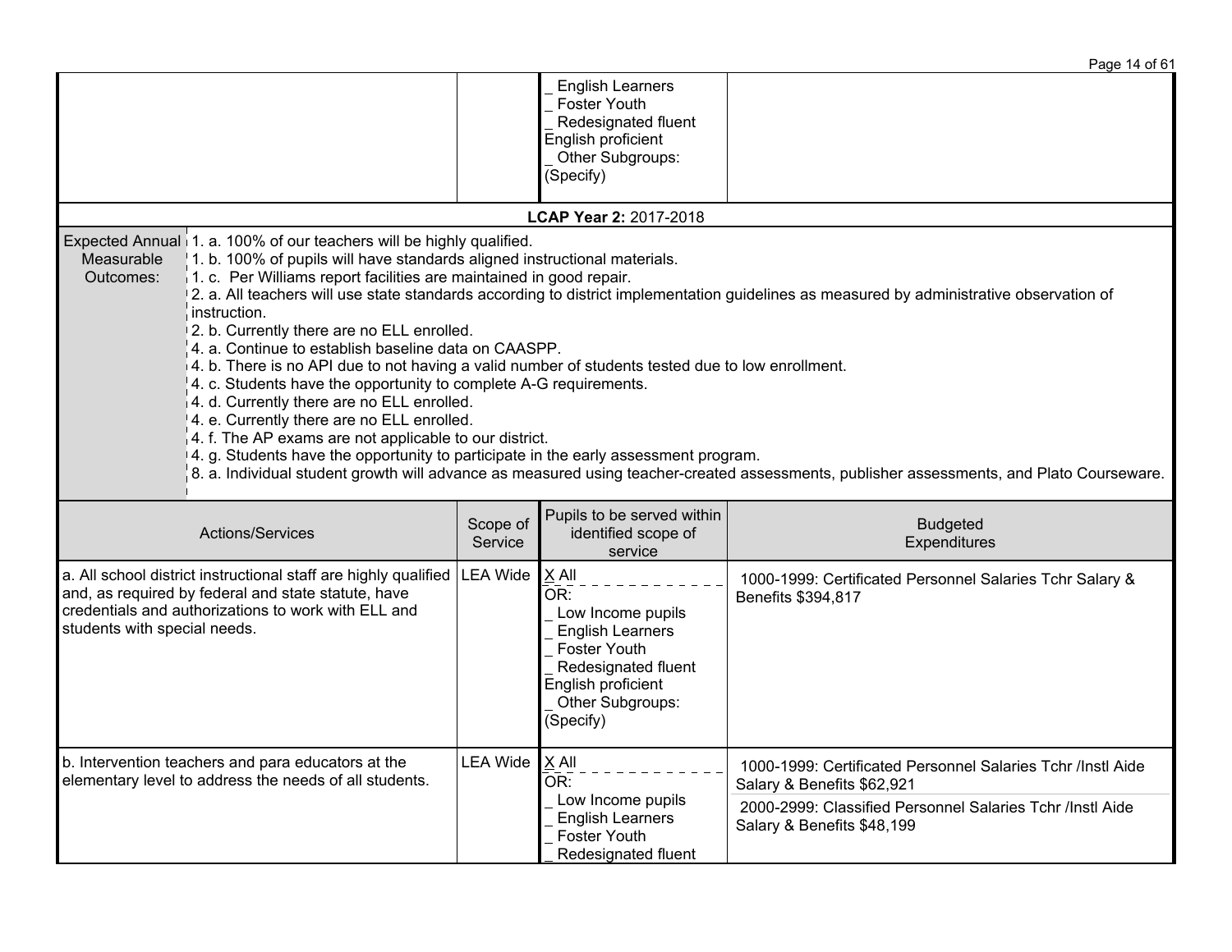| | | | |
|---|---|---|---|
| | | _ English Learners<br>_ Foster Youth<br>_ Redesignated fluent English proficient<br>_ Other Subgroups: (Specify) | |

**LCAP Year 2:** 2017-2018

| Expected Annual Measurable Outcomes: | |
|---|---|
| | 1. a. 100% of our teachers will be highly qualified.<br>1. b. 100% of pupils will have standards aligned instructional materials.<br>1. c. Per Williams report facilities are maintained in good repair.<br>2. a. All teachers will use state standards according to district implementation guidelines as measured by administrative observation of instruction.<br>2. b. Currently there are no ELL enrolled.<br>4. a. Continue to establish baseline data on CAASPP.<br>4. b. There is no API due to not having a valid number of students tested due to low enrollment.<br>4. c. Students have the opportunity to complete A-G requirements.<br>4. d. Currently there are no ELL enrolled.<br>4. e. Currently there are no ELL enrolled.<br>4. f. The AP exams are not applicable to our district.<br>4. g. Students have the opportunity to participate in the early assessment program.<br>8. a. Individual student growth will advance as measured using teacher-created assessments, publisher assessments, and Plato Courseware. |

| Actions/Services | Scope of Service | Pupils to be served within identified scope of service | Budgeted Expenditures |
|---|---|---|---|
| a. All school district instructional staff are highly qualified and, as required by federal and state statute, have credentials and authorizations to work with ELL and students with special needs. | LEA Wide | X All<br>OR:<br>_ Low Income pupils<br>_ English Learners<br>_ Foster Youth<br>_ Redesignated fluent English proficient<br>_ Other Subgroups: (Specify) | 1000-1999: Certificated Personnel Salaries Tchr Salary & Benefits $394,817 |
| b. Intervention teachers and para educators at the elementary level to address the needs of all students. | LEA Wide | X All<br>OR:<br>_ Low Income pupils<br>_ English Learners<br>_ Foster Youth<br>_ Redesignated fluent | 1000-1999: Certificated Personnel Salaries Tchr /Instl Aide Salary & Benefits $62,921<br>2000-2999: Classified Personnel Salaries Tchr /Instl Aide Salary & Benefits $48,199 |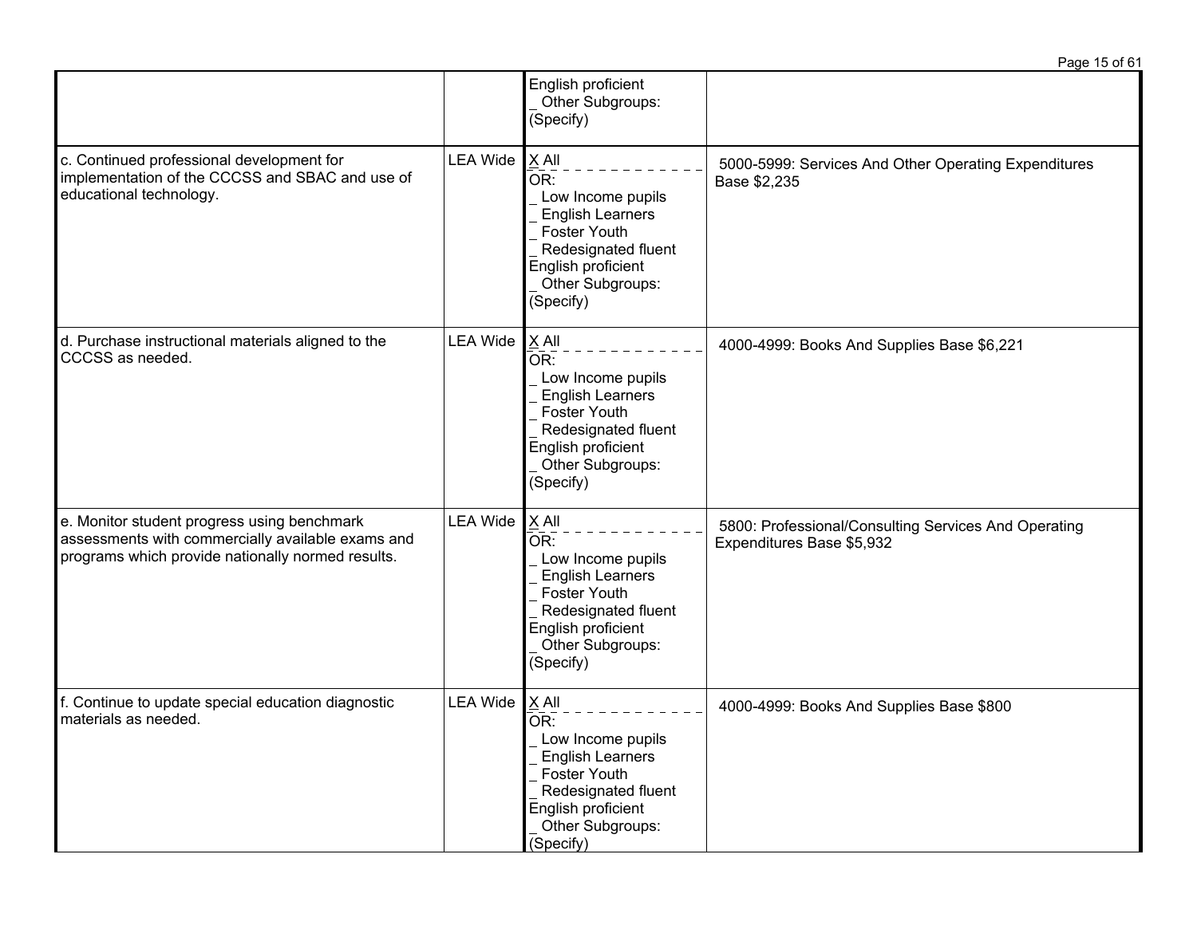| | | | |
|---|---|---|---|
| | | English proficient<br>_ Other Subgroups: (Specify) | |
| c. Continued professional development for implementation of the CCCSS and SBAC and use of educational technology. | LEA Wide | X All<br>OR:<br>_ Low Income pupils<br>_ English Learners<br>_ Foster Youth<br>_ Redesignated fluent English proficient<br>_ Other Subgroups: (Specify) | 5000-5999: Services And Other Operating Expenditures Base $2,235 |
| d. Purchase instructional materials aligned to the CCCSS as needed. | LEA Wide | X All<br>OR:<br>_ Low Income pupils<br>_ English Learners<br>_ Foster Youth<br>_ Redesignated fluent English proficient<br>_ Other Subgroups: (Specify) | 4000-4999: Books And Supplies Base $6,221 |
| e. Monitor student progress using benchmark assessments with commercially available exams and programs which provide nationally normed results. | LEA Wide | X All<br>OR:<br>_ Low Income pupils<br>_ English Learners<br>_ Foster Youth<br>_ Redesignated fluent English proficient<br>_ Other Subgroups: (Specify) | 5800: Professional/Consulting Services And Operating Expenditures Base $5,932 |
| f. Continue to update special education diagnostic materials as needed. | LEA Wide | X All<br>OR:<br>_ Low Income pupils<br>_ English Learners<br>_ Foster Youth<br>_ Redesignated fluent English proficient<br>_ Other Subgroups: (Specify) | 4000-4999: Books And Supplies Base $800 |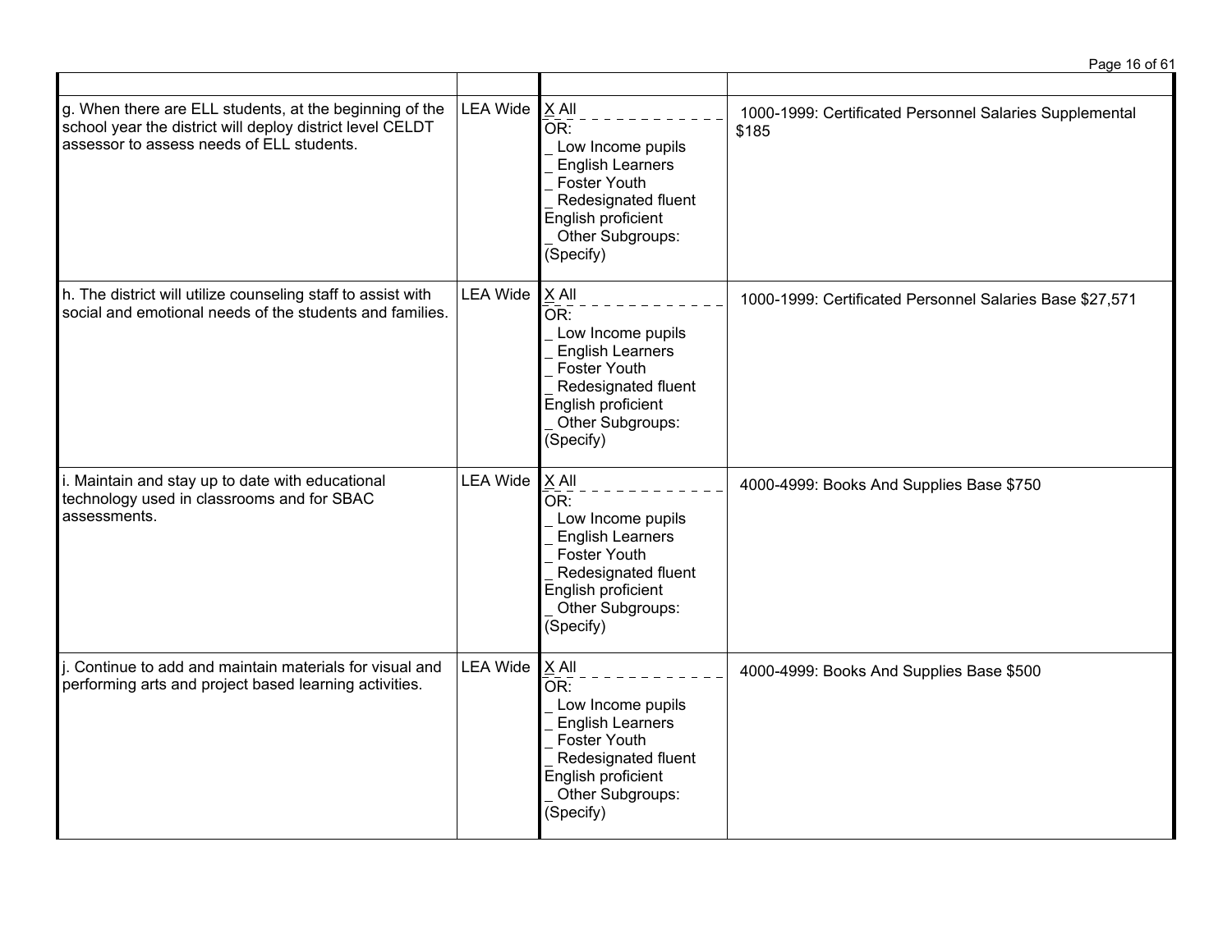| | | | |
|---|---|---|---|
| g. When there are ELL students, at the beginning of the school year the district will deploy district level CELDT assessor to assess needs of ELL students. | LEA Wide | X All<br>OR:<br>_ Low Income pupils<br>_ English Learners<br>_ Foster Youth<br>_ Redesignated fluent English proficient<br>_ Other Subgroups: (Specify) | 1000-1999: Certificated Personnel Salaries Supplemental $185 |
| h. The district will utilize counseling staff to assist with social and emotional needs of the students and families. | LEA Wide | X All<br>OR:<br>_ Low Income pupils<br>_ English Learners<br>_ Foster Youth<br>_ Redesignated fluent English proficient<br>_ Other Subgroups: (Specify) | 1000-1999: Certificated Personnel Salaries Base $27,571 |
| i. Maintain and stay up to date with educational technology used in classrooms and for SBAC assessments. | LEA Wide | X All<br>OR:<br>_ Low Income pupils<br>_ English Learners<br>_ Foster Youth<br>_ Redesignated fluent English proficient<br>_ Other Subgroups: (Specify) | 4000-4999: Books And Supplies Base $750 |
| j. Continue to add and maintain materials for visual and performing arts and project based learning activities. | LEA Wide | X All<br>OR:<br>_ Low Income pupils<br>_ English Learners<br>_ Foster Youth<br>_ Redesignated fluent English proficient<br>_ Other Subgroups: (Specify) | 4000-4999: Books And Supplies Base $500 |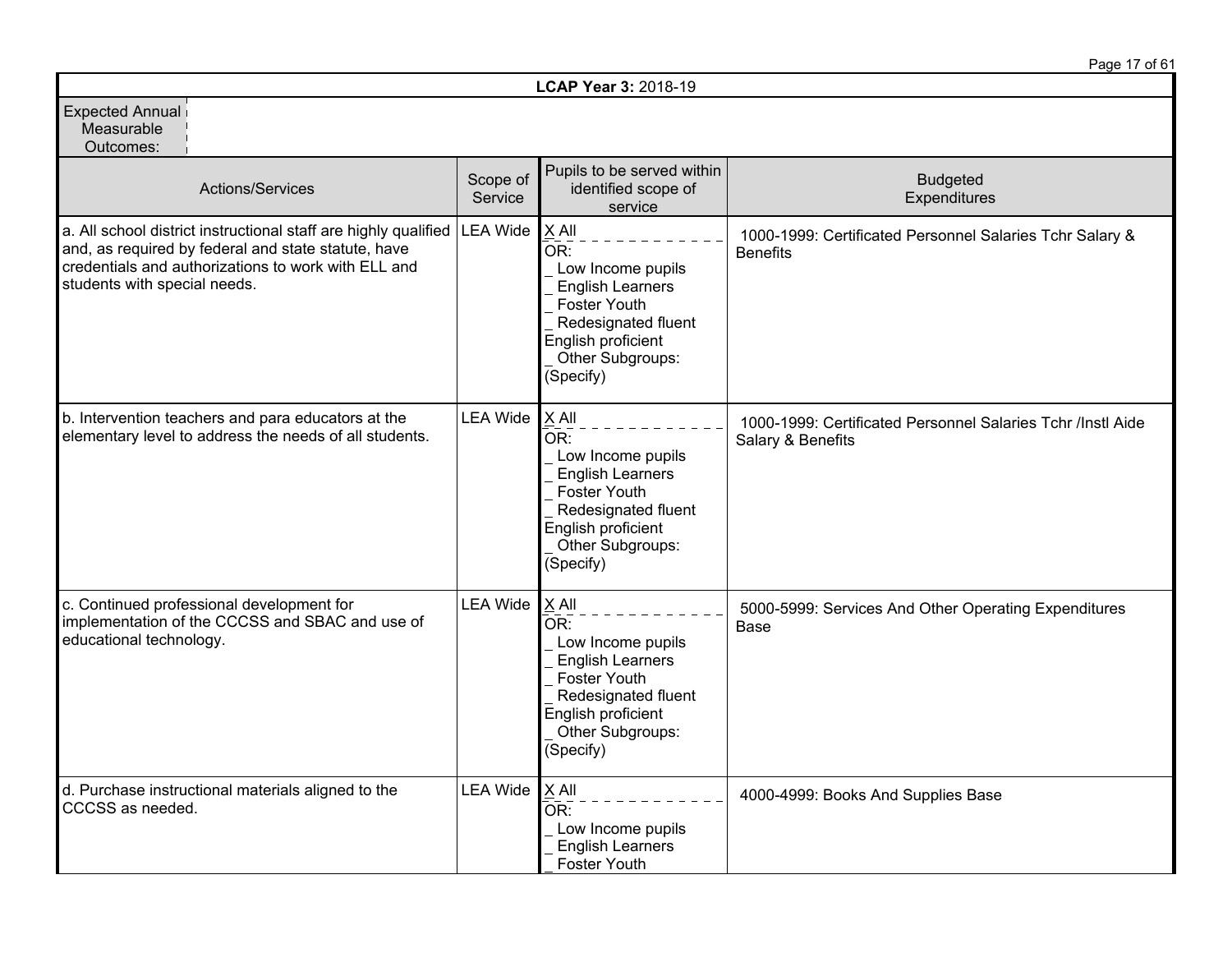**LCAP Year 3:** 2018-19

| Expected Annual Measurable Outcomes: | | | |
|---|---|---|---|
| **Actions/Services** | **Scope of Service** | **Pupils to be served within identified scope of service** | **Budgeted Expenditures** |
| a. All school district instructional staff are highly qualified and, as required by federal and state statute, have credentials and authorizations to work with ELL and students with special needs. | LEA Wide | X All<br>OR:<br>_ Low Income pupils<br>_ English Learners<br>_ Foster Youth<br>_ Redesignated fluent English proficient<br>_ Other Subgroups: (Specify) | 1000-1999: Certificated Personnel Salaries Tchr Salary & Benefits |
| b. Intervention teachers and para educators at the elementary level to address the needs of all students. | LEA Wide | X All<br>OR:<br>_ Low Income pupils<br>_ English Learners<br>_ Foster Youth<br>_ Redesignated fluent English proficient<br>_ Other Subgroups: (Specify) | 1000-1999: Certificated Personnel Salaries Tchr /Instl Aide Salary & Benefits |
| c. Continued professional development for implementation of the CCCSS and SBAC and use of educational technology. | LEA Wide | X All<br>OR:<br>_ Low Income pupils<br>_ English Learners<br>_ Foster Youth<br>_ Redesignated fluent English proficient<br>_ Other Subgroups: (Specify) | 5000-5999: Services And Other Operating Expenditures Base |
| d. Purchase instructional materials aligned to the CCCSS as needed. | LEA Wide | X All<br>OR:<br>_ Low Income pupils<br>_ English Learners<br>_ Foster Youth | 4000-4999: Books And Supplies Base |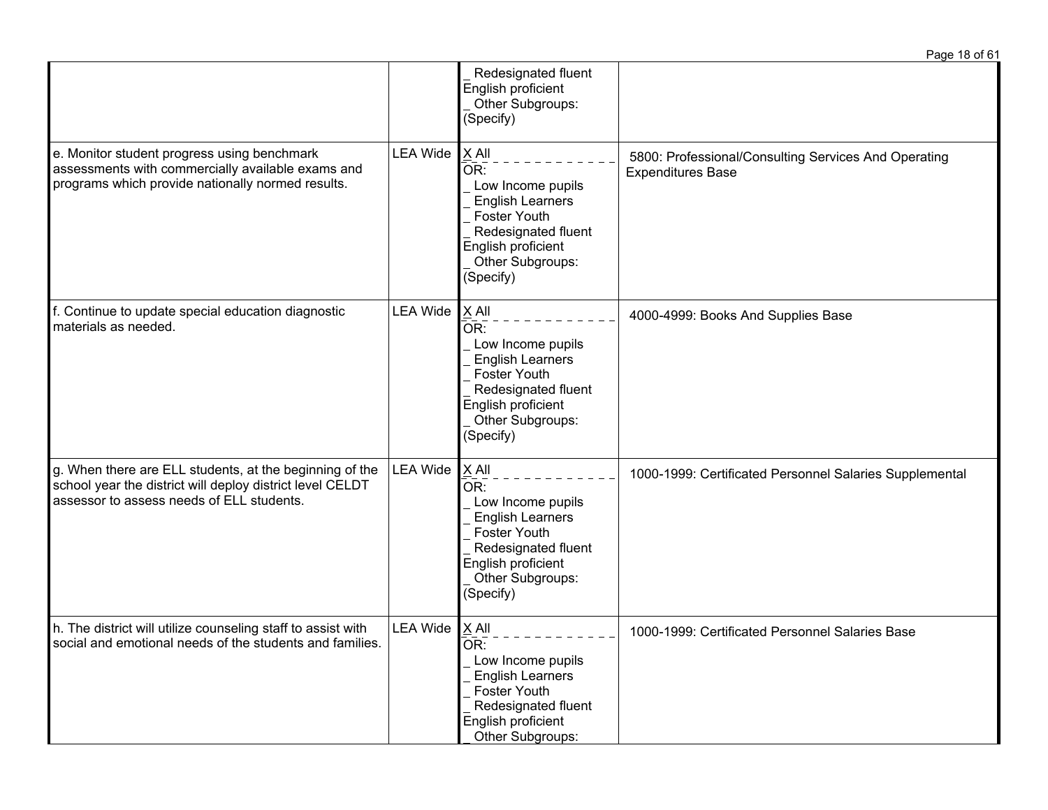| | | | |
|---|---|---|---|
| | | _ Redesignated fluent English proficient<br>_ Other Subgroups: (Specify) | |
| e. Monitor student progress using benchmark assessments with commercially available exams and programs which provide nationally normed results. | LEA Wide | X All<br>OR:<br>_ Low Income pupils<br>_ English Learners<br>_ Foster Youth<br>_ Redesignated fluent English proficient<br>_ Other Subgroups: (Specify) | 5800: Professional/Consulting Services And Operating Expenditures Base |
| f. Continue to update special education diagnostic materials as needed. | LEA Wide | X All<br>OR:<br>_ Low Income pupils<br>_ English Learners<br>_ Foster Youth<br>_ Redesignated fluent English proficient<br>_ Other Subgroups: (Specify) | 4000-4999: Books And Supplies Base |
| g. When there are ELL students, at the beginning of the school year the district will deploy district level CELDT assessor to assess needs of ELL students. | LEA Wide | X All<br>OR:<br>_ Low Income pupils<br>_ English Learners<br>_ Foster Youth<br>_ Redesignated fluent English proficient<br>_ Other Subgroups: (Specify) | 1000-1999: Certificated Personnel Salaries Supplemental |
| h. The district will utilize counseling staff to assist with social and emotional needs of the students and families. | LEA Wide | X All<br>OR:<br>_ Low Income pupils<br>_ English Learners<br>_ Foster Youth<br>_ Redesignated fluent English proficient<br>_ Other Subgroups: | 1000-1999: Certificated Personnel Salaries Base |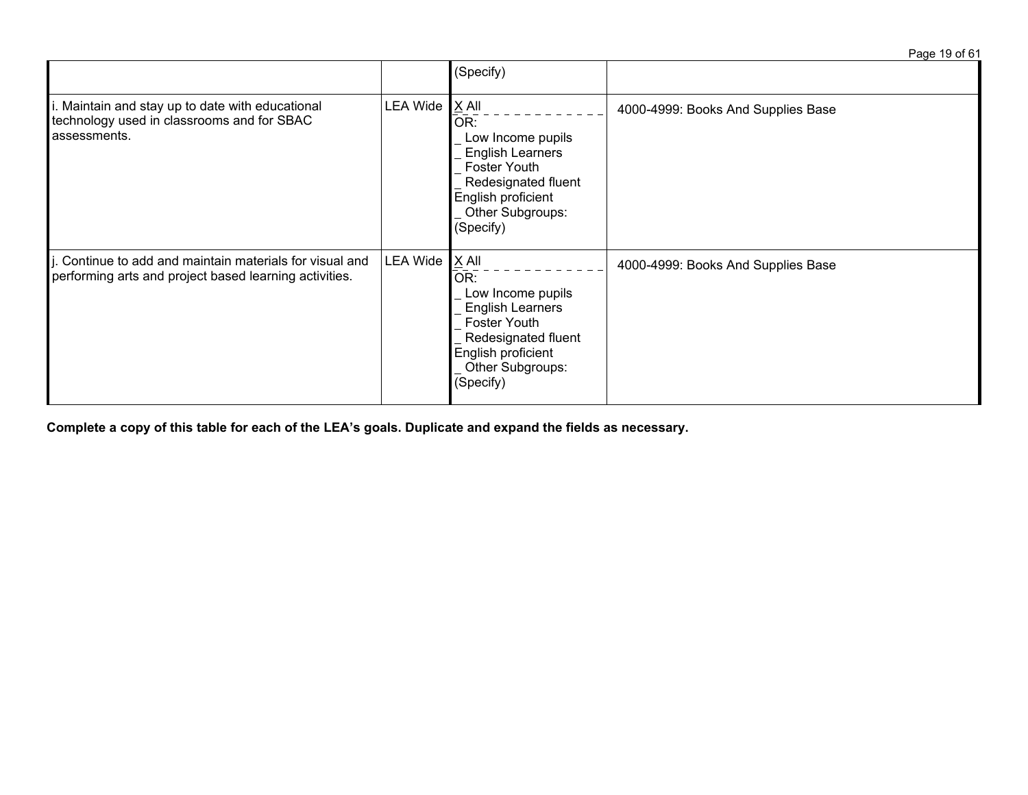| | | | |
|---|---|---|---|
| | | (Specify) | |
| i. Maintain and stay up to date with educational technology used in classrooms and for SBAC assessments. | LEA Wide | X All<br>OR:<br>_ Low Income pupils<br>_ English Learners<br>_ Foster Youth<br>_ Redesignated fluent English proficient<br>_ Other Subgroups: (Specify) | 4000-4999: Books And Supplies Base |
| j. Continue to add and maintain materials for visual and performing arts and project based learning activities. | LEA Wide | X All<br>OR:<br>_ Low Income pupils<br>_ English Learners<br>_ Foster Youth<br>_ Redesignated fluent English proficient<br>_ Other Subgroups: (Specify) | 4000-4999: Books And Supplies Base |

**Complete a copy of this table for each of the LEA's goals. Duplicate and expand the fields as necessary.**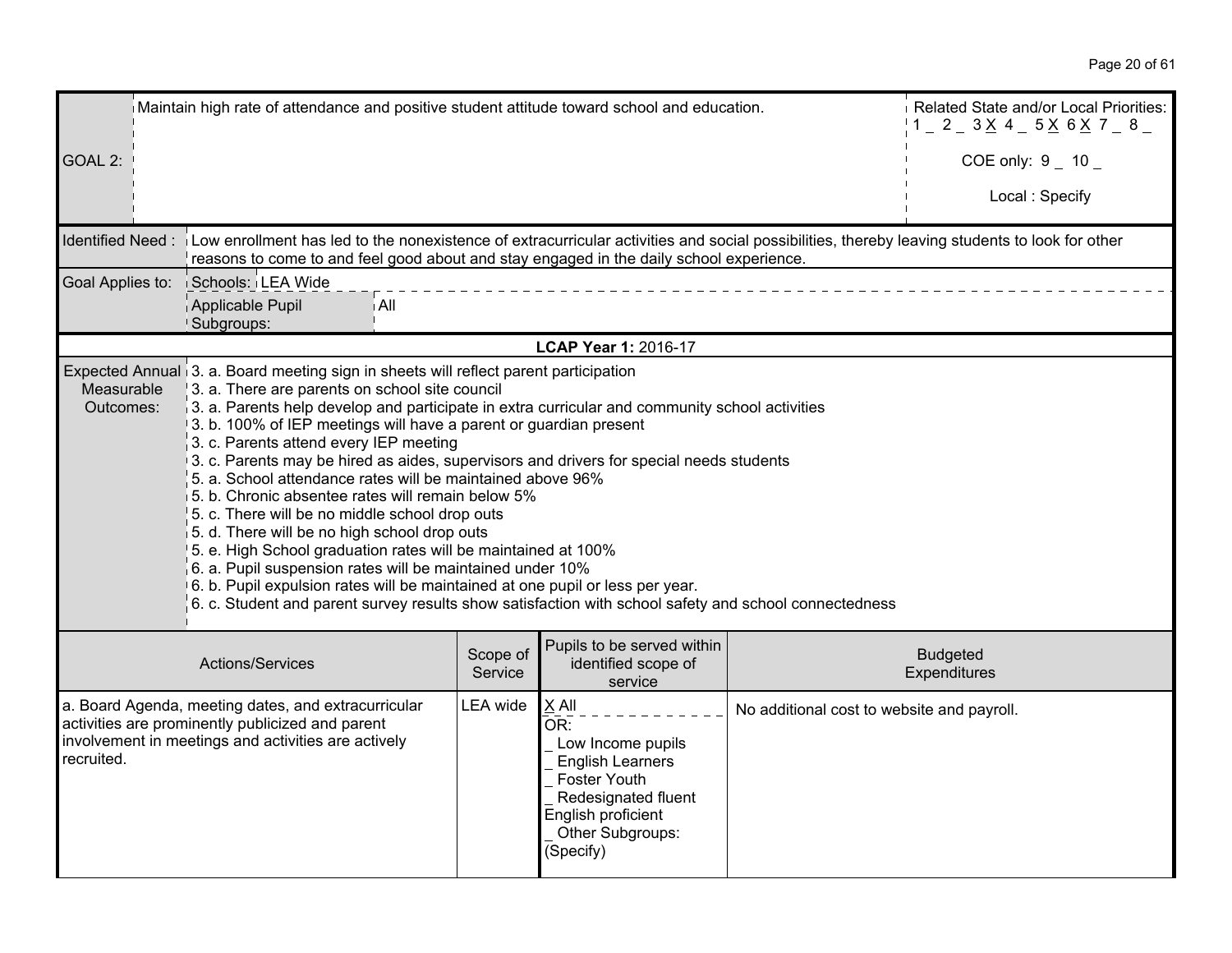| GOAL 2: | Maintain high rate of attendance and positive student attitude toward school and education. | Related State and/or Local Priorities: 1 _ 2 _ 3 X 4 _ 5 X 6 X 7 _ 8 _ <br> COE only: 9 _ 10 _ <br> Local : Specify |
|---|---|---|

| Identified Need : | Low enrollment has led to the nonexistence of extracurricular activities and social possibilities, thereby leaving students to look for other reasons to come to and feel good about and stay engaged in the daily school experience. |
|---|---|
| Goal Applies to: | Schools: LEA Wide |
| | Applicable Pupil Subgroups: All |

**LCAP Year 1:** 2016-17

| Expected Annual Measurable Outcomes: | 3. a. Board meeting sign in sheets will reflect parent participation<br>3. a. There are parents on school site council<br>3. a. Parents help develop and participate in extra curricular and community school activities<br>3. b. 100% of IEP meetings will have a parent or guardian present<br>3. c. Parents attend every IEP meeting<br>3. c. Parents may be hired as aides, supervisors and drivers for special needs students<br>5. a. School attendance rates will be maintained above 96%<br>5. b. Chronic absentee rates will remain below 5%<br>5. c. There will be no middle school drop outs<br>5. d. There will be no high school drop outs<br>5. e. High School graduation rates will be maintained at 100%<br>6. a. Pupil suspension rates will be maintained under 10%<br>6. b. Pupil expulsion rates will be maintained at one pupil or less per year.<br>6. c. Student and parent survey results show satisfaction with school safety and school connectedness |
|---|---|

| Actions/Services | Scope of Service | Pupils to be served within identified scope of service | Budgeted Expenditures |
|---|---|---|---|
| a. Board Agenda, meeting dates, and extracurricular activities are prominently publicized and parent involvement in meetings and activities are actively recruited. | LEA wide | X All<br>OR:<br>_ Low Income pupils<br>_ English Learners<br>_ Foster Youth<br>_ Redesignated fluent English proficient<br>_ Other Subgroups: (Specify) | No additional cost to website and payroll. |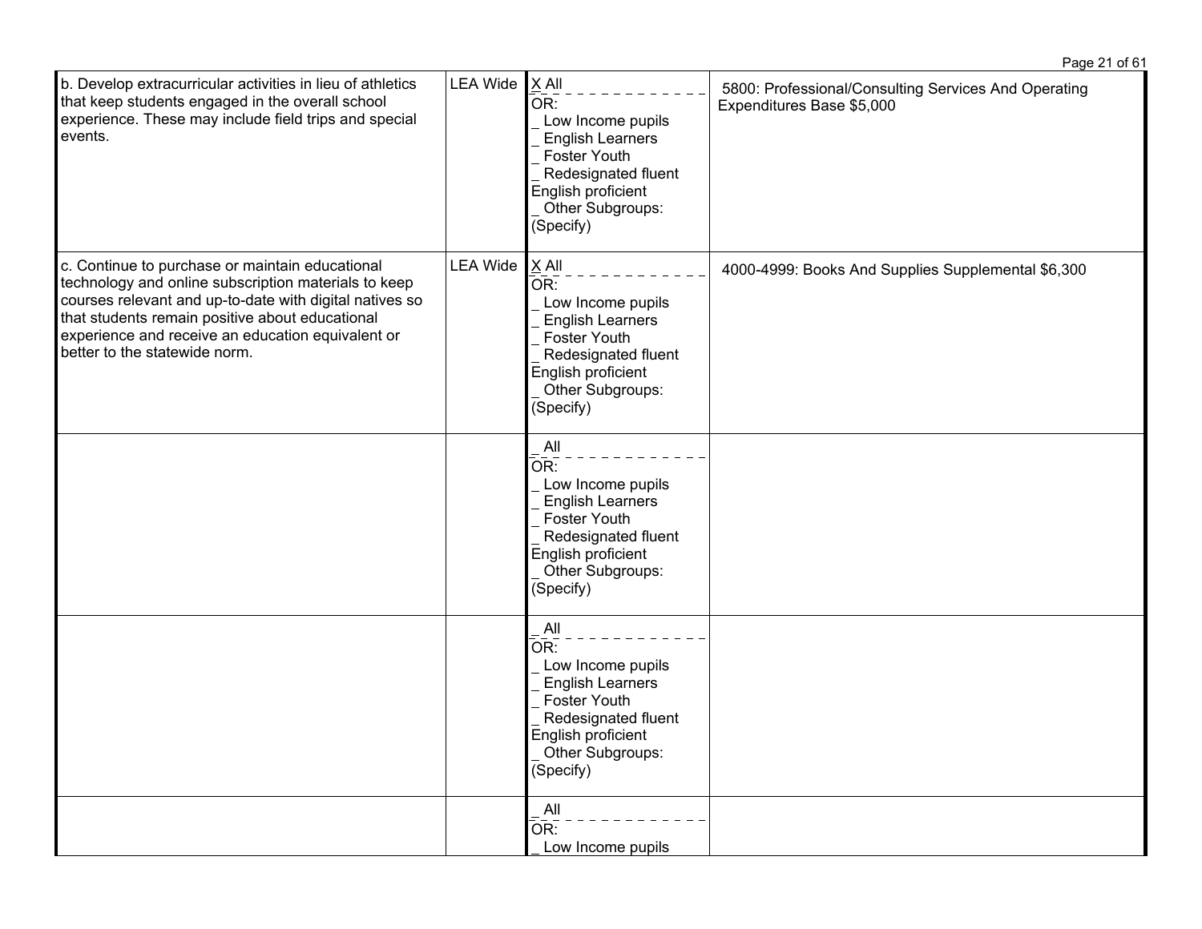| | | | |
|---|---|---|---|
| b. Develop extracurricular activities in lieu of athletics that keep students engaged in the overall school experience. These may include field trips and special events. | LEA Wide | X All<br>OR:<br>_ Low Income pupils<br>_ English Learners<br>_ Foster Youth<br>_ Redesignated fluent English proficient<br>_ Other Subgroups: (Specify) | 5800: Professional/Consulting Services And Operating Expenditures Base $5,000 |
| c. Continue to purchase or maintain educational technology and online subscription materials to keep courses relevant and up-to-date with digital natives so that students remain positive about educational experience and receive an education equivalent or better to the statewide norm. | LEA Wide | X All<br>OR:<br>_ Low Income pupils<br>_ English Learners<br>_ Foster Youth<br>_ Redesignated fluent English proficient<br>_ Other Subgroups: (Specify) | 4000-4999: Books And Supplies Supplemental $6,300 |
| | | _ All<br>OR:<br>_ Low Income pupils<br>_ English Learners<br>_ Foster Youth<br>_ Redesignated fluent English proficient<br>_ Other Subgroups: (Specify) | |
| | | _ All<br>OR:<br>_ Low Income pupils<br>_ English Learners<br>_ Foster Youth<br>_ Redesignated fluent English proficient<br>_ Other Subgroups: (Specify) | |
| | | _ All<br>OR:<br>_ Low Income pupils | |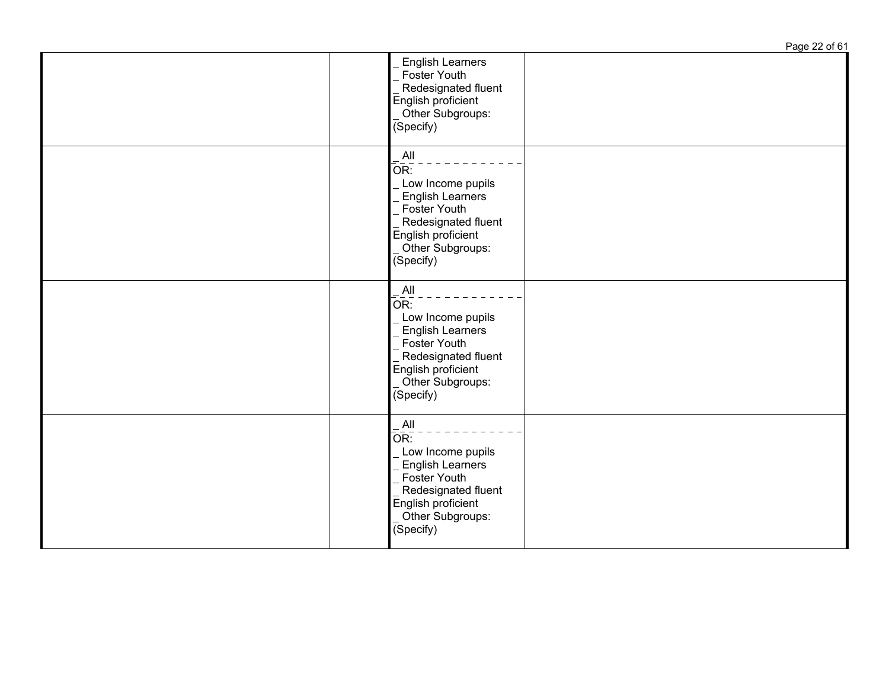| | | | |
|---|---|---|---|
| | | _ English Learners<br>_ Foster Youth<br>_ Redesignated fluent English proficient<br>_ Other Subgroups: (Specify) | |
| | | _ All<br>OR:<br>_ Low Income pupils<br>_ English Learners<br>_ Foster Youth<br>_ Redesignated fluent English proficient<br>_ Other Subgroups: (Specify) | |
| | | _ All<br>OR:<br>_ Low Income pupils<br>_ English Learners<br>_ Foster Youth<br>_ Redesignated fluent English proficient<br>_ Other Subgroups: (Specify) | |
| | | _ All<br>OR:<br>_ Low Income pupils<br>_ English Learners<br>_ Foster Youth<br>_ Redesignated fluent English proficient<br>_ Other Subgroups: (Specify) | |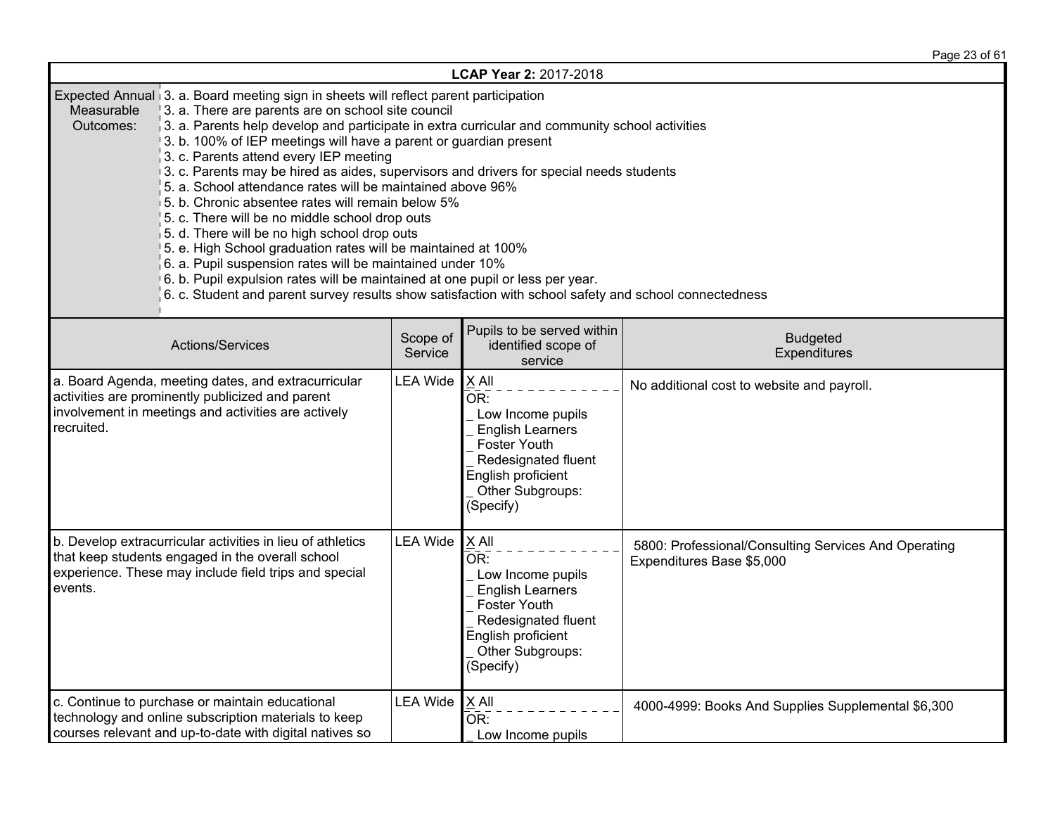**LCAP Year 2:** 2017-2018

| Expected Annual Measurable Outcomes: | 3. a. Board meeting sign in sheets will reflect parent participation<br>3. a. There are parents are on school site council<br>3. a. Parents help develop and participate in extra curricular and community school activities<br>3. b. 100% of IEP meetings will have a parent or guardian present<br>3. c. Parents attend every IEP meeting<br>3. c. Parents may be hired as aides, supervisors and drivers for special needs students<br>5. a. School attendance rates will be maintained above 96%<br>5. b. Chronic absentee rates will remain below 5%<br>5. c. There will be no middle school drop outs<br>5. d. There will be no high school drop outs<br>5. e. High School graduation rates will be maintained at 100%<br>6. a. Pupil suspension rates will be maintained under 10%<br>6. b. Pupil expulsion rates will be maintained at one pupil or less per year.<br>6. c. Student and parent survey results show satisfaction with school safety and school connectedness |
|---|---|

| Actions/Services | Scope of Service | Pupils to be served within identified scope of service | Budgeted Expenditures |
|---|---|---|---|
| a. Board Agenda, meeting dates, and extracurricular activities are prominently publicized and parent involvement in meetings and activities are actively recruited. | LEA Wide | X All<br>OR:<br>_ Low Income pupils<br>_ English Learners<br>_ Foster Youth<br>_ Redesignated fluent English proficient<br>_ Other Subgroups: (Specify) | No additional cost to website and payroll. |
| b. Develop extracurricular activities in lieu of athletics that keep students engaged in the overall school experience. These may include field trips and special events. | LEA Wide | X All<br>OR:<br>_ Low Income pupils<br>_ English Learners<br>_ Foster Youth<br>_ Redesignated fluent English proficient<br>_ Other Subgroups: (Specify) | 5800: Professional/Consulting Services And Operating Expenditures Base $5,000 |
| c. Continue to purchase or maintain educational technology and online subscription materials to keep courses relevant and up-to-date with digital natives so | LEA Wide | X All<br>OR:<br>_ Low Income pupils | 4000-4999: Books And Supplies Supplemental $6,300 |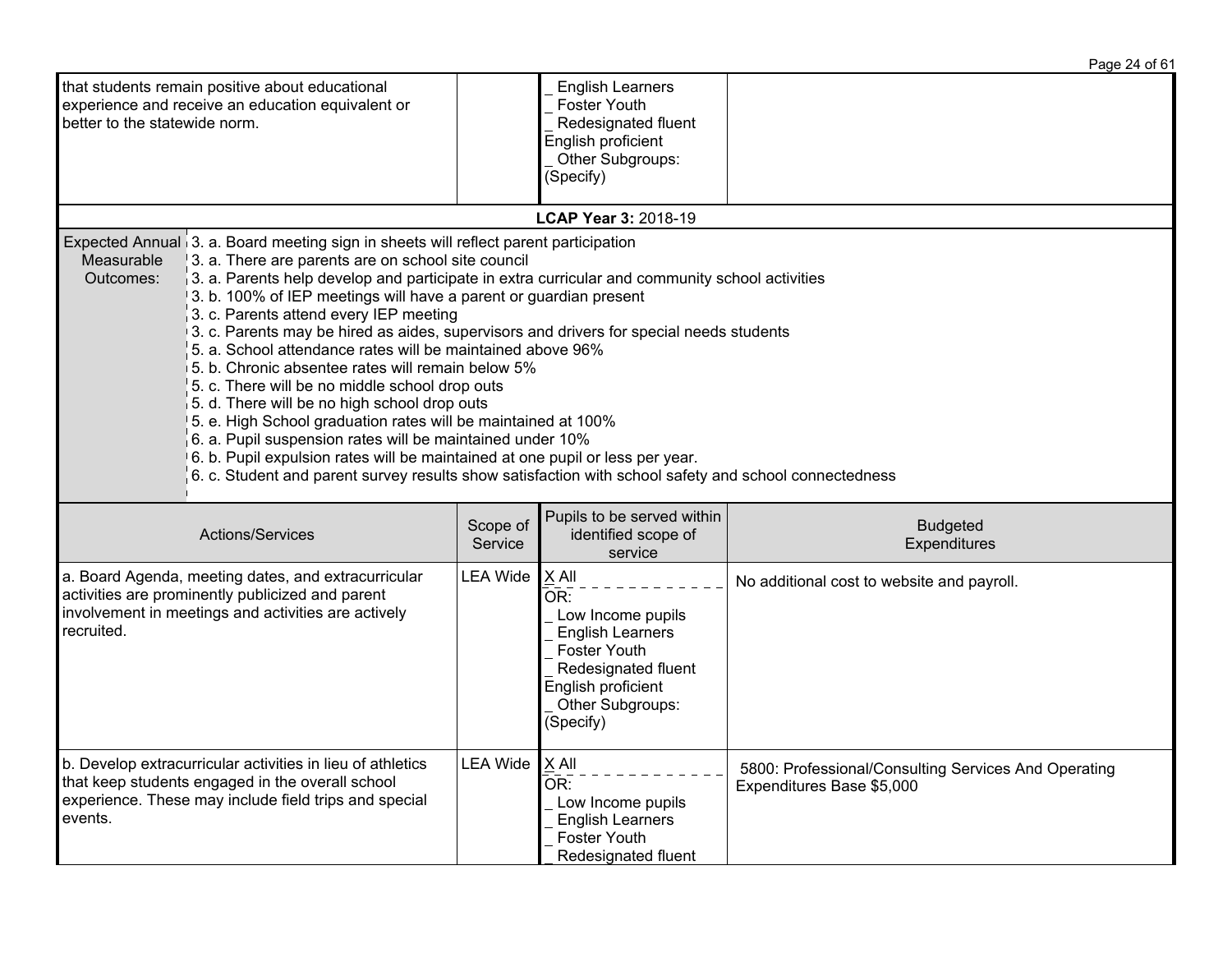| | | | |
|---|---|---|---|
| that students remain positive about educational experience and receive an education equivalent or better to the statewide norm. | | _ English Learners<br>_ Foster Youth<br>_ Redesignated fluent English proficient<br>_ Other Subgroups: (Specify) | |

**LCAP Year 3:** 2018-19

| Expected Annual Measurable Outcomes: | |
|---|---|
| | 3. a. Board meeting sign in sheets will reflect parent participation<br>3. a. There are parents are on school site council<br>3. a. Parents help develop and participate in extra curricular and community school activities<br>3. b. 100% of IEP meetings will have a parent or guardian present<br>3. c. Parents attend every IEP meeting<br>3. c. Parents may be hired as aides, supervisors and drivers for special needs students<br>5. a. School attendance rates will be maintained above 96%<br>5. b. Chronic absentee rates will remain below 5%<br>5. c. There will be no middle school drop outs<br>5. d. There will be no high school drop outs<br>5. e. High School graduation rates will be maintained at 100%<br>6. a. Pupil suspension rates will be maintained under 10%<br>6. b. Pupil expulsion rates will be maintained at one pupil or less per year.<br>6. c. Student and parent survey results show satisfaction with school safety and school connectedness |

| Actions/Services | Scope of Service | Pupils to be served within identified scope of service | Budgeted Expenditures |
|---|---|---|---|
| a. Board Agenda, meeting dates, and extracurricular activities are prominently publicized and parent involvement in meetings and activities are actively recruited. | LEA Wide | X All<br>OR:<br>_ Low Income pupils<br>_ English Learners<br>_ Foster Youth<br>_ Redesignated fluent English proficient<br>_ Other Subgroups: (Specify) | No additional cost to website and payroll. |
| b. Develop extracurricular activities in lieu of athletics that keep students engaged in the overall school experience. These may include field trips and special events. | LEA Wide | X All<br>OR:<br>_ Low Income pupils<br>_ English Learners<br>_ Foster Youth<br>_ Redesignated fluent | 5800: Professional/Consulting Services And Operating Expenditures Base $5,000 |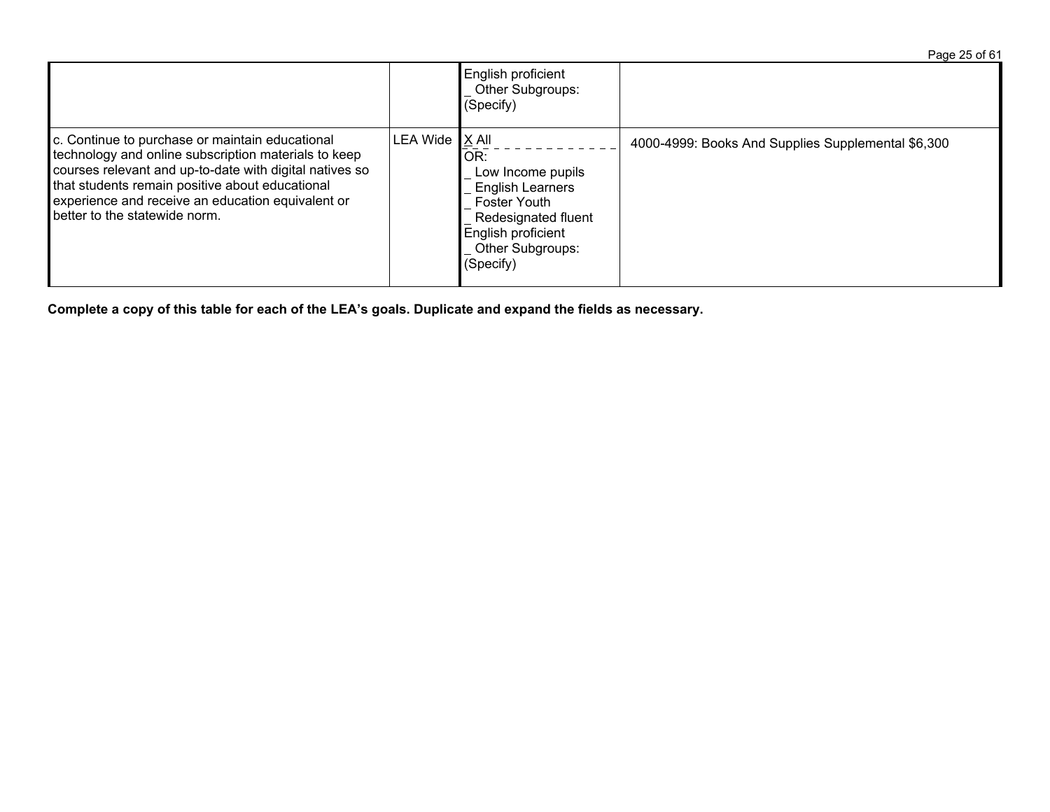| | | | |
|---|---|---|---|
| | | English proficient<br>_ Other Subgroups: (Specify) | |
| c. Continue to purchase or maintain educational technology and online subscription materials to keep courses relevant and up-to-date with digital natives so that students remain positive about educational experience and receive an education equivalent or better to the statewide norm. | LEA Wide | X All<br>OR:<br>_ Low Income pupils<br>_ English Learners<br>_ Foster Youth<br>_ Redesignated fluent English proficient<br>_ Other Subgroups: (Specify) | 4000-4999: Books And Supplies Supplemental $6,300 |

**Complete a copy of this table for each of the LEA's goals. Duplicate and expand the fields as necessary.**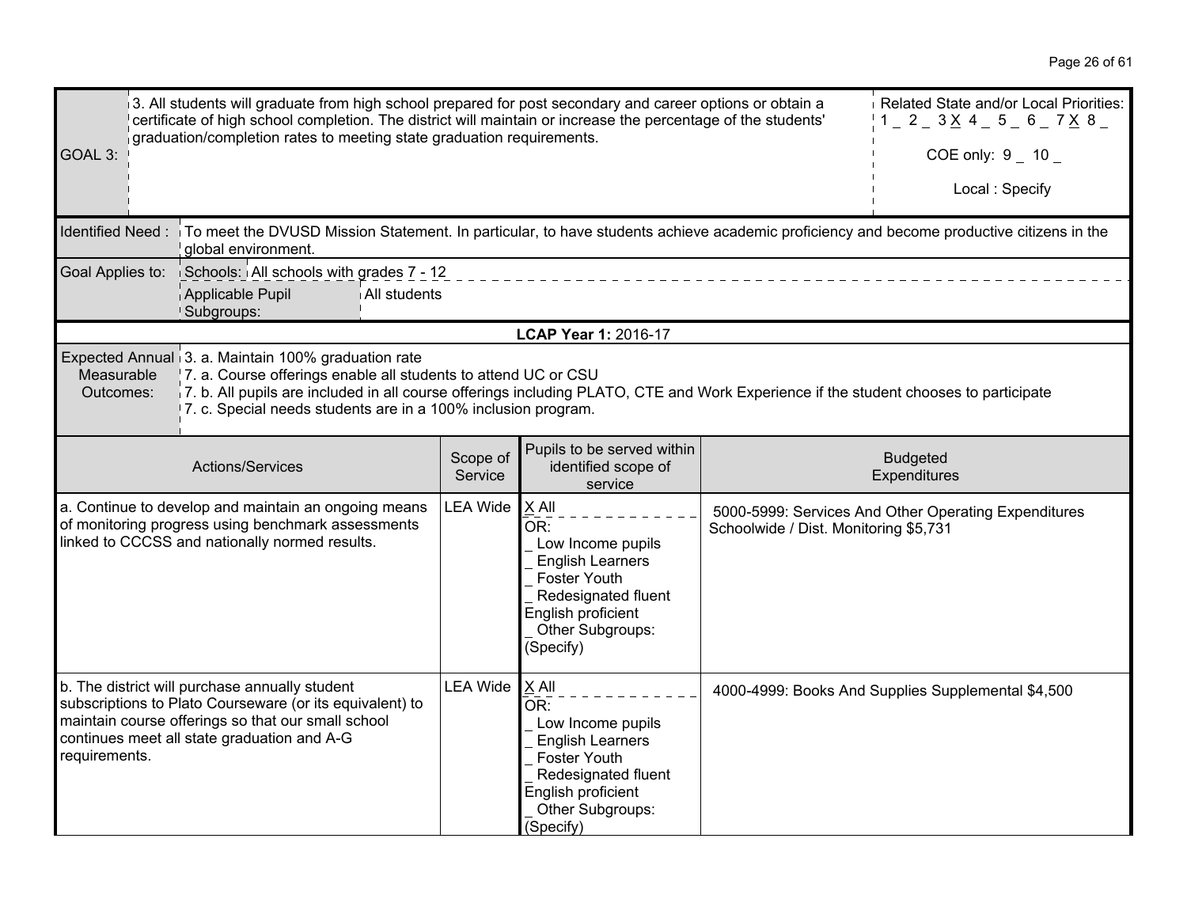| GOAL 3: | 3. All students will graduate from high school prepared for post secondary and career options or obtain a certificate of high school completion. The district will maintain or increase the percentage of the students' graduation/completion rates to meeting state graduation requirements. | Related State and/or Local Priorities: 1 _ 2 _ 3 X 4 _ 5 _ 6 _ 7 X 8 _ <br> COE only: 9 _ 10 _ <br> Local : Specify |
|---|---|---|

| Identified Need : | To meet the DVUSD Mission Statement. In particular, to have students achieve academic proficiency and become productive citizens in the global environment. |
|---|---|
| Goal Applies to: | Schools: All schools with grades 7 - 12 |
| | Applicable Pupil Subgroups: All students |

**LCAP Year 1:** 2016-17

| Expected Annual Measurable Outcomes: | 3. a. Maintain 100% graduation rate <br> 7. a. Course offerings enable all students to attend UC or CSU <br> 7. b. All pupils are included in all course offerings including PLATO, CTE and Work Experience if the student chooses to participate <br> 7. c. Special needs students are in a 100% inclusion program. |
|---|---|

| Actions/Services | Scope of Service | Pupils to be served within identified scope of service | Budgeted Expenditures |
|---|---|---|---|
| a. Continue to develop and maintain an ongoing means of monitoring progress using benchmark assessments linked to CCCSS and nationally normed results. | LEA Wide | X All <br> OR: <br> _ Low Income pupils <br> _ English Learners <br> _ Foster Youth <br> _ Redesignated fluent English proficient <br> _ Other Subgroups: (Specify) | 5000-5999: Services And Other Operating Expenditures Schoolwide / Dist. Monitoring $5,731 |
| b. The district will purchase annually student subscriptions to Plato Courseware (or its equivalent) to maintain course offerings so that our small school continues meet all state graduation and A-G requirements. | LEA Wide | X All <br> OR: <br> _ Low Income pupils <br> _ English Learners <br> _ Foster Youth <br> _ Redesignated fluent English proficient <br> _ Other Subgroups: (Specify) | 4000-4999: Books And Supplies Supplemental $4,500 |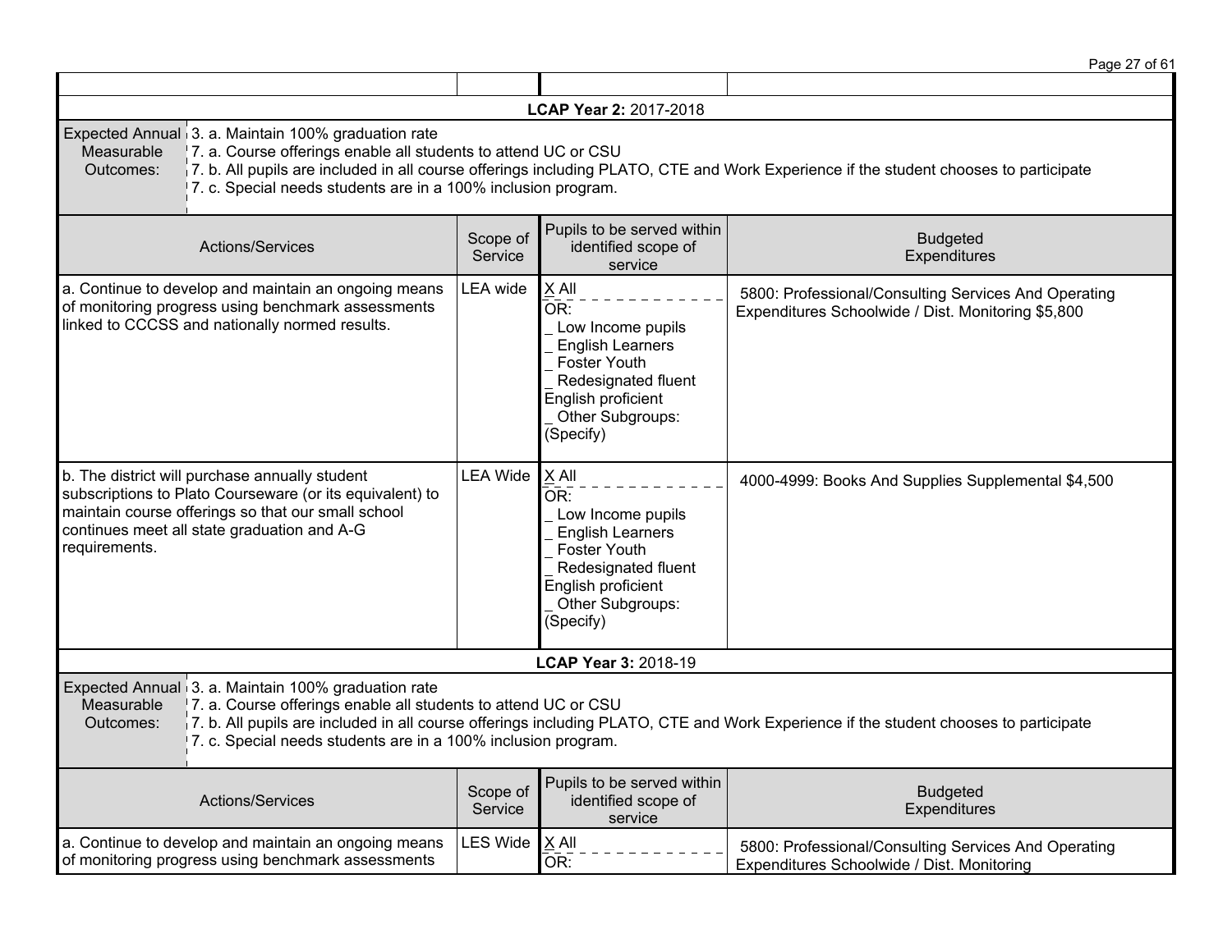| | | | |
|---|---|---|---|
| **LCAP Year 2:** 2017-2018 | | | |
| Expected Annual Measurable Outcomes: | 3. a. Maintain 100% graduation rate<br>7. a. Course offerings enable all students to attend UC or CSU<br>7. b. All pupils are included in all course offerings including PLATO, CTE and Work Experience if the student chooses to participate<br>7. c. Special needs students are in a 100% inclusion program. | | |
| Actions/Services | Scope of Service | Pupils to be served within identified scope of service | Budgeted Expenditures |
| a. Continue to develop and maintain an ongoing means of monitoring progress using benchmark assessments linked to CCCSS and nationally normed results. | LEA wide | X All<br>OR:<br>_ Low Income pupils<br>_ English Learners<br>_ Foster Youth<br>_ Redesignated fluent English proficient<br>_ Other Subgroups: (Specify) | 5800: Professional/Consulting Services And Operating Expenditures Schoolwide / Dist. Monitoring $5,800 |
| b. The district will purchase annually student subscriptions to Plato Courseware (or its equivalent) to maintain course offerings so that our small school continues meet all state graduation and A-G requirements. | LEA Wide | X All<br>OR:<br>_ Low Income pupils<br>_ English Learners<br>_ Foster Youth<br>_ Redesignated fluent English proficient<br>_ Other Subgroups: (Specify) | 4000-4999: Books And Supplies Supplemental $4,500 |
| **LCAP Year 3:** 2018-19 | | | |
| Expected Annual Measurable Outcomes: | 3. a. Maintain 100% graduation rate<br>7. a. Course offerings enable all students to attend UC or CSU<br>7. b. All pupils are included in all course offerings including PLATO, CTE and Work Experience if the student chooses to participate<br>7. c. Special needs students are in a 100% inclusion program. | | |
| Actions/Services | Scope of Service | Pupils to be served within identified scope of service | Budgeted Expenditures |
| a. Continue to develop and maintain an ongoing means of monitoring progress using benchmark assessments | LES Wide | X All<br>OR: | 5800: Professional/Consulting Services And Operating Expenditures Schoolwide / Dist. Monitoring |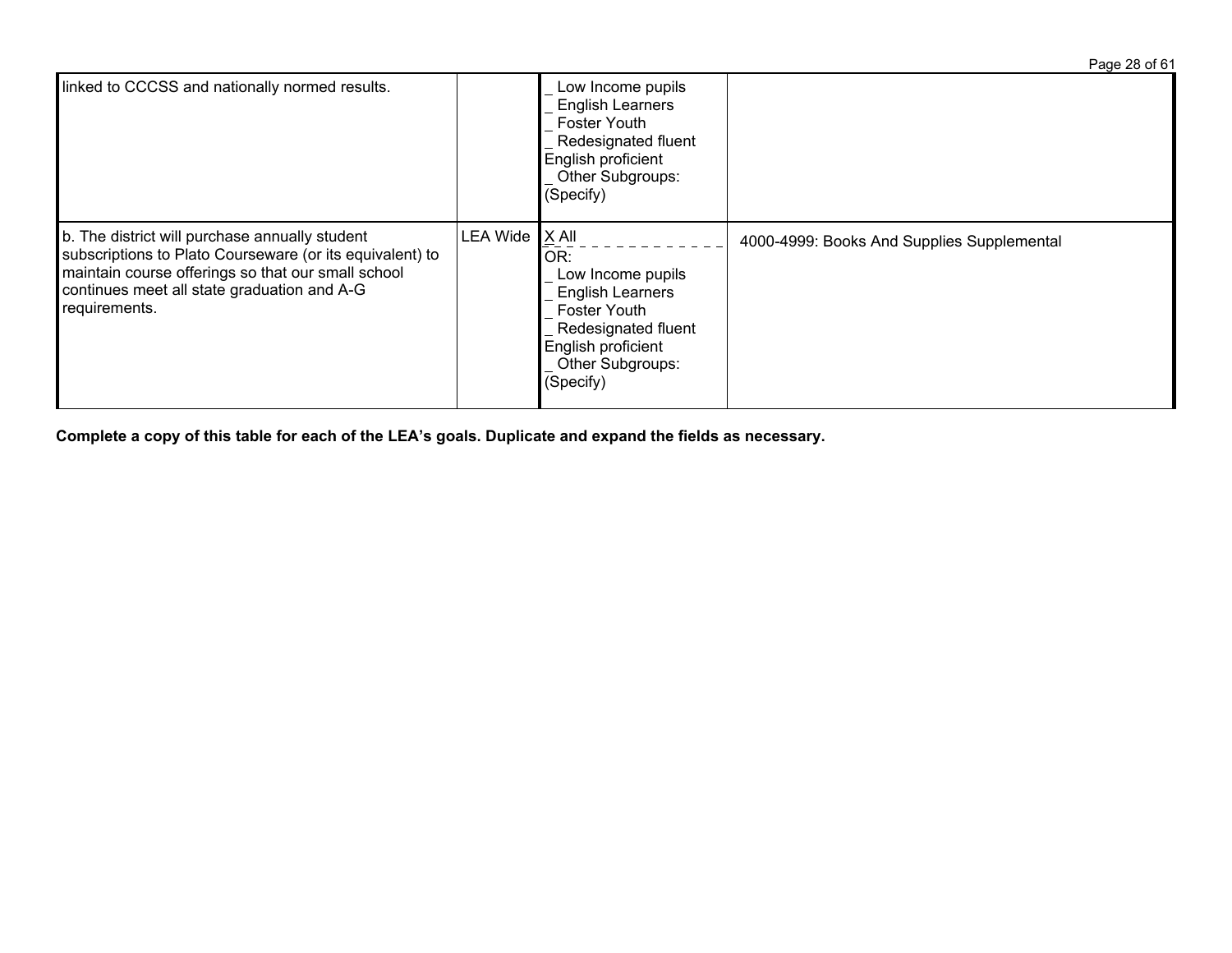| | | | |
|---|---|---|---|
| linked to CCCSS and nationally normed results. | | _ Low Income pupils<br>_ English Learners<br>_ Foster Youth<br>_ Redesignated fluent English proficient<br>_ Other Subgroups: (Specify) | |
| b. The district will purchase annually student subscriptions to Plato Courseware (or its equivalent) to maintain course offerings so that our small school continues meet all state graduation and A-G requirements. | LEA Wide | X All<br>OR:<br>_ Low Income pupils<br>_ English Learners<br>_ Foster Youth<br>_ Redesignated fluent English proficient<br>_ Other Subgroups: (Specify) | 4000-4999: Books And Supplies Supplemental |

**Complete a copy of this table for each of the LEA's goals. Duplicate and expand the fields as necessary.**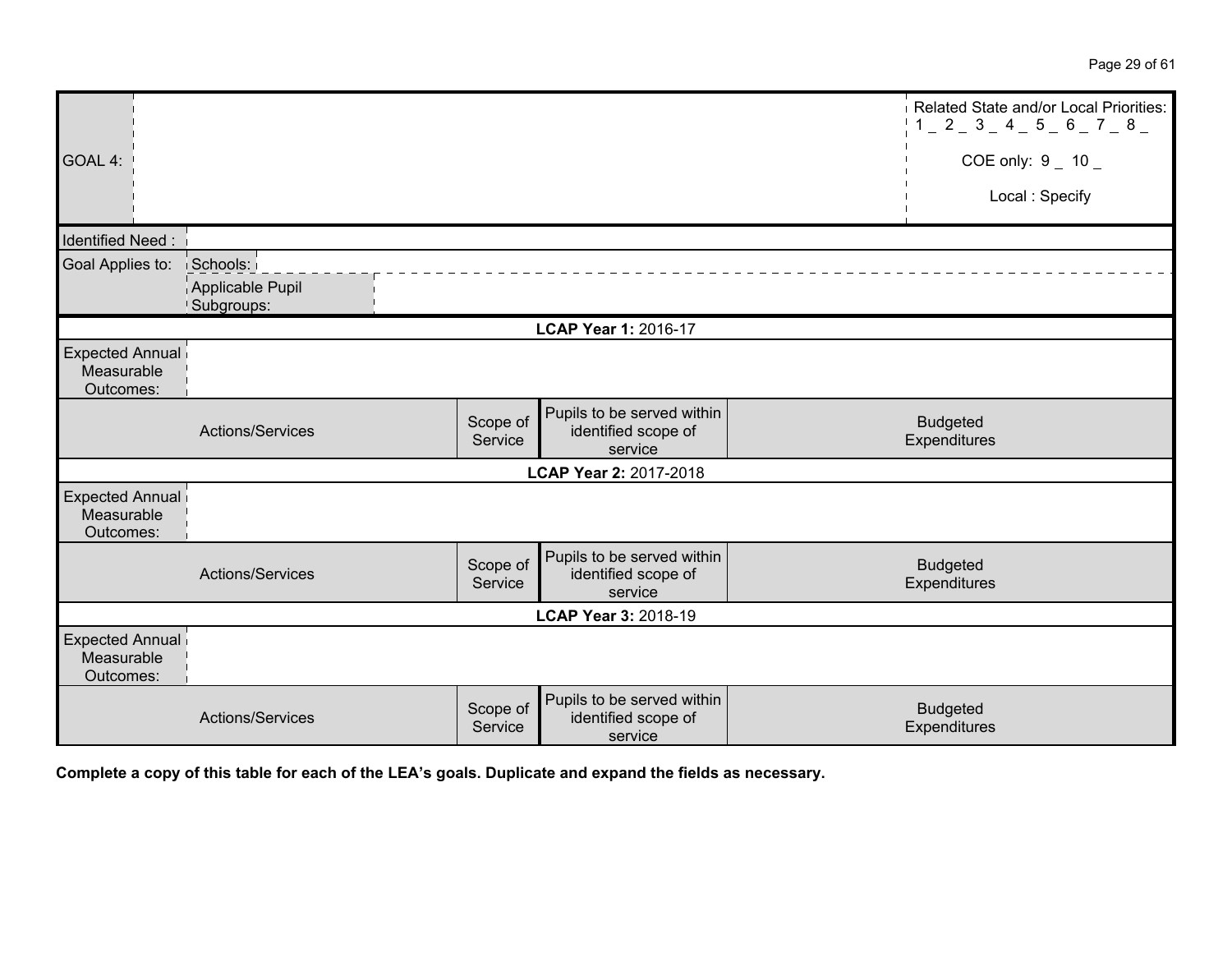| GOAL 4: | | Related State and/or Local Priorities: 1 _ 2 _ 3 _ 4 _ 5 _ 6 _ 7 _ 8 _ COE only: 9 _ 10 _ Local : Specify |
|---|---|---|

| Identified Need : | | |
|---|---|---|
| Goal Applies to: | Schools: | |
| | Applicable Pupil Subgroups: | |

| **LCAP Year 1:** 2016-17 | | | |
|---|---|---|---|
| Expected Annual Measurable Outcomes: | | | |
| Actions/Services | Scope of Service | Pupils to be served within identified scope of service | Budgeted Expenditures |
| **LCAP Year 2:** 2017-2018 | | | |
| Expected Annual Measurable Outcomes: | | | |
| Actions/Services | Scope of Service | Pupils to be served within identified scope of service | Budgeted Expenditures |
| **LCAP Year 3:** 2018-19 | | | |
| Expected Annual Measurable Outcomes: | | | |
| Actions/Services | Scope of Service | Pupils to be served within identified scope of service | Budgeted Expenditures |

**Complete a copy of this table for each of the LEA's goals. Duplicate and expand the fields as necessary.**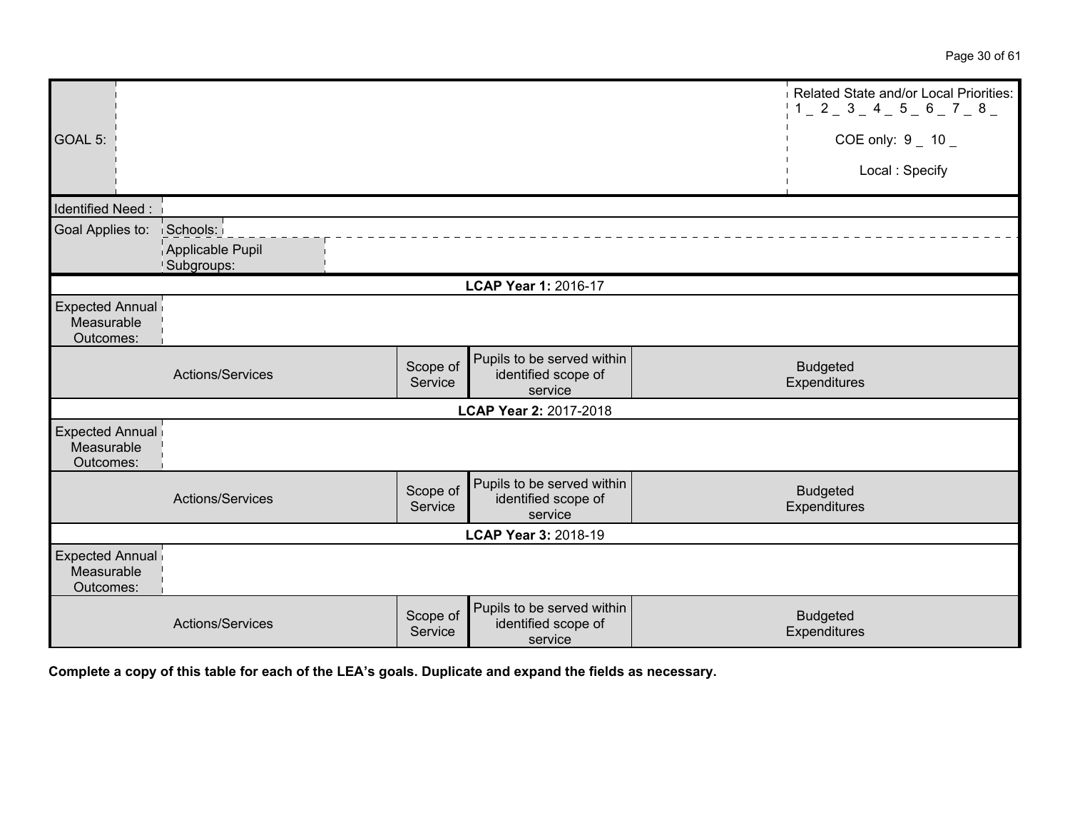| GOAL 5: | | Related State and/or Local Priorities: 1 _ 2 _ 3 _ 4 _ 5 _ 6 _ 7 _ 8 _<br>COE only: 9 _ 10 _<br>Local : Specify |
|---|---|---|

| Identified Need : | | |
|---|---|---|
| Goal Applies to: | Schools: | |
| | Applicable Pupil Subgroups: | |

| **LCAP Year 1:** 2016-17 | | | | |
|---|---|---|---|---|
| Expected Annual Measurable Outcomes: | | | | |
| Actions/Services | | Scope of Service | Pupils to be served within identified scope of service | Budgeted Expenditures |
| **LCAP Year 2:** 2017-2018 | | | | |
| Expected Annual Measurable Outcomes: | | | | |
| Actions/Services | | Scope of Service | Pupils to be served within identified scope of service | Budgeted Expenditures |
| **LCAP Year 3:** 2018-19 | | | | |
| Expected Annual Measurable Outcomes: | | | | |
| Actions/Services | | Scope of Service | Pupils to be served within identified scope of service | Budgeted Expenditures |

**Complete a copy of this table for each of the LEA's goals. Duplicate and expand the fields as necessary.**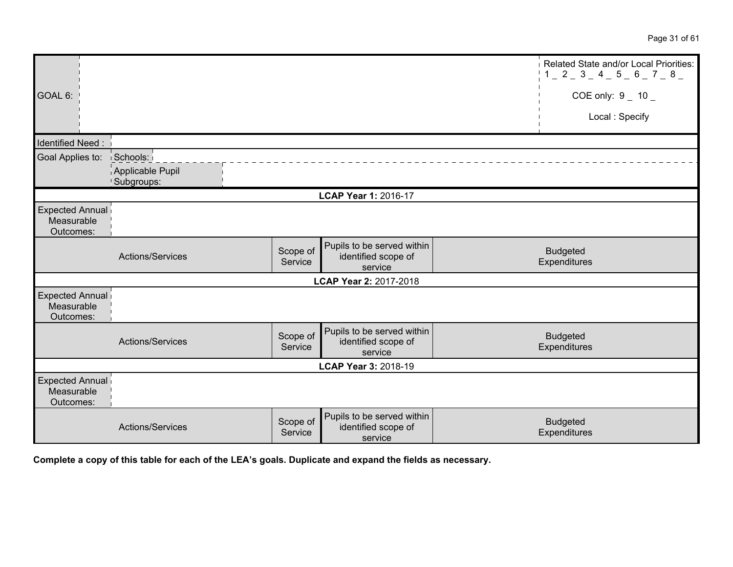| GOAL 6: | | Related State and/or Local Priorities: 1 _ 2 _ 3 _ 4 _ 5 _ 6 _ 7 _ 8 _<br><br>COE only: 9 _ 10 _<br><br>Local : Specify |
|---|---|---|

| Identified Need : | | |
|---|---|---|
| Goal Applies to: | Schools: | |
| | Applicable Pupil Subgroups: | |

| **LCAP Year 1:** 2016-17 | | | |
|---|---|---|---|
| Expected Annual Measurable Outcomes: | | | |
| Actions/Services | Scope of Service | Pupils to be served within identified scope of service | Budgeted Expenditures |
| **LCAP Year 2:** 2017-2018 | | | |
| Expected Annual Measurable Outcomes: | | | |
| Actions/Services | Scope of Service | Pupils to be served within identified scope of service | Budgeted Expenditures |
| **LCAP Year 3:** 2018-19 | | | |
| Expected Annual Measurable Outcomes: | | | |
| Actions/Services | Scope of Service | Pupils to be served within identified scope of service | Budgeted Expenditures |

**Complete a copy of this table for each of the LEA's goals. Duplicate and expand the fields as necessary.**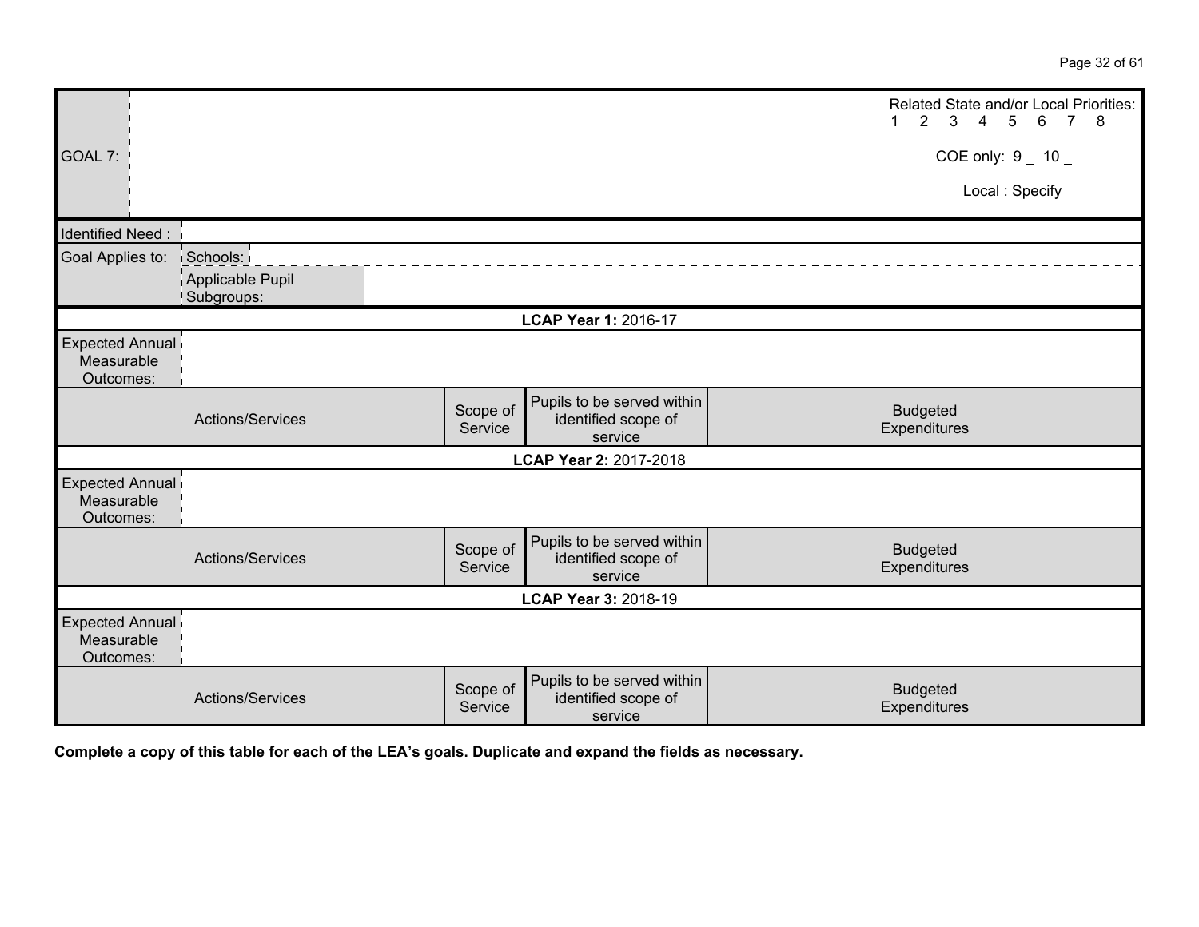| GOAL 7: | | | | Related State and/or Local Priorities: 1 _ 2 _ 3 _ 4 _ 5 _ 6 _ 7 _ 8 _<br><br>COE only: 9 _ 10 _<br><br>Local : Specify |
|---|---|---|---|---|
| Identified Need : | | | | |
| Goal Applies to: | Schools: | | | |
| | Applicable Pupil Subgroups: | | | |
| **LCAP Year 1:** 2016-17 | | | | |
| Expected Annual Measurable Outcomes: | | | | |
| Actions/Services | | Scope of Service | Pupils to be served within identified scope of service | Budgeted Expenditures |
| **LCAP Year 2:** 2017-2018 | | | | |
| Expected Annual Measurable Outcomes: | | | | |
| Actions/Services | | Scope of Service | Pupils to be served within identified scope of service | Budgeted Expenditures |
| **LCAP Year 3:** 2018-19 | | | | |
| Expected Annual Measurable Outcomes: | | | | |
| Actions/Services | | Scope of Service | Pupils to be served within identified scope of service | Budgeted Expenditures |

**Complete a copy of this table for each of the LEA's goals. Duplicate and expand the fields as necessary.**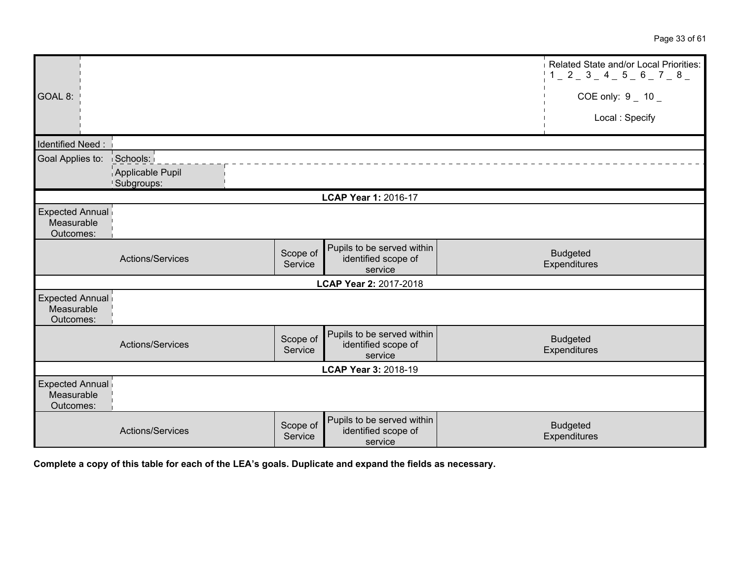| GOAL 8: | | Related State and/or Local Priorities: 1 _ 2 _ 3 _ 4 _ 5 _ 6 _ 7 _ 8 _ COE only: 9 _ 10 _ Local : Specify |
|---|---|---|
| Identified Need : | | |
| Goal Applies to: | Schools: | |
| | Applicable Pupil Subgroups: | |

| | | | |
|---|---|---|---|
| **LCAP Year 1:** 2016-17 | | | |
| Expected Annual Measurable Outcomes: | | | |
| Actions/Services | Scope of Service | Pupils to be served within identified scope of service | Budgeted Expenditures |
| **LCAP Year 2:** 2017-2018 | | | |
| Expected Annual Measurable Outcomes: | | | |
| Actions/Services | Scope of Service | Pupils to be served within identified scope of service | Budgeted Expenditures |
| **LCAP Year 3:** 2018-19 | | | |
| Expected Annual Measurable Outcomes: | | | |
| Actions/Services | Scope of Service | Pupils to be served within identified scope of service | Budgeted Expenditures |

**Complete a copy of this table for each of the LEA's goals. Duplicate and expand the fields as necessary.**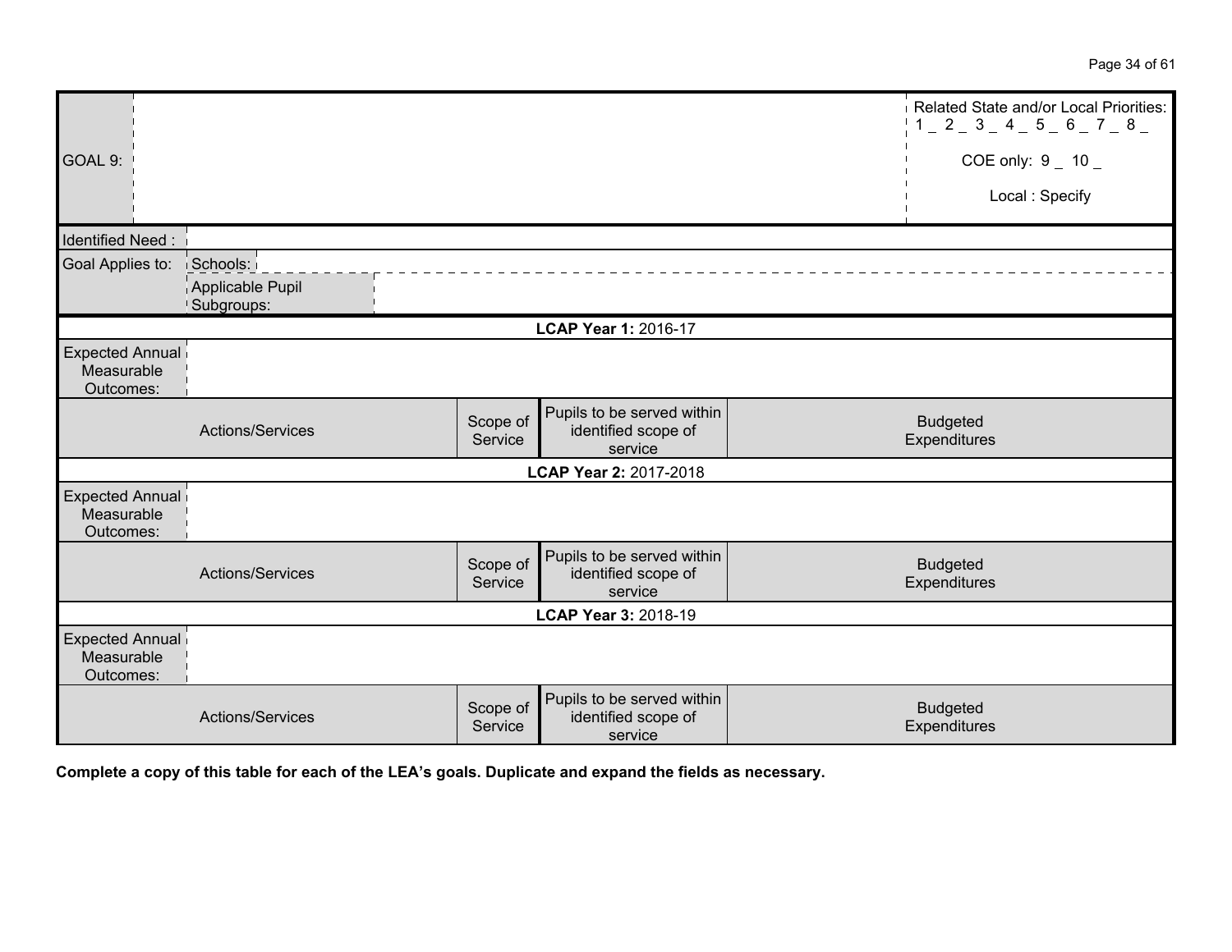| GOAL 9: | | Related State and/or Local Priorities: 1 _ 2 _ 3 _ 4 _ 5 _ 6 _ 7 _ 8 _<br><br>COE only: 9 _ 10 _<br><br>Local : Specify |
|---|---|---|
| Identified Need : | | |
| Goal Applies to: | Schools: | |
| | Applicable Pupil Subgroups: | |

| **LCAP Year 1:** 2016-17 | | | |
|---|---|---|---|
| Expected Annual Measurable Outcomes: | | | |
| Actions/Services | Scope of Service | Pupils to be served within identified scope of service | Budgeted Expenditures |
| **LCAP Year 2:** 2017-2018 | | | |
| Expected Annual Measurable Outcomes: | | | |
| Actions/Services | Scope of Service | Pupils to be served within identified scope of service | Budgeted Expenditures |
| **LCAP Year 3:** 2018-19 | | | |
| Expected Annual Measurable Outcomes: | | | |
| Actions/Services | Scope of Service | Pupils to be served within identified scope of service | Budgeted Expenditures |

**Complete a copy of this table for each of the LEA's goals. Duplicate and expand the fields as necessary.**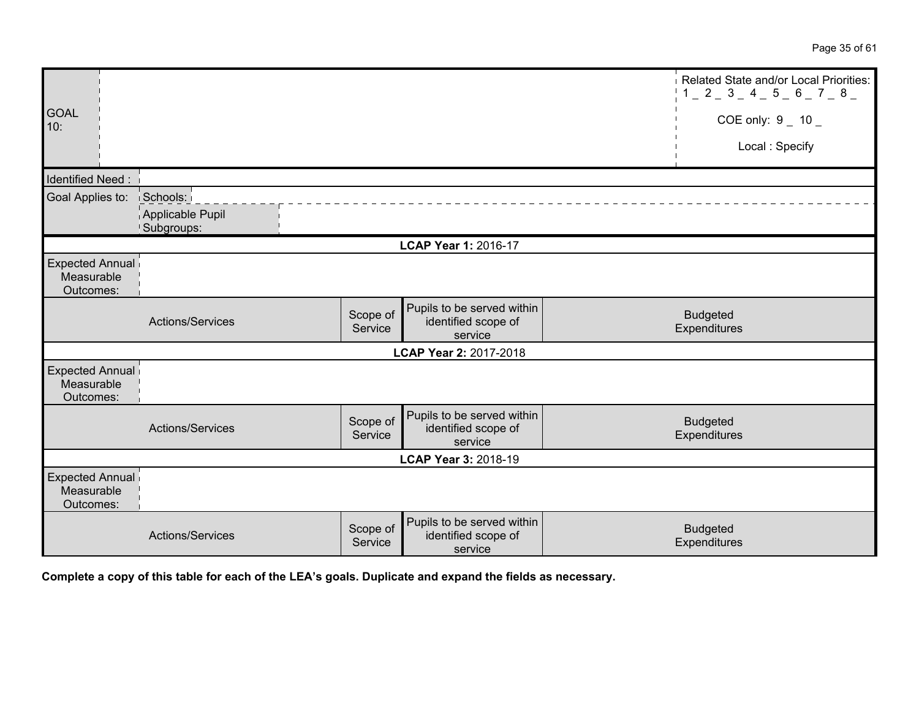| GOAL 10: | | | | Related State and/or Local Priorities: 1 _ 2 _ 3 _ 4 _ 5 _ 6 _ 7 _ 8 _<br><br>COE only: 9 _ 10 _<br><br>Local : Specify |
|---|---|---|---|---|
| Identified Need : | | | | |
| Goal Applies to: | Schools: | | | |
| | Applicable Pupil Subgroups: | | | |
| **LCAP Year 1:** 2016-17 | | | | |
| Expected Annual Measurable Outcomes: | | | | |
| Actions/Services | | Scope of Service | Pupils to be served within identified scope of service | Budgeted Expenditures |
| **LCAP Year 2:** 2017-2018 | | | | |
| Expected Annual Measurable Outcomes: | | | | |
| Actions/Services | | Scope of Service | Pupils to be served within identified scope of service | Budgeted Expenditures |
| **LCAP Year 3:** 2018-19 | | | | |
| Expected Annual Measurable Outcomes: | | | | |
| Actions/Services | | Scope of Service | Pupils to be served within identified scope of service | Budgeted Expenditures |

**Complete a copy of this table for each of the LEA's goals. Duplicate and expand the fields as necessary.**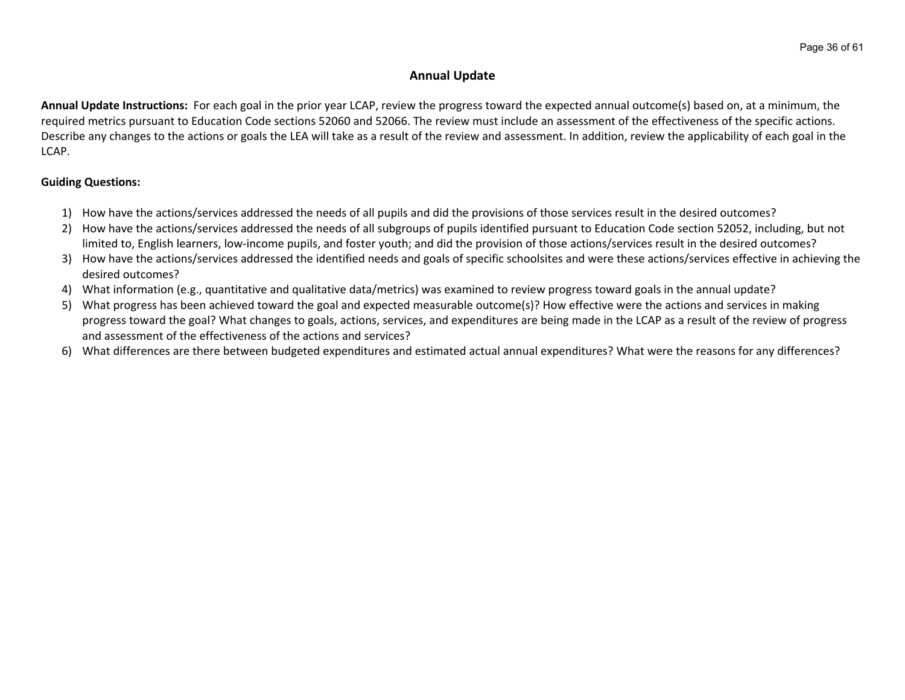## Annual Update

**Annual Update Instructions:** For each goal in the prior year LCAP, review the progress toward the expected annual outcome(s) based on, at a minimum, the required metrics pursuant to Education Code sections 52060 and 52066. The review must include an assessment of the effectiveness of the specific actions. Describe any changes to the actions or goals the LEA will take as a result of the review and assessment. In addition, review the applicability of each goal in the LCAP.

**Guiding Questions:**

1) How have the actions/services addressed the needs of all pupils and did the provisions of those services result in the desired outcomes?
2) How have the actions/services addressed the needs of all subgroups of pupils identified pursuant to Education Code section 52052, including, but not limited to, English learners, low-income pupils, and foster youth; and did the provision of those actions/services result in the desired outcomes?
3) How have the actions/services addressed the identified needs and goals of specific schoolsites and were these actions/services effective in achieving the desired outcomes?
4) What information (e.g., quantitative and qualitative data/metrics) was examined to review progress toward goals in the annual update?
5) What progress has been achieved toward the goal and expected measurable outcome(s)? How effective were the actions and services in making progress toward the goal? What changes to goals, actions, services, and expenditures are being made in the LCAP as a result of the review of progress and assessment of the effectiveness of the actions and services?
6) What differences are there between budgeted expenditures and estimated actual annual expenditures? What were the reasons for any differences?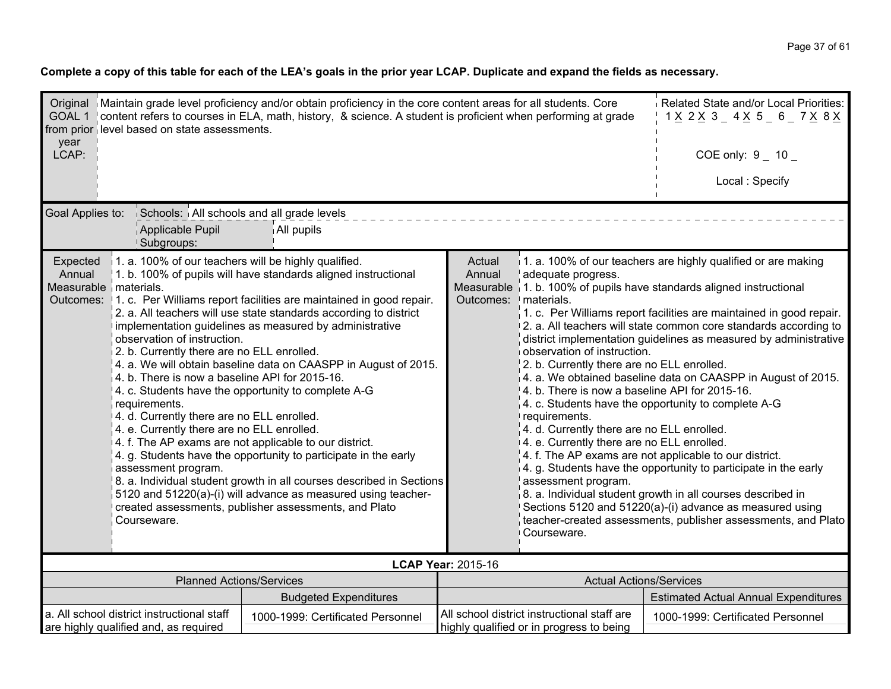**Complete a copy of this table for each of the LEA's goals in the prior year LCAP. Duplicate and expand the fields as necessary.**

| Original GOAL 1 from prior year LCAP: | Maintain grade level proficiency and/or obtain proficiency in the core content areas for all students. Core content refers to courses in ELA, math, history, & science. A student is proficient when performing at grade level based on state assessments. | Related State and/or Local Priorities: 1 X 2 X 3 _ 4 X 5 _ 6 _ 7 X 8 X<br><br>COE only: 9 _ 10 _<br><br>Local : Specify |
|---|---|---|

| Goal Applies to: | Schools: | All schools and all grade levels |
|---|---|---|
| | Applicable Pupil Subgroups: | All pupils |

| Expected Annual Measurable Outcomes: | | Actual Annual Measurable Outcomes: | |
|---|---|---|---|
| | 1. a. 100% of our teachers will be highly qualified.<br>1. b. 100% of pupils will have standards aligned instructional materials.<br>1. c. Per Williams report facilities are maintained in good repair.<br>2. a. All teachers will use state standards according to district implementation guidelines as measured by administrative observation of instruction.<br>2. b. Currently there are no ELL enrolled.<br>4. a. We will obtain baseline data on CAASPP in August of 2015.<br>4. b. There is now a baseline API for 2015-16.<br>4. c. Students have the opportunity to complete A-G requirements.<br>4. d. Currently there are no ELL enrolled.<br>4. e. Currently there are no ELL enrolled.<br>4. f. The AP exams are not applicable to our district.<br>4. g. Students have the opportunity to participate in the early assessment program.<br>8. a. Individual student growth in all courses described in Sections 5120 and 51220(a)-(i) will advance as measured using teacher-created assessments, publisher assessments, and Plato Courseware. | | 1. a. 100% of our teachers are highly qualified or are making adequate progress.<br>1. b. 100% of pupils have standards aligned instructional materials.<br>1. c. Per Williams report facilities are maintained in good repair.<br>2. a. All teachers will state common core standards according to district implementation guidelines as measured by administrative observation of instruction.<br>2. b. Currently there are no ELL enrolled.<br>4. a. We obtained baseline data on CAASPP in August of 2015.<br>4. b. There is now a baseline API for 2015-16.<br>4. c. Students have the opportunity to complete A-G requirements.<br>4. d. Currently there are no ELL enrolled.<br>4. e. Currently there are no ELL enrolled.<br>4. f. The AP exams are not applicable to our district.<br>4. g. Students have the opportunity to participate in the early assessment program.<br>8. a. Individual student growth in all courses described in Sections 5120 and 51220(a)-(i) advance as measured using teacher-created assessments, publisher assessments, and Plato Courseware. |

**LCAP Year:** 2015-16

| Planned Actions/Services | | Actual Actions/Services | |
|---|---|---|---|
| | Budgeted Expenditures | | Estimated Actual Annual Expenditures |
| a. All school district instructional staff are highly qualified and, as required | 1000-1999: Certificated Personnel | All school district instructional staff are highly qualified or in progress to being | 1000-1999: Certificated Personnel |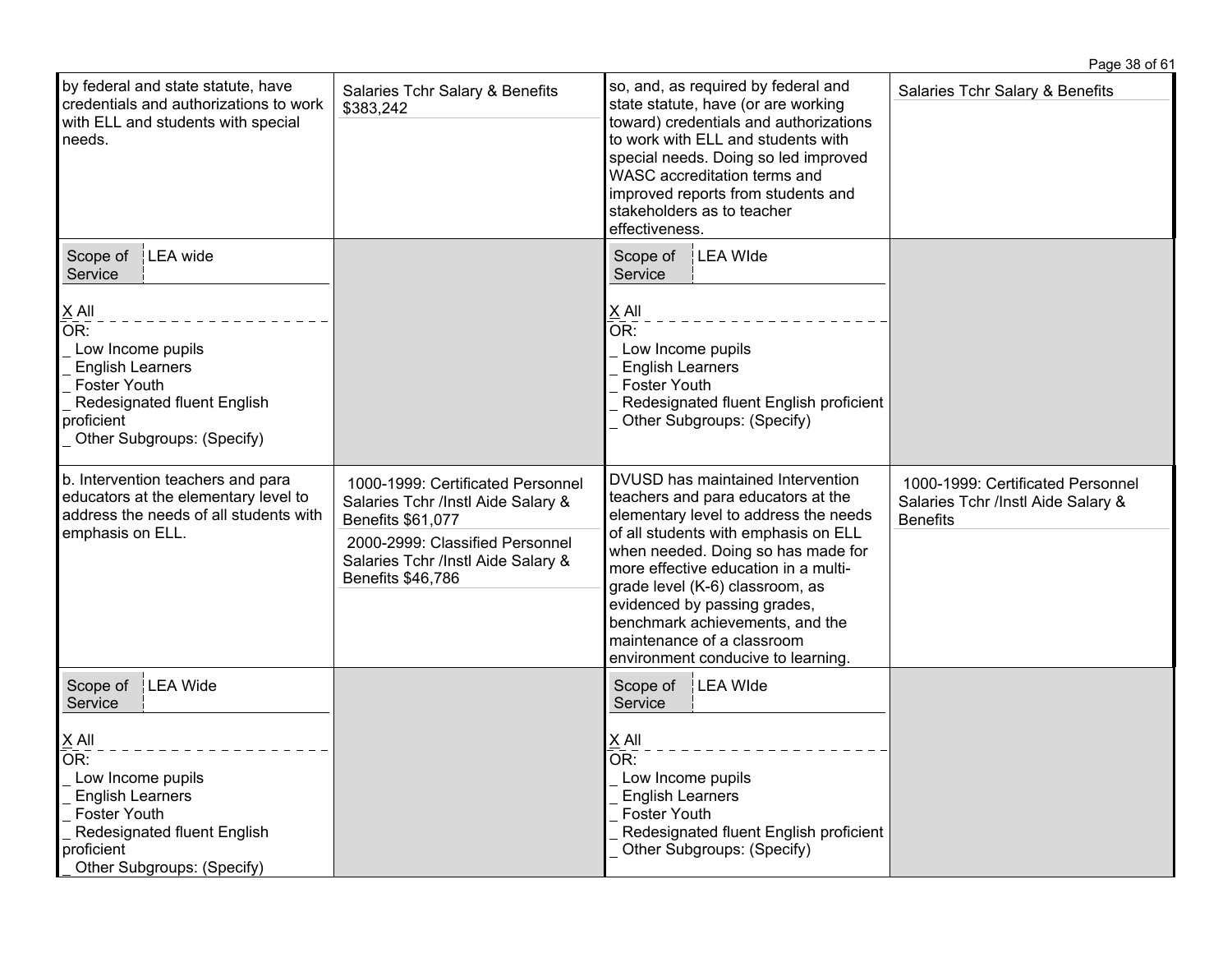| | | | |
|---|---|---|---|
| by federal and state statute, have credentials and authorizations to work with ELL and students with special needs. | Salaries Tchr Salary & Benefits $383,242 | so, and, as required by federal and state statute, have (or are working toward) credentials and authorizations to work with ELL and students with special needs. Doing so led improved WASC accreditation terms and improved reports from students and stakeholders as to teacher effectiveness. | Salaries Tchr Salary & Benefits |
| Scope of Service: LEA wide<br><br>X All<br>OR:<br>_ Low Income pupils<br>_ English Learners<br>_ Foster Youth<br>_ Redesignated fluent English proficient<br>_ Other Subgroups: (Specify) | | Scope of Service: LEA WIde<br><br>X All<br>OR:<br>_ Low Income pupils<br>_ English Learners<br>_ Foster Youth<br>_ Redesignated fluent English proficient<br>_ Other Subgroups: (Specify) | |
| b. Intervention teachers and para educators at the elementary level to address the needs of all students with emphasis on ELL. | 1000-1999: Certificated Personnel Salaries Tchr /Instl Aide Salary & Benefits $61,077<br><br>2000-2999: Classified Personnel Salaries Tchr /Instl Aide Salary & Benefits $46,786 | DVUSD has maintained Intervention teachers and para educators at the elementary level to address the needs of all students with emphasis on ELL when needed. Doing so has made for more effective education in a multi-grade level (K-6) classroom, as evidenced by passing grades, benchmark achievements, and the maintenance of a classroom environment conducive to learning. | 1000-1999: Certificated Personnel Salaries Tchr /Instl Aide Salary & Benefits |
| Scope of Service: LEA Wide<br><br>X All<br>OR:<br>_ Low Income pupils<br>_ English Learners<br>_ Foster Youth<br>_ Redesignated fluent English proficient<br>_ Other Subgroups: (Specify) | | Scope of Service: LEA WIde<br><br>X All<br>OR:<br>_ Low Income pupils<br>_ English Learners<br>_ Foster Youth<br>_ Redesignated fluent English proficient<br>_ Other Subgroups: (Specify) | |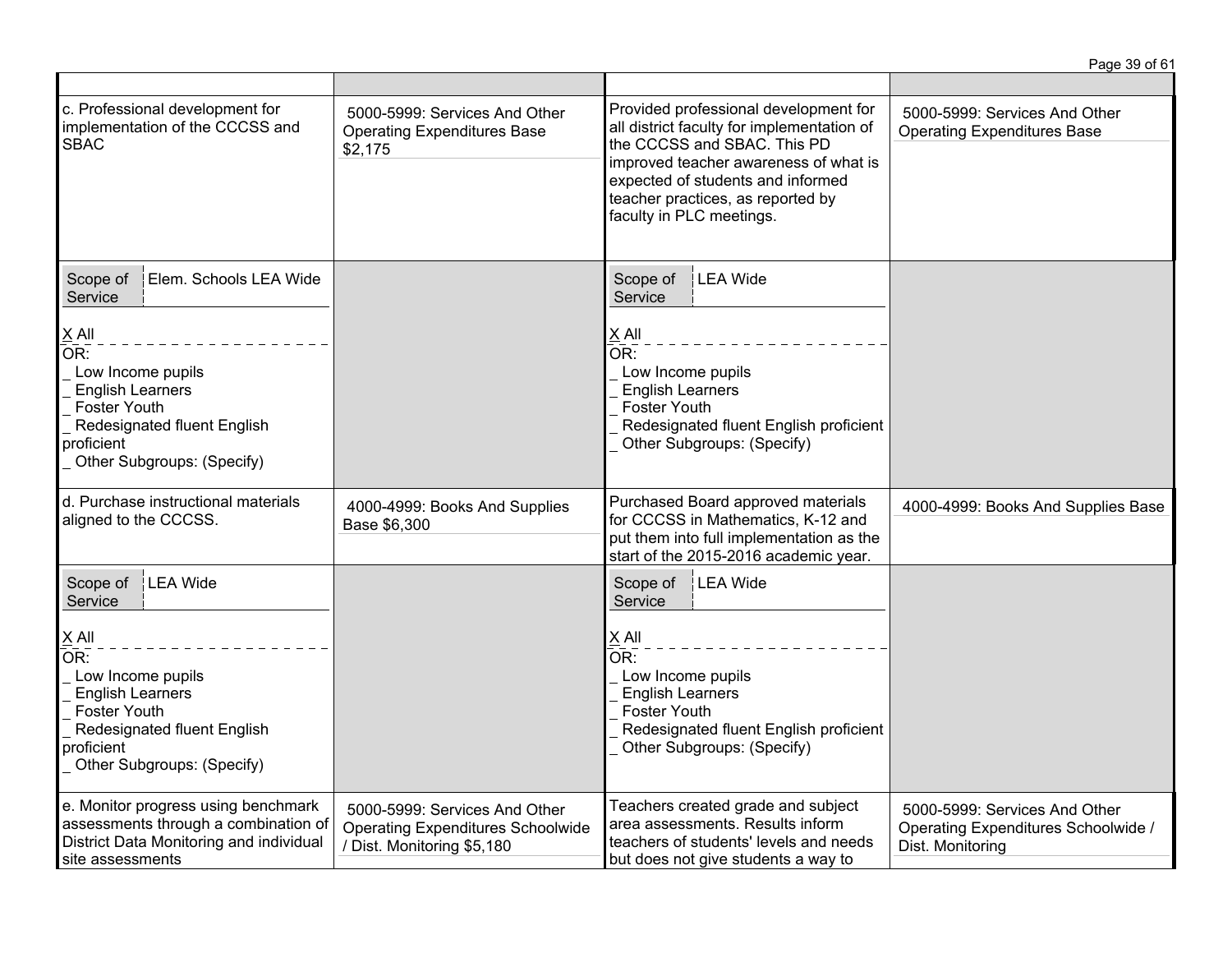| | | | |
|---|---|---|---|
| c. Professional development for implementation of the CCCSS and SBAC | 5000-5999: Services And Other Operating Expenditures Base $2,175 | Provided professional development for all district faculty for implementation of the CCCSS and SBAC. This PD improved teacher awareness of what is expected of students and informed teacher practices, as reported by faculty in PLC meetings. | 5000-5999: Services And Other Operating Expenditures Base |
| Scope of Service: Elem. Schools LEA Wide<br>X All<br>OR:<br>_ Low Income pupils<br>_ English Learners<br>_ Foster Youth<br>_ Redesignated fluent English proficient<br>_ Other Subgroups: (Specify) | | Scope of Service: LEA Wide<br>X All<br>OR:<br>_ Low Income pupils<br>_ English Learners<br>_ Foster Youth<br>_ Redesignated fluent English proficient<br>_ Other Subgroups: (Specify) | |
| d. Purchase instructional materials aligned to the CCCSS. | 4000-4999: Books And Supplies Base $6,300 | Purchased Board approved materials for CCCSS in Mathematics, K-12 and put them into full implementation as the start of the 2015-2016 academic year. | 4000-4999: Books And Supplies Base |
| Scope of Service: LEA Wide<br>X All<br>OR:<br>_ Low Income pupils<br>_ English Learners<br>_ Foster Youth<br>_ Redesignated fluent English proficient<br>_ Other Subgroups: (Specify) | | Scope of Service: LEA Wide<br>X All<br>OR:<br>_ Low Income pupils<br>_ English Learners<br>_ Foster Youth<br>_ Redesignated fluent English proficient<br>_ Other Subgroups: (Specify) | |
| e. Monitor progress using benchmark assessments through a combination of District Data Monitoring and individual site assessments | 5000-5999: Services And Other Operating Expenditures Schoolwide / Dist. Monitoring $5,180 | Teachers created grade and subject area assessments. Results inform teachers of students' levels and needs but does not give students a way to | 5000-5999: Services And Other Operating Expenditures Schoolwide / Dist. Monitoring |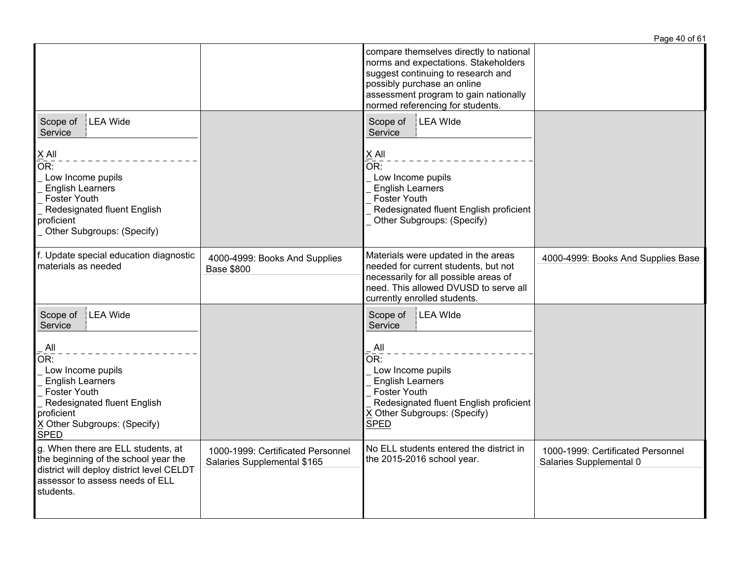| | | | |
|---|---|---|---|
| | | compare themselves directly to national norms and expectations. Stakeholders suggest continuing to research and possibly purchase an online assessment program to gain nationally normed referencing for students. | |
| Scope of Service: LEA Wide<br><br>X All<br>OR:<br>_ Low Income pupils<br>_ English Learners<br>_ Foster Youth<br>_ Redesignated fluent English proficient<br>_ Other Subgroups: (Specify) | | Scope of Service: LEA WIde<br><br>X All<br>OR:<br>_ Low Income pupils<br>_ English Learners<br>_ Foster Youth<br>_ Redesignated fluent English proficient<br>_ Other Subgroups: (Specify) | |
| f. Update special education diagnostic materials as needed | 4000-4999: Books And Supplies Base $800 | Materials were updated in the areas needed for current students, but not necessarily for all possible areas of need. This allowed DVUSD to serve all currently enrolled students. | 4000-4999: Books And Supplies Base |
| Scope of Service: LEA Wide<br><br>_ All<br>OR:<br>_ Low Income pupils<br>_ English Learners<br>_ Foster Youth<br>_ Redesignated fluent English proficient<br>X Other Subgroups: (Specify)<br>SPED | | Scope of Service: LEA WIde<br><br>_ All<br>OR:<br>_ Low Income pupils<br>_ English Learners<br>_ Foster Youth<br>_ Redesignated fluent English proficient<br>X Other Subgroups: (Specify)<br>SPED | |
| g. When there are ELL students, at the beginning of the school year the district will deploy district level CELDT assessor to assess needs of ELL students. | 1000-1999: Certificated Personnel Salaries Supplemental $165 | No ELL students entered the district in the 2015-2016 school year. | 1000-1999: Certificated Personnel Salaries Supplemental 0 |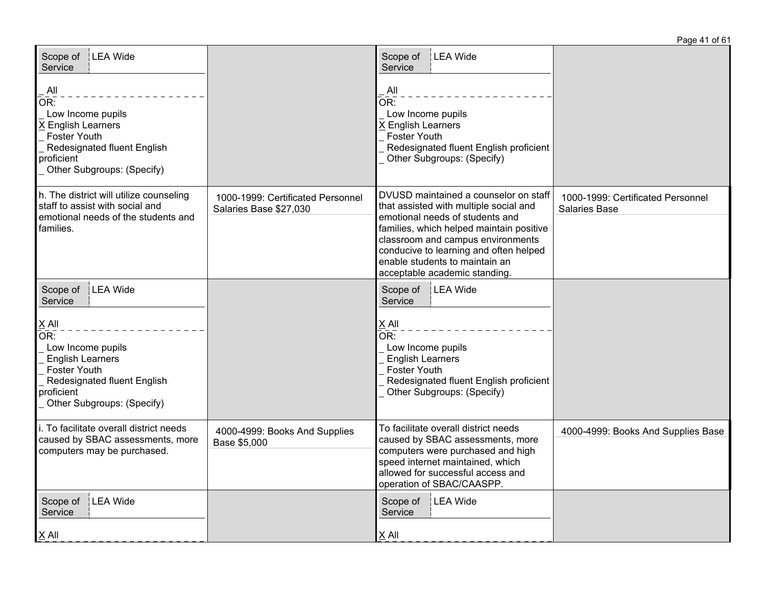| Planned Actions/Services | Budgeted Expenditures | Actual Actions/Services | Estimated Actual Annual Expenditures |
|---|---|---|---|
| Scope of Service: LEA Wide<br><br>_ All<br>OR:<br>_ Low Income pupils<br>X English Learners<br>_ Foster Youth<br>_ Redesignated fluent English proficient<br>_ Other Subgroups: (Specify) | | Scope of Service: LEA Wide<br><br>_ All<br>OR:<br>_ Low Income pupils<br>X English Learners<br>_ Foster Youth<br>_ Redesignated fluent English proficient<br>_ Other Subgroups: (Specify) | |
| h. The district will utilize counseling staff to assist with social and emotional needs of the students and families. | 1000-1999: Certificated Personnel Salaries Base $27,030 | DVUSD maintained a counselor on staff that assisted with multiple social and emotional needs of students and families, which helped maintain positive classroom and campus environments conducive to learning and often helped enable students to maintain an acceptable academic standing. | 1000-1999: Certificated Personnel Salaries Base |
| Scope of Service: LEA Wide<br><br>X All<br>OR:<br>_ Low Income pupils<br>_ English Learners<br>_ Foster Youth<br>_ Redesignated fluent English proficient<br>_ Other Subgroups: (Specify) | | Scope of Service: LEA Wide<br><br>X All<br>OR:<br>_ Low Income pupils<br>_ English Learners<br>_ Foster Youth<br>_ Redesignated fluent English proficient<br>_ Other Subgroups: (Specify) | |
| i. To facilitate overall district needs caused by SBAC assessments, more computers may be purchased. | 4000-4999: Books And Supplies Base $5,000 | To facilitate overall district needs caused by SBAC assessments, more computers were purchased and high speed internet maintained, which allowed for successful access and operation of SBAC/CAASPP. | 4000-4999: Books And Supplies Base |
| Scope of Service: LEA Wide<br><br>X All | | Scope of Service: LEA Wide<br><br>X All | |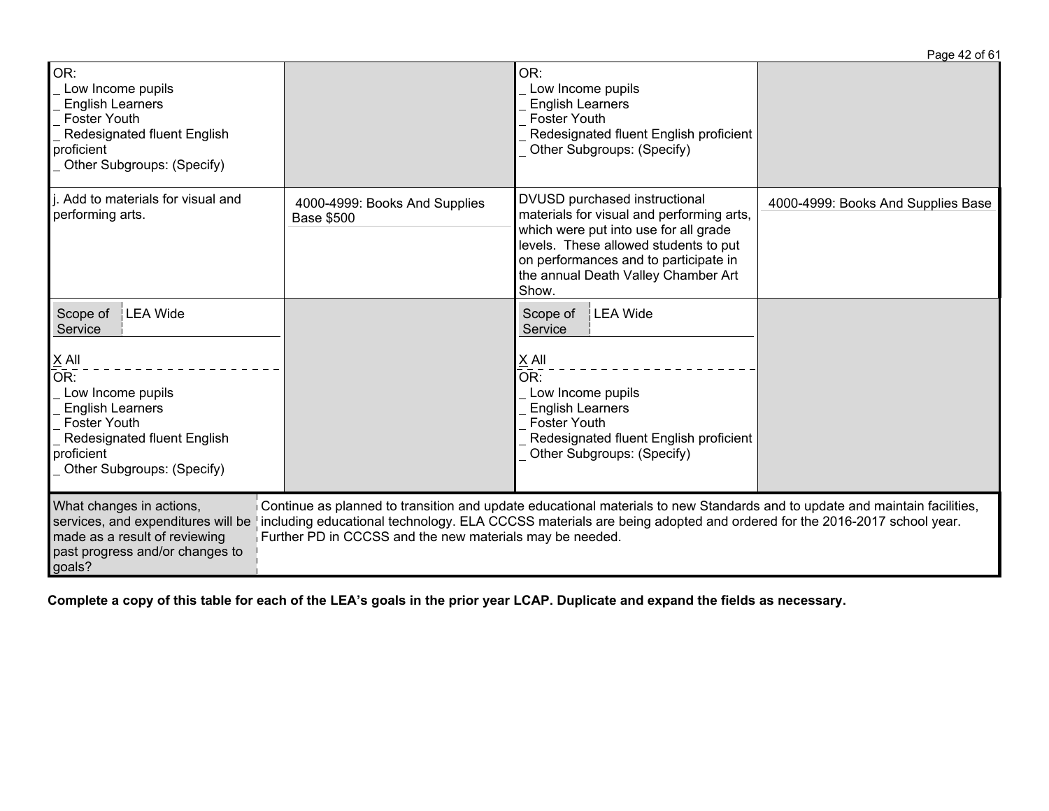| | | | |
|---|---|---|---|
| OR:<br>_ Low Income pupils<br>_ English Learners<br>_ Foster Youth<br>_ Redesignated fluent English proficient<br>_ Other Subgroups: (Specify) | | OR:<br>_ Low Income pupils<br>_ English Learners<br>_ Foster Youth<br>_ Redesignated fluent English proficient<br>_ Other Subgroups: (Specify) | |
| j. Add to materials for visual and performing arts. | 4000-4999: Books And Supplies Base $500 | DVUSD purchased instructional materials for visual and performing arts, which were put into use for all grade levels. These allowed students to put on performances and to participate in the annual Death Valley Chamber Art Show. | 4000-4999: Books And Supplies Base |
| Scope of Service: LEA Wide<br><br>X All<br>OR:<br>_ Low Income pupils<br>_ English Learners<br>_ Foster Youth<br>_ Redesignated fluent English proficient<br>_ Other Subgroups: (Specify) | | Scope of Service: LEA Wide<br><br>X All<br>OR:<br>_ Low Income pupils<br>_ English Learners<br>_ Foster Youth<br>_ Redesignated fluent English proficient<br>_ Other Subgroups: (Specify) | |

| | |
|---|---|
| What changes in actions, services, and expenditures will be made as a result of reviewing past progress and/or changes to goals? | Continue as planned to transition and update educational materials to new Standards and to update and maintain facilities, including educational technology. ELA CCCSS materials are being adopted and ordered for the 2016-2017 school year. Further PD in CCCSS and the new materials may be needed. |

**Complete a copy of this table for each of the LEA's goals in the prior year LCAP. Duplicate and expand the fields as necessary.**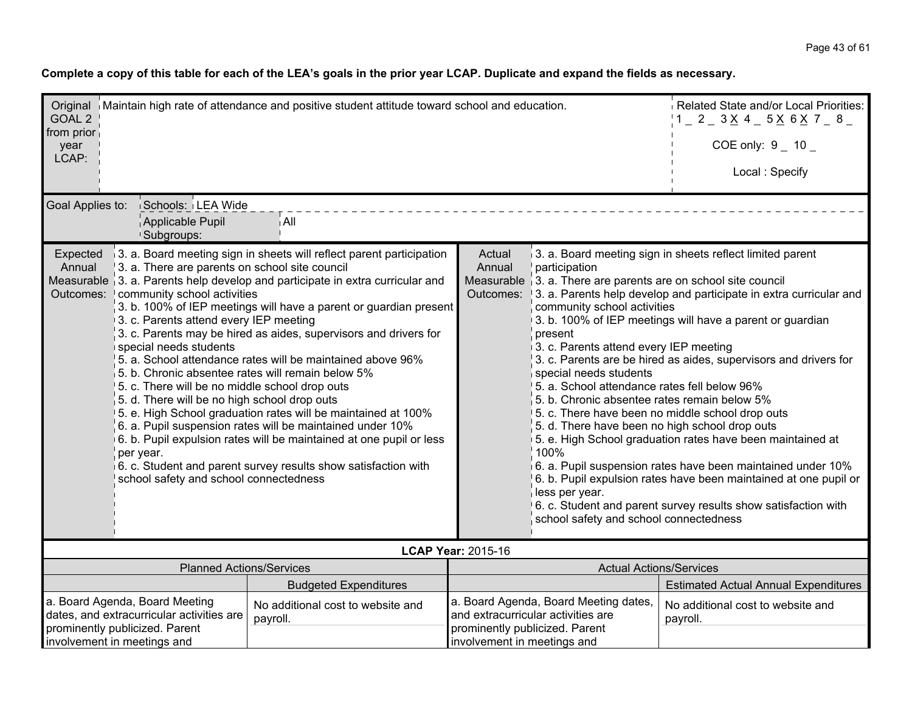**Complete a copy of this table for each of the LEA's goals in the prior year LCAP. Duplicate and expand the fields as necessary.**

| Original GOAL 2 from prior year LCAP: | Maintain high rate of attendance and positive student attitude toward school and education. | Related State and/or Local Priorities: 1 _ 2 _ 3 X 4 _ 5 X 6 X 7 _ 8 _ <br> COE only: 9 _ 10 _ <br> Local : Specify |
|---|---|---|
| Goal Applies to: | Schools: LEA Wide | |
| | Applicable Pupil Subgroups: | All |

| Expected Annual Measurable Outcomes: | | Actual Annual Measurable Outcomes: | |
|---|---|---|---|
| | 3. a. Board meeting sign in sheets will reflect parent participation<br>3. a. There are parents on school site council<br>3. a. Parents help develop and participate in extra curricular and community school activities<br>3. b. 100% of IEP meetings will have a parent or guardian present<br>3. c. Parents attend every IEP meeting<br>3. c. Parents may be hired as aides, supervisors and drivers for special needs students<br>5. a. School attendance rates will be maintained above 96%<br>5. b. Chronic absentee rates will remain below 5%<br>5. c. There will be no middle school drop outs<br>5. d. There will be no high school drop outs<br>5. e. High School graduation rates will be maintained at 100%<br>6. a. Pupil suspension rates will be maintained under 10%<br>6. b. Pupil expulsion rates will be maintained at one pupil or less per year.<br>6. c. Student and parent survey results show satisfaction with school safety and school connectedness | | 3. a. Board meeting sign in sheets reflect limited parent participation<br>3. a. There are parents are on school site council<br>3. a. Parents help develop and participate in extra curricular and community school activities<br>3. b. 100% of IEP meetings will have a parent or guardian present<br>3. c. Parents attend every IEP meeting<br>3. c. Parents are be hired as aides, supervisors and drivers for special needs students<br>5. a. School attendance rates fell below 96%<br>5. b. Chronic absentee rates remain below 5%<br>5. c. There have been no middle school drop outs<br>5. d. There have been no high school drop outs<br>5. e. High School graduation rates have been maintained at 100%<br>6. a. Pupil suspension rates have been maintained under 10%<br>6. b. Pupil expulsion rates have been maintained at one pupil or less per year.<br>6. c. Student and parent survey results show satisfaction with school safety and school connectedness |

**LCAP Year:** 2015-16

| Planned Actions/Services | | Actual Actions/Services | |
|---|---|---|---|
| | Budgeted Expenditures | | Estimated Actual Annual Expenditures |
| a. Board Agenda, Board Meeting dates, and extracurricular activities are prominently publicized. Parent involvement in meetings and | No additional cost to website and payroll. | a. Board Agenda, Board Meeting dates, and extracurricular activities are prominently publicized. Parent involvement in meetings and | No additional cost to website and payroll. |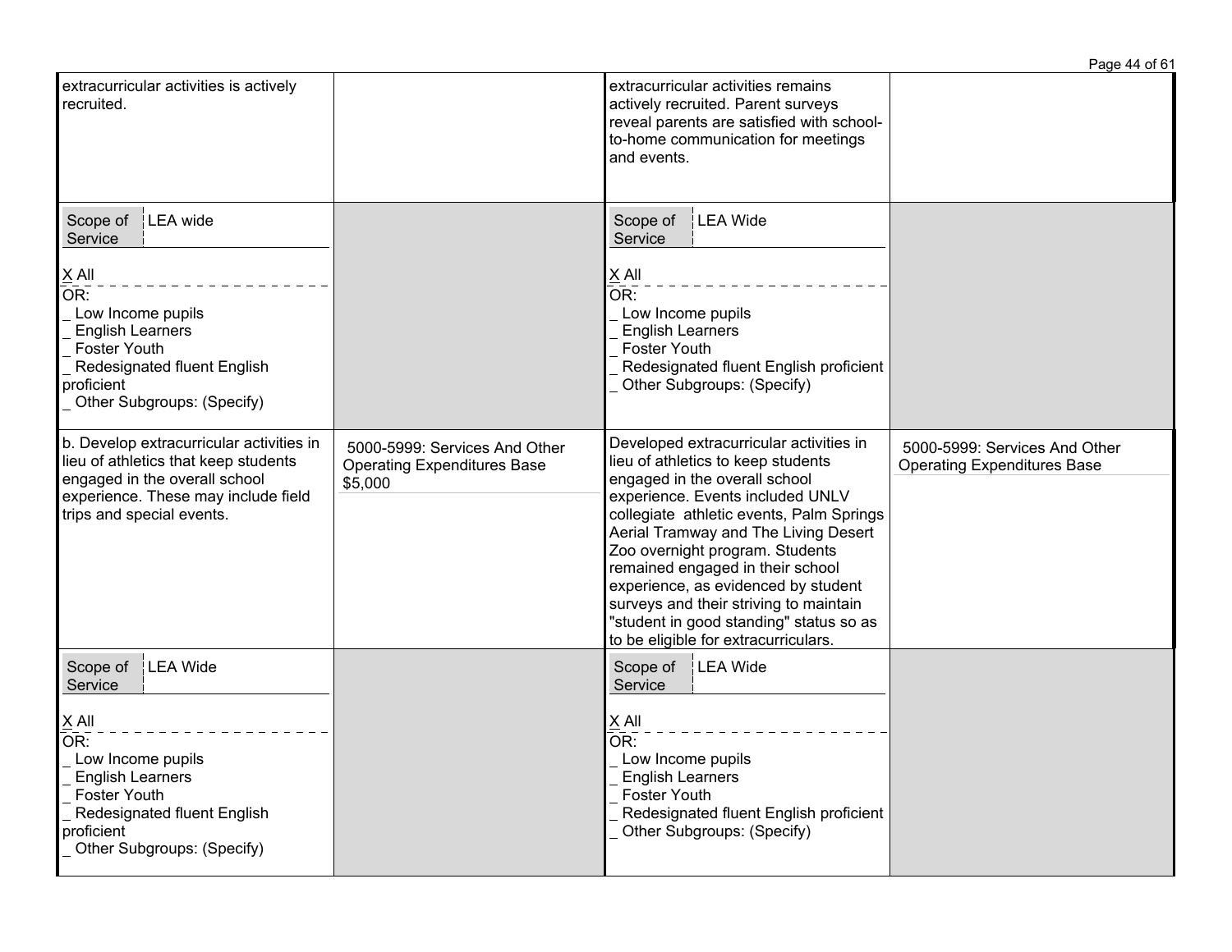| | | | |
|---|---|---|---|
| extracurricular activities is actively recruited. | | extracurricular activities remains actively recruited. Parent surveys reveal parents are satisfied with school-to-home communication for meetings and events. | |
| Scope of Service: LEA wide<br><br>X All<br>OR:<br>_ Low Income pupils<br>_ English Learners<br>_ Foster Youth<br>_ Redesignated fluent English proficient<br>_ Other Subgroups: (Specify) | | Scope of Service: LEA Wide<br><br>X All<br>OR:<br>_ Low Income pupils<br>_ English Learners<br>_ Foster Youth<br>_ Redesignated fluent English proficient<br>_ Other Subgroups: (Specify) | |
| b. Develop extracurricular activities in lieu of athletics that keep students engaged in the overall school experience. These may include field trips and special events. | 5000-5999: Services And Other Operating Expenditures Base $5,000 | Developed extracurricular activities in lieu of athletics to keep students engaged in the overall school experience. Events included UNLV collegiate athletic events, Palm Springs Aerial Tramway and The Living Desert Zoo overnight program. Students remained engaged in their school experience, as evidenced by student surveys and their striving to maintain "student in good standing" status so as to be eligible for extracurriculars. | 5000-5999: Services And Other Operating Expenditures Base |
| Scope of Service: LEA Wide<br><br>X All<br>OR:<br>_ Low Income pupils<br>_ English Learners<br>_ Foster Youth<br>_ Redesignated fluent English proficient<br>_ Other Subgroups: (Specify) | | Scope of Service: LEA Wide<br><br>X All<br>OR:<br>_ Low Income pupils<br>_ English Learners<br>_ Foster Youth<br>_ Redesignated fluent English proficient<br>_ Other Subgroups: (Specify) | |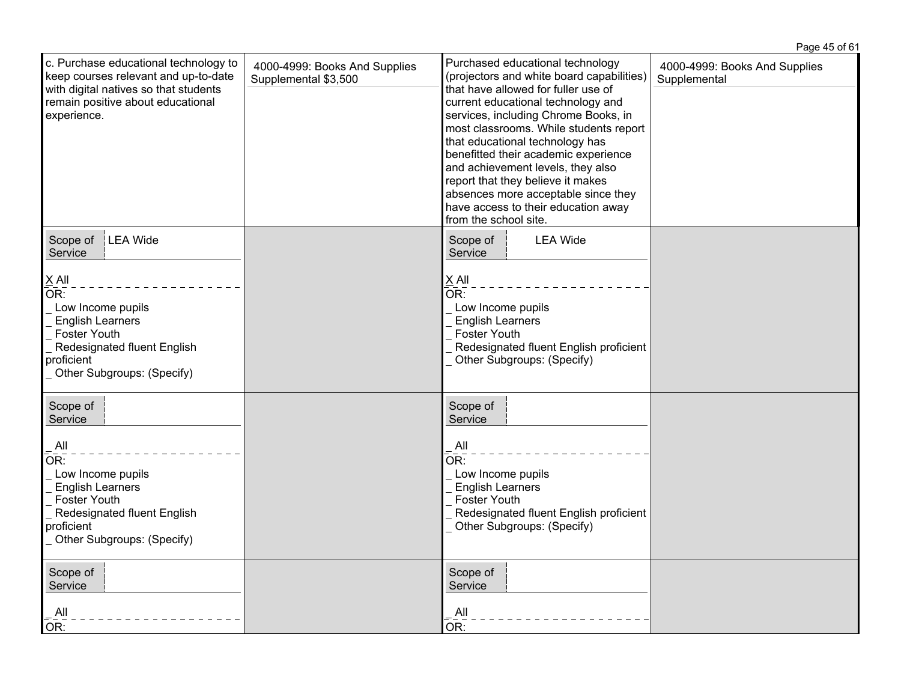| | | | |
|---|---|---|---|
| c. Purchase educational technology to keep courses relevant and up-to-date with digital natives so that students remain positive about educational experience. | 4000-4999: Books And Supplies Supplemental $3,500 | Purchased educational technology (projectors and white board capabilities) that have allowed for fuller use of current educational technology and services, including Chrome Books, in most classrooms. While students report that educational technology has benefitted their academic experience and achievement levels, they also report that they believe it makes absences more acceptable since they have access to their education away from the school site. | 4000-4999: Books And Supplies Supplemental |
| Scope of Service: LEA Wide<br><br>X All<br>OR:<br>_ Low Income pupils<br>_ English Learners<br>_ Foster Youth<br>_ Redesignated fluent English proficient<br>_ Other Subgroups: (Specify) | | Scope of Service: LEA Wide<br><br>X All<br>OR:<br>_ Low Income pupils<br>_ English Learners<br>_ Foster Youth<br>_ Redesignated fluent English proficient<br>_ Other Subgroups: (Specify) | |
| Scope of Service:<br><br>_ All<br>OR:<br>_ Low Income pupils<br>_ English Learners<br>_ Foster Youth<br>_ Redesignated fluent English proficient<br>_ Other Subgroups: (Specify) | | Scope of Service:<br><br>_ All<br>OR:<br>_ Low Income pupils<br>_ English Learners<br>_ Foster Youth<br>_ Redesignated fluent English proficient<br>_ Other Subgroups: (Specify) | |
| Scope of Service:<br><br>_ All<br>OR: | | Scope of Service:<br><br>_ All<br>OR: | |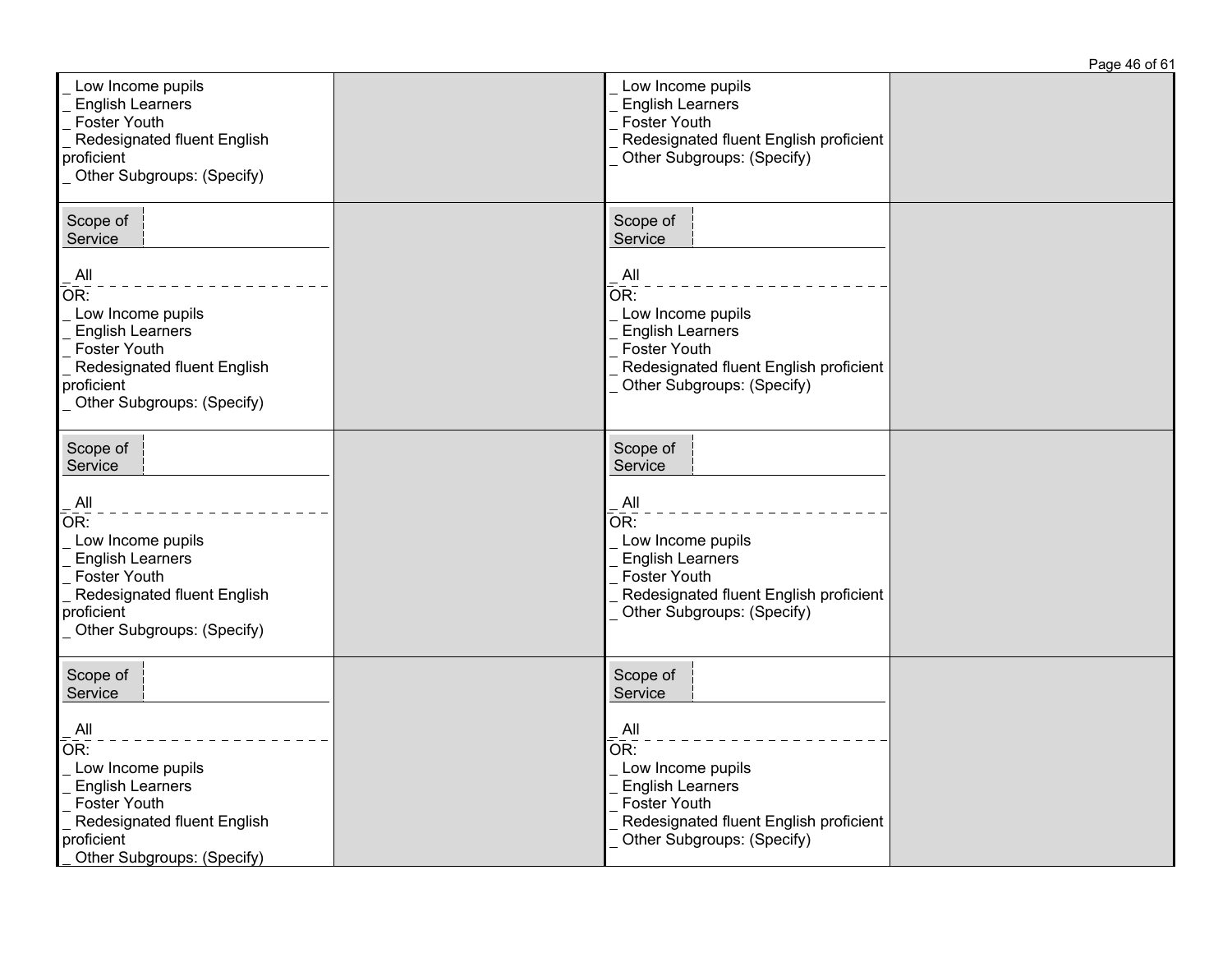| | | | |
|---|---|---|---|
| _ Low Income pupils<br>_ English Learners<br>_ Foster Youth<br>_ Redesignated fluent English proficient<br>_ Other Subgroups: (Specify) | | _ Low Income pupils<br>_ English Learners<br>_ Foster Youth<br>_ Redesignated fluent English proficient<br>_ Other Subgroups: (Specify) | |
| Scope of Service<br><br>_ All<br>OR:<br>_ Low Income pupils<br>_ English Learners<br>_ Foster Youth<br>_ Redesignated fluent English proficient<br>_ Other Subgroups: (Specify) | | Scope of Service<br><br>_ All<br>OR:<br>_ Low Income pupils<br>_ English Learners<br>_ Foster Youth<br>_ Redesignated fluent English proficient<br>_ Other Subgroups: (Specify) | |
| Scope of Service<br><br>_ All<br>OR:<br>_ Low Income pupils<br>_ English Learners<br>_ Foster Youth<br>_ Redesignated fluent English proficient<br>_ Other Subgroups: (Specify) | | Scope of Service<br><br>_ All<br>OR:<br>_ Low Income pupils<br>_ English Learners<br>_ Foster Youth<br>_ Redesignated fluent English proficient<br>_ Other Subgroups: (Specify) | |
| Scope of Service<br><br>_ All<br>OR:<br>_ Low Income pupils<br>_ English Learners<br>_ Foster Youth<br>_ Redesignated fluent English proficient<br>_ Other Subgroups: (Specify) | | Scope of Service<br><br>_ All<br>OR:<br>_ Low Income pupils<br>_ English Learners<br>_ Foster Youth<br>_ Redesignated fluent English proficient<br>_ Other Subgroups: (Specify) | |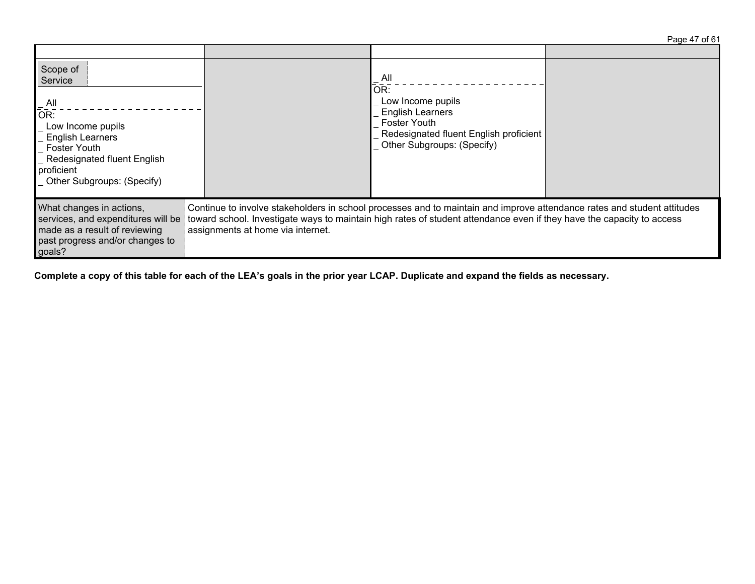| | | | |
|---|---|---|---|
| Scope of Service<br><br>_ All<br>OR:<br>_ Low Income pupils<br>_ English Learners<br>_ Foster Youth<br>_ Redesignated fluent English proficient<br>_ Other Subgroups: (Specify) | | _ All<br>OR:<br>_ Low Income pupils<br>_ English Learners<br>_ Foster Youth<br>_ Redesignated fluent English proficient<br>_ Other Subgroups: (Specify) | |

| | |
|---|---|
| What changes in actions, services, and expenditures will be made as a result of reviewing past progress and/or changes to goals? | Continue to involve stakeholders in school processes and to maintain and improve attendance rates and student attitudes toward school. Investigate ways to maintain high rates of student attendance even if they have the capacity to access assignments at home via internet. |

**Complete a copy of this table for each of the LEA's goals in the prior year LCAP. Duplicate and expand the fields as necessary.**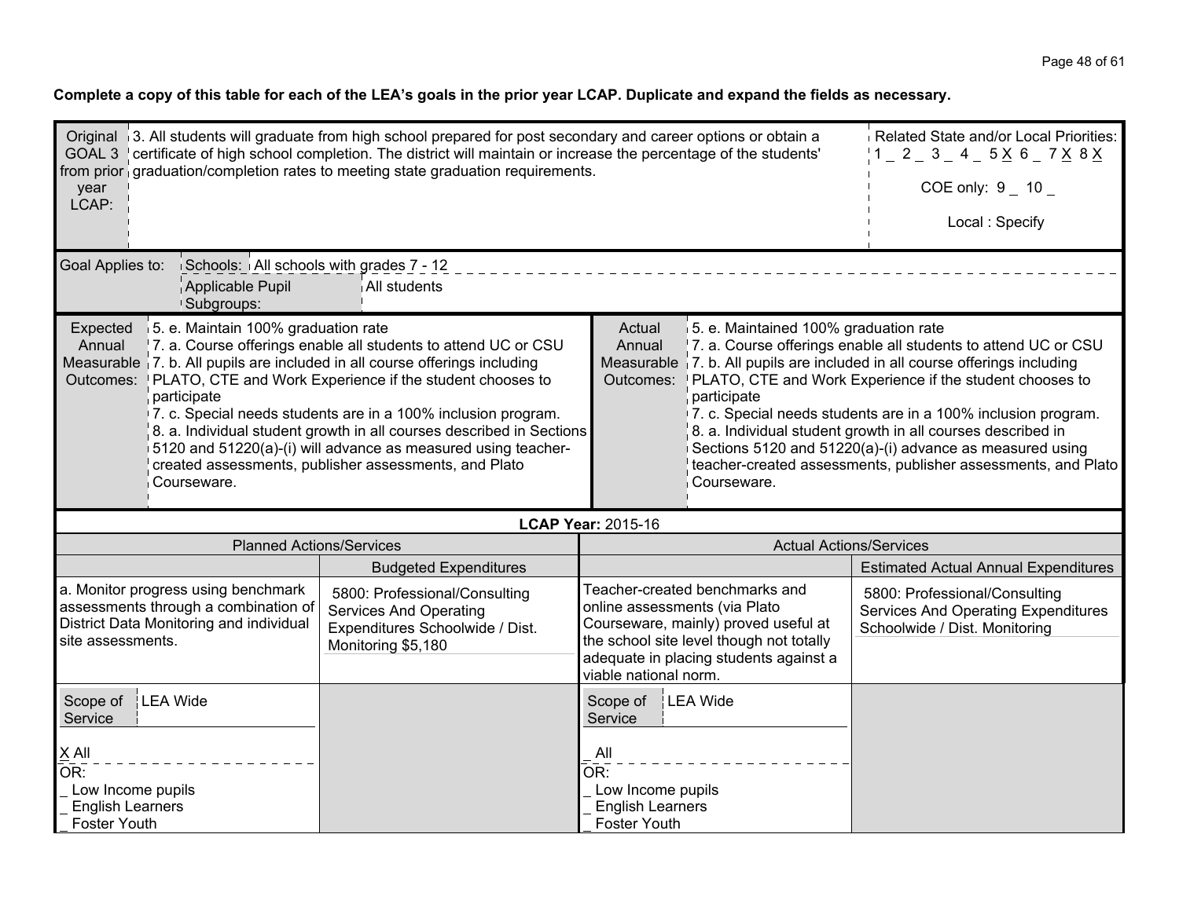**Complete a copy of this table for each of the LEA's goals in the prior year LCAP. Duplicate and expand the fields as necessary.**

| Original GOAL 3 from prior year LCAP: | 3. All students will graduate from high school prepared for post secondary and career options or obtain a certificate of high school completion. The district will maintain or increase the percentage of the students' graduation/completion rates to meeting state graduation requirements. | Related State and/or Local Priorities: 1 _ 2 _ 3 _ 4 _ 5 X 6 _ 7 X 8 X<br><br>COE only: 9 _ 10 _<br><br>Local : Specify |
|---|---|---|

| Goal Applies to: | Schools: | All schools with grades 7 - 12 |
|---|---|---|
| | Applicable Pupil Subgroups: | All students |

| Expected Annual Measurable Outcomes: | Actual Annual Measurable Outcomes: |
|---|---|
| 5. e. Maintain 100% graduation rate<br>7. a. Course offerings enable all students to attend UC or CSU<br>7. b. All pupils are included in all course offerings including PLATO, CTE and Work Experience if the student chooses to participate<br>7. c. Special needs students are in a 100% inclusion program.<br>8. a. Individual student growth in all courses described in Sections 5120 and 51220(a)-(i) will advance as measured using teacher-created assessments, publisher assessments, and Plato Courseware. | 5. e. Maintained 100% graduation rate<br>7. a. Course offerings enable all students to attend UC or CSU<br>7. b. All pupils are included in all course offerings including PLATO, CTE and Work Experience if the student chooses to participate<br>7. c. Special needs students are in a 100% inclusion program.<br>8. a. Individual student growth in all courses described in Sections 5120 and 51220(a)-(i) advance as measured using teacher-created assessments, publisher assessments, and Plato Courseware. |

**LCAP Year:** 2015-16

| Planned Actions/Services | | Actual Actions/Services | |
|---|---|---|---|
| | Budgeted Expenditures | | Estimated Actual Annual Expenditures |
| a. Monitor progress using benchmark assessments through a combination of District Data Monitoring and individual site assessments. | 5800: Professional/Consulting Services And Operating Expenditures Schoolwide / Dist. Monitoring $5,180 | Teacher-created benchmarks and online assessments (via Plato Courseware, mainly) proved useful at the school site level though not totally adequate in placing students against a viable national norm. | 5800: Professional/Consulting Services And Operating Expenditures Schoolwide / Dist. Monitoring |
| Scope of Service: LEA Wide<br><br>X All<br>OR:<br>_ Low Income pupils<br>_ English Learners<br>_ Foster Youth | | Scope of Service: LEA Wide<br><br>_ All<br>OR:<br>_ Low Income pupils<br>_ English Learners<br>_ Foster Youth | |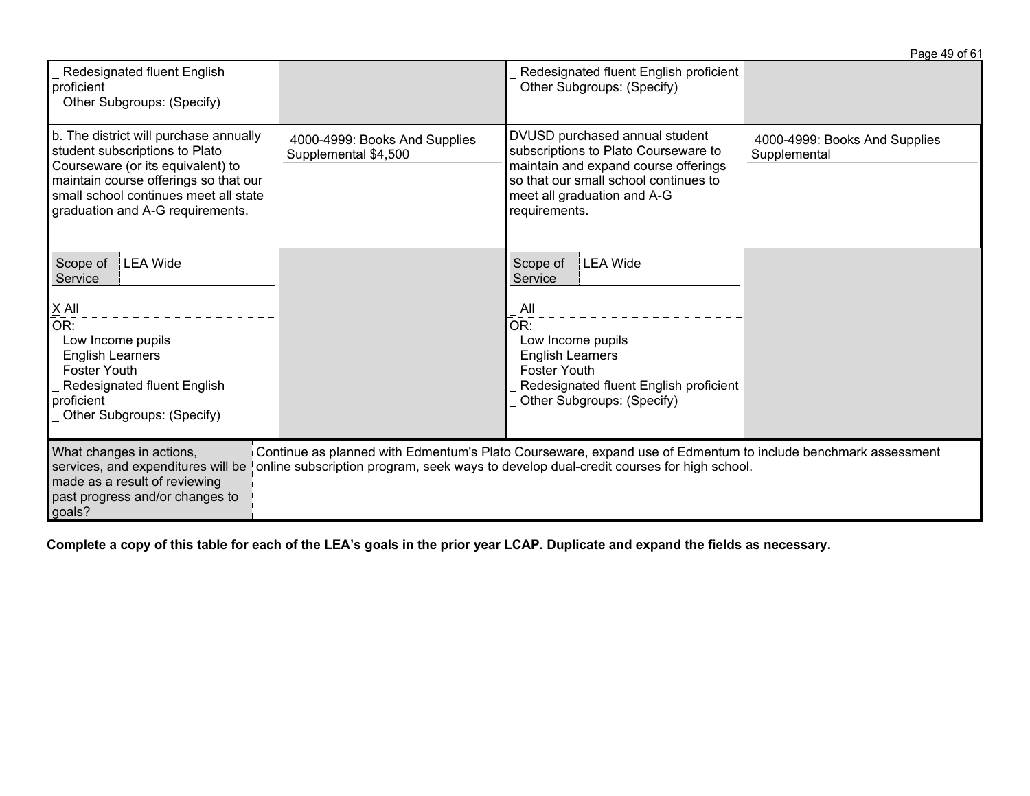| | | | |
|---|---|---|---|
| _ Redesignated fluent English proficient<br>_ Other Subgroups: (Specify) | | _ Redesignated fluent English proficient<br>_ Other Subgroups: (Specify) | |
| b. The district will purchase annually student subscriptions to Plato Courseware (or its equivalent) to maintain course offerings so that our small school continues meet all state graduation and A-G requirements. | 4000-4999: Books And Supplies Supplemental $4,500 | DVUSD purchased annual student subscriptions to Plato Courseware to maintain and expand course offerings so that our small school continues to meet all graduation and A-G requirements. | 4000-4999: Books And Supplies Supplemental |
| Scope of Service: LEA Wide<br><br>X All<br>OR:<br>_ Low Income pupils<br>_ English Learners<br>_ Foster Youth<br>_ Redesignated fluent English proficient<br>_ Other Subgroups: (Specify) | | Scope of Service: LEA Wide<br><br>_ All<br>OR:<br>_ Low Income pupils<br>_ English Learners<br>_ Foster Youth<br>_ Redesignated fluent English proficient<br>_ Other Subgroups: (Specify) | |

| | |
|---|---|
| What changes in actions, services, and expenditures will be made as a result of reviewing past progress and/or changes to goals? | Continue as planned with Edmentum's Plato Courseware, expand use of Edmentum to include benchmark assessment online subscription program, seek ways to develop dual-credit courses for high school. |

**Complete a copy of this table for each of the LEA's goals in the prior year LCAP. Duplicate and expand the fields as necessary.**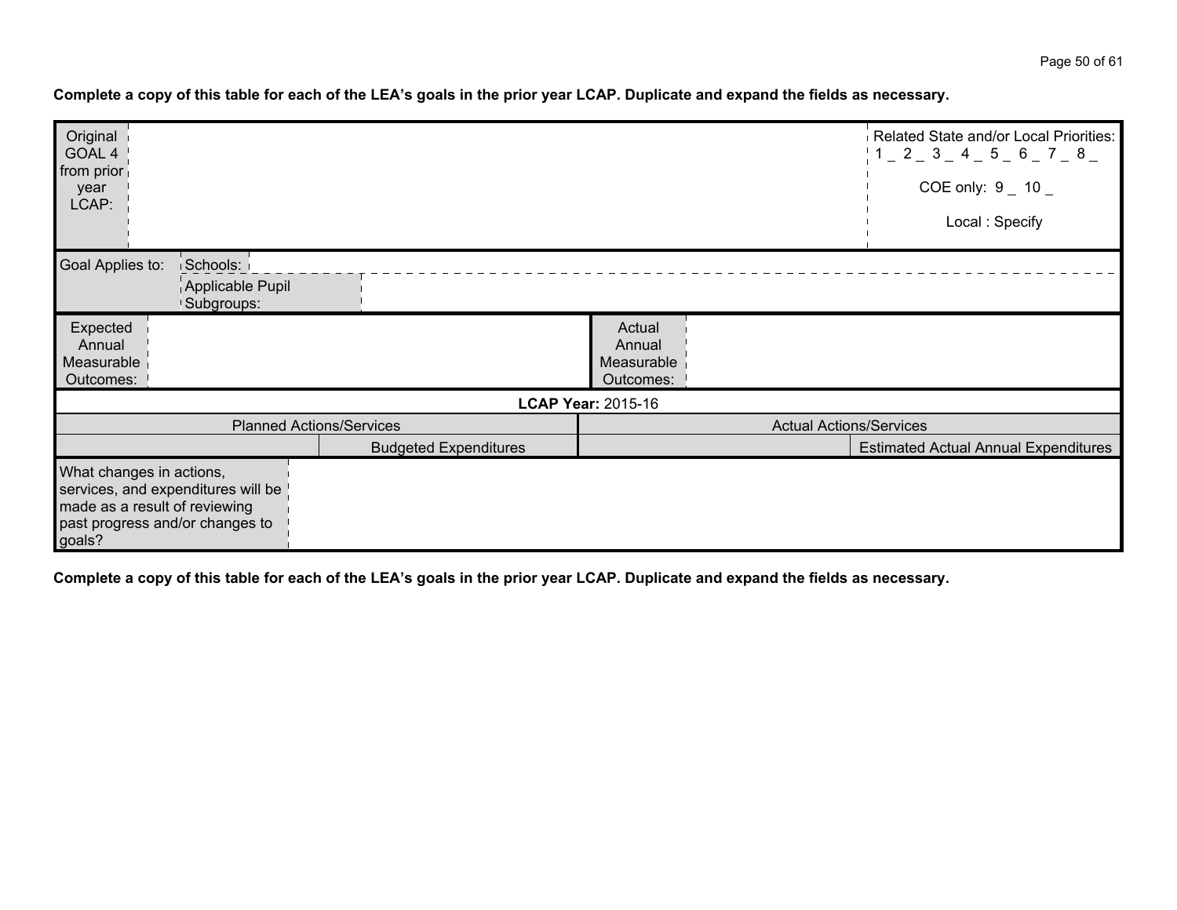**Complete a copy of this table for each of the LEA's goals in the prior year LCAP. Duplicate and expand the fields as necessary.**

| Original GOAL 4 from prior year LCAP: | | Related State and/or Local Priorities: 1 _ 2 _ 3 _ 4 _ 5 _ 6 _ 7 _ 8 _ COE only: 9 _ 10 _ Local : Specify |
|---|---|---|

| Goal Applies to: | Schools: | |
|---|---|---|
| | Applicable Pupil Subgroups: | |

| Expected Annual Measurable Outcomes: | | Actual Annual Measurable Outcomes: | |
|---|---|---|---|

| **LCAP Year:** 2015-16 | | | |
|---|---|---|---|
| Planned Actions/Services | | Actual Actions/Services | |
| | Budgeted Expenditures | | Estimated Actual Annual Expenditures |

| What changes in actions, services, and expenditures will be made as a result of reviewing past progress and/or changes to goals? | |
|---|---|

**Complete a copy of this table for each of the LEA's goals in the prior year LCAP. Duplicate and expand the fields as necessary.**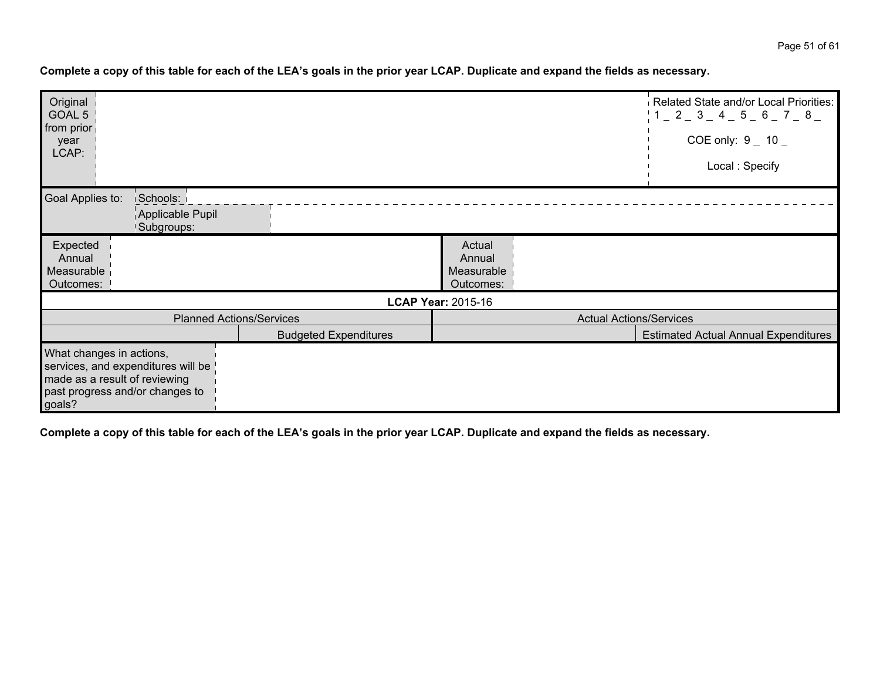**Complete a copy of this table for each of the LEA's goals in the prior year LCAP. Duplicate and expand the fields as necessary.**

| Original GOAL 5 from prior year LCAP: | | Related State and/or Local Priorities: 1 _ 2 _ 3 _ 4 _ 5 _ 6 _ 7 _ 8 _ COE only: 9 _ 10 _ Local : Specify |
|---|---|---|

| Goal Applies to: | Schools: | |
|---|---|---|
| | Applicable Pupil Subgroups: | |

| Expected Annual Measurable Outcomes: | | Actual Annual Measurable Outcomes: | |
|---|---|---|---|

| **LCAP Year:** 2015-16 | | | |
|---|---|---|---|
| Planned Actions/Services | | Actual Actions/Services | |
| | Budgeted Expenditures | | Estimated Actual Annual Expenditures |

| What changes in actions, services, and expenditures will be made as a result of reviewing past progress and/or changes to goals? | |
|---|---|

**Complete a copy of this table for each of the LEA's goals in the prior year LCAP. Duplicate and expand the fields as necessary.**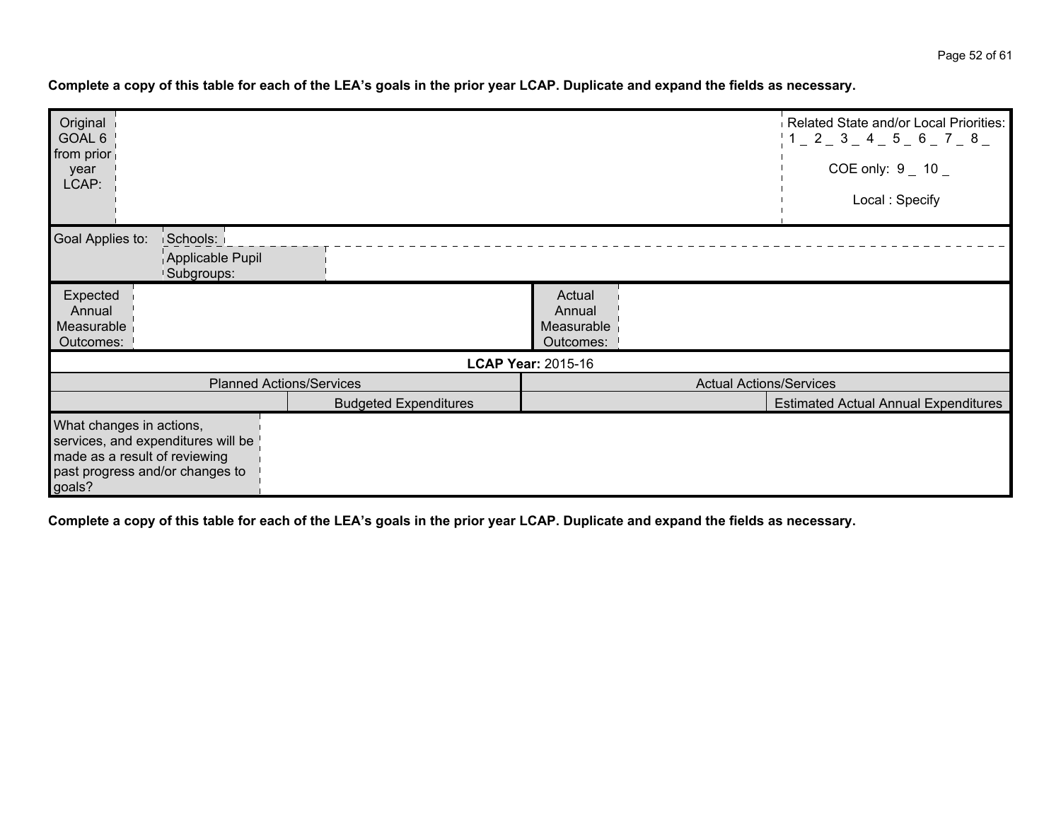**Complete a copy of this table for each of the LEA's goals in the prior year LCAP. Duplicate and expand the fields as necessary.**

| Original GOAL 6 from prior year LCAP: | | | | Related State and/or Local Priorities: 1 _ 2 _ 3 _ 4 _ 5 _ 6 _ 7 _ 8 _ COE only: 9 _ 10 _ Local : Specify |
|---|---|---|---|---|
| Goal Applies to: | Schools: | | | |
| | Applicable Pupil Subgroups: | | | |
| Expected Annual Measurable Outcomes: | | Actual Annual Measurable Outcomes: | | |
| **LCAP Year:** 2015-16 | | | | |
| Planned Actions/Services | | Actual Actions/Services | | |
| | Budgeted Expenditures | | Estimated Actual Annual Expenditures | |
| What changes in actions, services, and expenditures will be made as a result of reviewing past progress and/or changes to goals? | | | | |

**Complete a copy of this table for each of the LEA's goals in the prior year LCAP. Duplicate and expand the fields as necessary.**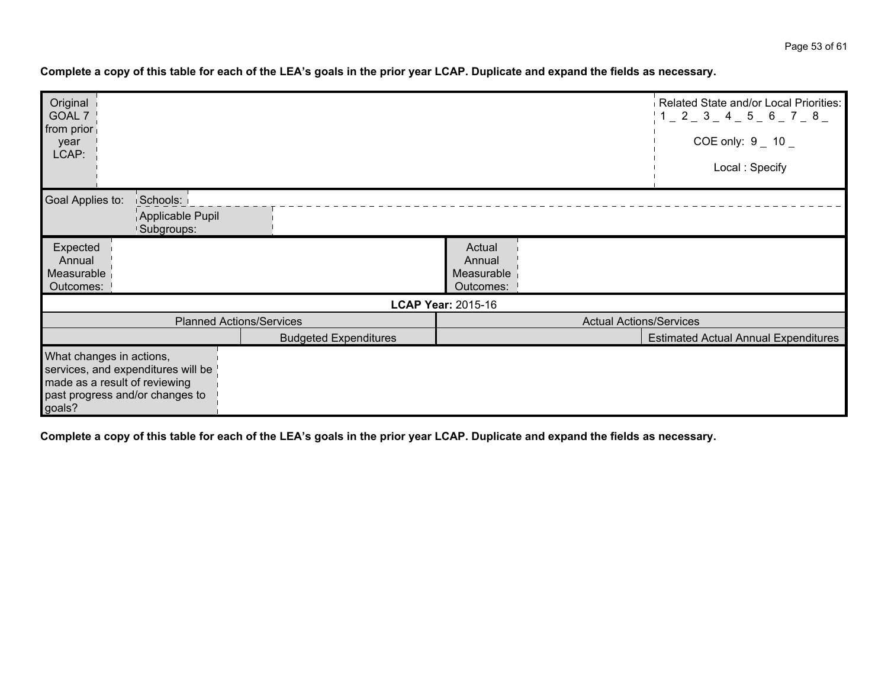**Complete a copy of this table for each of the LEA's goals in the prior year LCAP. Duplicate and expand the fields as necessary.**

| Original GOAL 7 from prior year LCAP: | | | Related State and/or Local Priorities: 1 _ 2 _ 3 _ 4 _ 5 _ 6 _ 7 _ 8 _ COE only: 9 _ 10 _ Local : Specify |
|---|---|---|---|
| Goal Applies to: | Schools: | | |
| | Applicable Pupil Subgroups: | | |
| Expected Annual Measurable Outcomes: | | Actual Annual Measurable Outcomes: | |
| **LCAP Year:** 2015-16 | | | |
| Planned Actions/Services | | Actual Actions/Services | |
| | Budgeted Expenditures | | Estimated Actual Annual Expenditures |
| What changes in actions, services, and expenditures will be made as a result of reviewing past progress and/or changes to goals? | | | |

**Complete a copy of this table for each of the LEA's goals in the prior year LCAP. Duplicate and expand the fields as necessary.**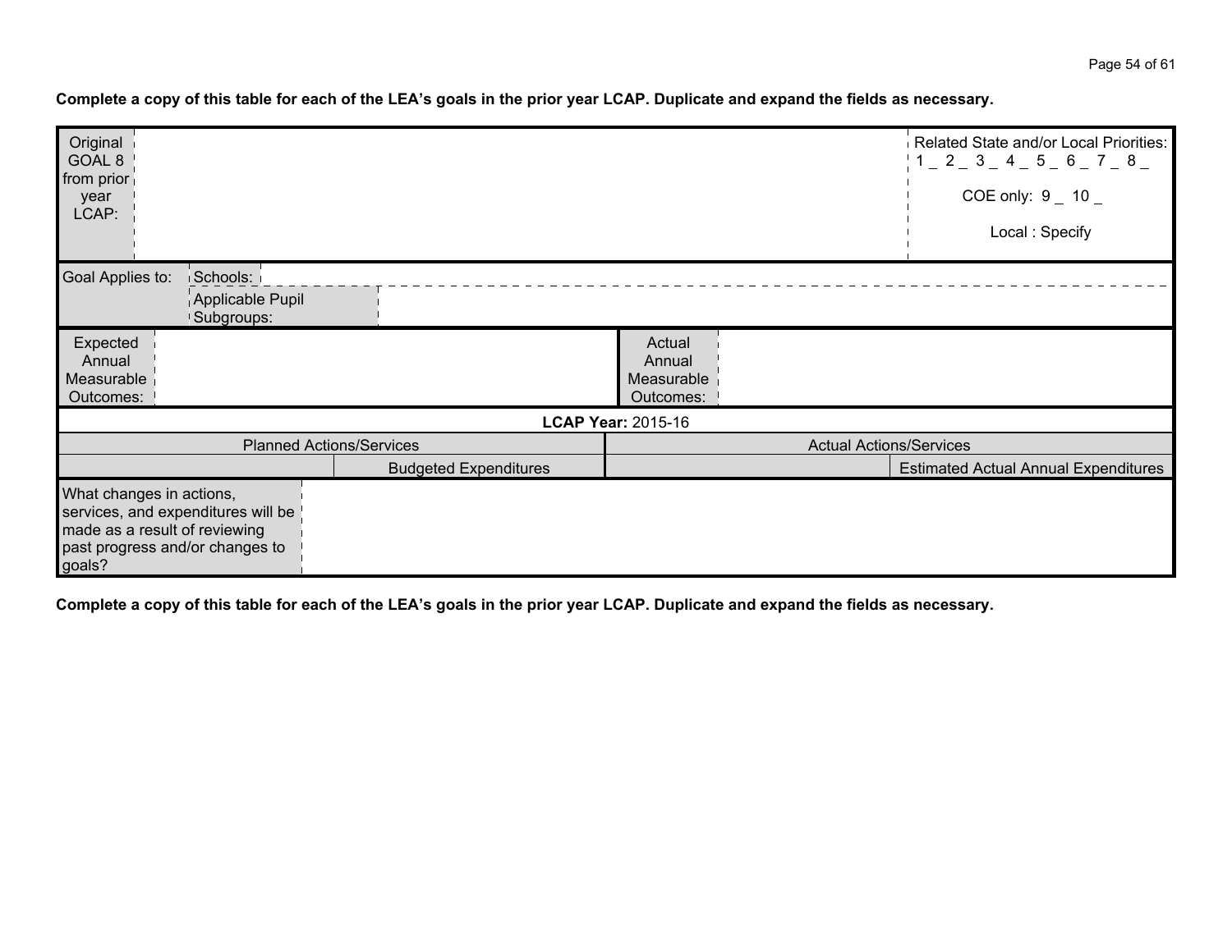**Complete a copy of this table for each of the LEA's goals in the prior year LCAP. Duplicate and expand the fields as necessary.**

| Original GOAL 8 from prior year LCAP: | | | | Related State and/or Local Priorities: 1 _ 2 _ 3 _ 4 _ 5 _ 6 _ 7 _ 8 _ COE only: 9 _ 10 _ Local : Specify |
|---|---|---|---|---|
| Goal Applies to: | Schools: | | | |
| | Applicable Pupil Subgroups: | | | |
| Expected Annual Measurable Outcomes: | | Actual Annual Measurable Outcomes: | | |
| **LCAP Year:** 2015-16 | | | | |
| Planned Actions/Services | | Actual Actions/Services | | |
| | Budgeted Expenditures | | Estimated Actual Annual Expenditures | |
| What changes in actions, services, and expenditures will be made as a result of reviewing past progress and/or changes to goals? | | | | |

**Complete a copy of this table for each of the LEA's goals in the prior year LCAP. Duplicate and expand the fields as necessary.**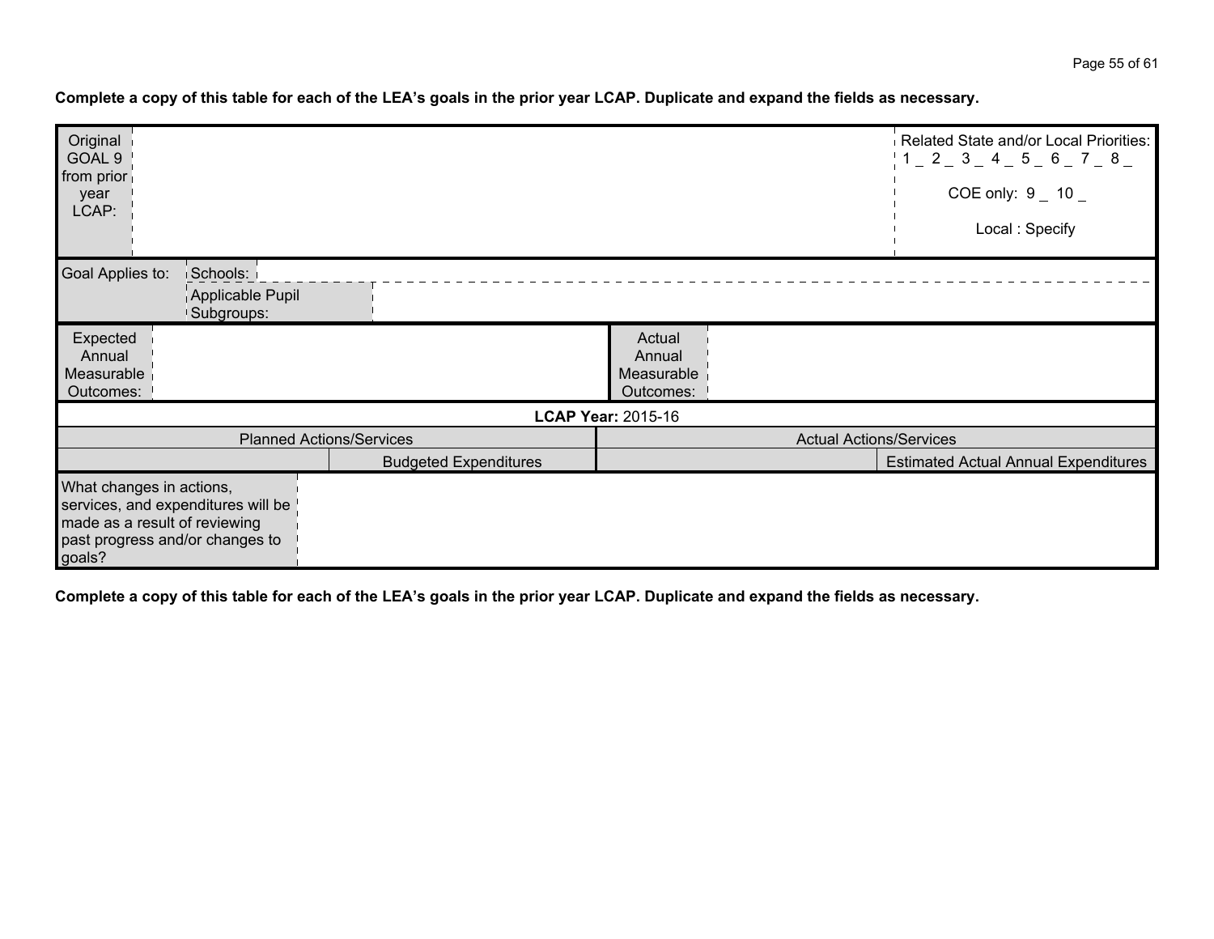**Complete a copy of this table for each of the LEA's goals in the prior year LCAP. Duplicate and expand the fields as necessary.**

| Original GOAL 9 from prior year LCAP: | | | Related State and/or Local Priorities: 1 _ 2 _ 3 _ 4 _ 5 _ 6 _ 7 _ 8 _ COE only: 9 _ 10 _ Local : Specify |
|---|---|---|---|
| Goal Applies to: | Schools: | | |
| | Applicable Pupil Subgroups: | | |
| Expected Annual Measurable Outcomes: | | Actual Annual Measurable Outcomes: | |
| **LCAP Year:** 2015-16 | | | |
| Planned Actions/Services | | Actual Actions/Services | |
| | Budgeted Expenditures | | Estimated Actual Annual Expenditures |
| What changes in actions, services, and expenditures will be made as a result of reviewing past progress and/or changes to goals? | | | |

**Complete a copy of this table for each of the LEA's goals in the prior year LCAP. Duplicate and expand the fields as necessary.**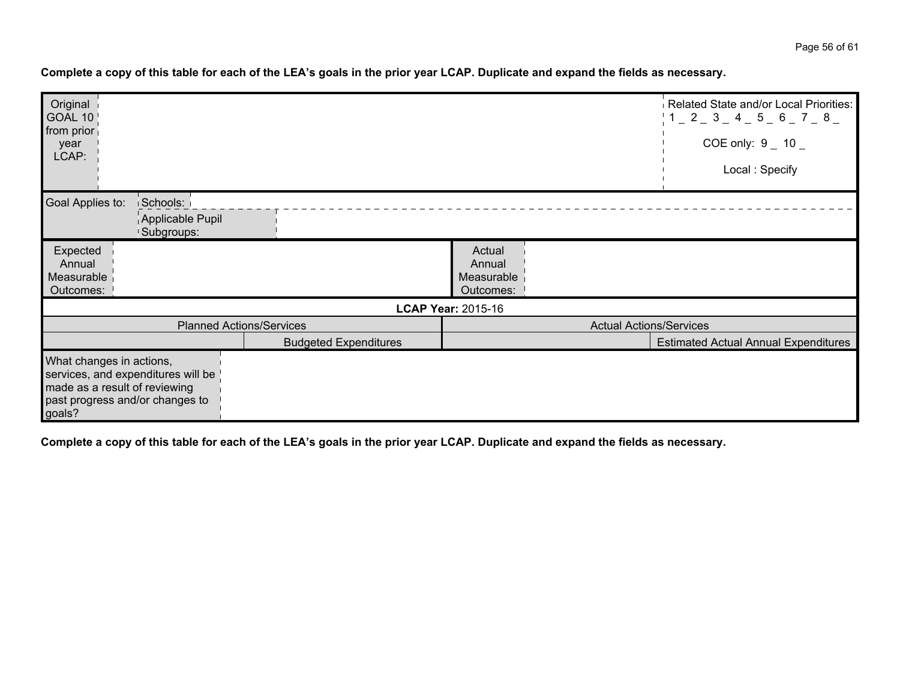**Complete a copy of this table for each of the LEA's goals in the prior year LCAP. Duplicate and expand the fields as necessary.**

| Original GOAL 10 from prior year LCAP: | | | Related State and/or Local Priorities: 1 _ 2 _ 3 _ 4 _ 5 _ 6 _ 7 _ 8 _ COE only: 9 _ 10 _ Local : Specify |
|---|---|---|---|
| Goal Applies to: | Schools: | | |
| | Applicable Pupil Subgroups: | | |
| Expected Annual Measurable Outcomes: | | Actual Annual Measurable Outcomes: | |
| **LCAP Year:** 2015-16 | | | |
| Planned Actions/Services | | Actual Actions/Services | |
| | Budgeted Expenditures | | Estimated Actual Annual Expenditures |
| What changes in actions, services, and expenditures will be made as a result of reviewing past progress and/or changes to goals? | | | |

**Complete a copy of this table for each of the LEA's goals in the prior year LCAP. Duplicate and expand the fields as necessary.**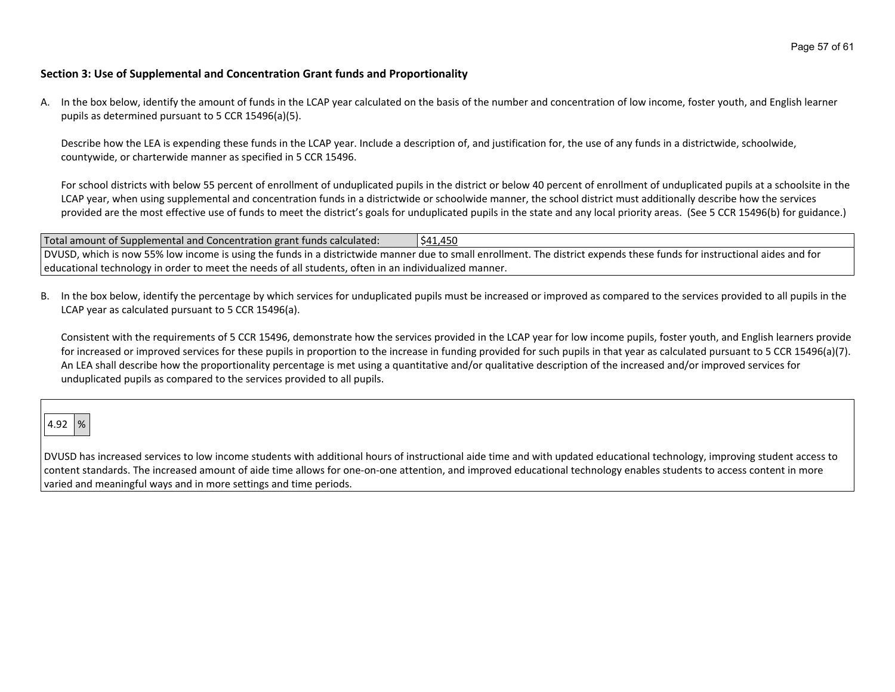### Section 3: Use of Supplemental and Concentration Grant funds and Proportionality

A. In the box below, identify the amount of funds in the LCAP year calculated on the basis of the number and concentration of low income, foster youth, and English learner pupils as determined pursuant to 5 CCR 15496(a)(5).

   Describe how the LEA is expending these funds in the LCAP year. Include a description of, and justification for, the use of any funds in a districtwide, schoolwide, countywide, or charterwide manner as specified in 5 CCR 15496.

   For school districts with below 55 percent of enrollment of unduplicated pupils in the district or below 40 percent of enrollment of unduplicated pupils at a schoolsite in the LCAP year, when using supplemental and concentration funds in a districtwide or schoolwide manner, the school district must additionally describe how the services provided are the most effective use of funds to meet the district's goals for unduplicated pupils in the state and any local priority areas. (See 5 CCR 15496(b) for guidance.)

| Total amount of Supplemental and Concentration grant funds calculated: | $41,450 |
|---|---|
| DVUSD, which is now 55% low income is using the funds in a districtwide manner due to small enrollment. The district expends these funds for instructional aides and for educational technology in order to meet the needs of all students, often in an individualized manner. | |

B. In the box below, identify the percentage by which services for unduplicated pupils must be increased or improved as compared to the services provided to all pupils in the LCAP year as calculated pursuant to 5 CCR 15496(a).

   Consistent with the requirements of 5 CCR 15496, demonstrate how the services provided in the LCAP year for low income pupils, foster youth, and English learners provide for increased or improved services for these pupils in proportion to the increase in funding provided for such pupils in that year as calculated pursuant to 5 CCR 15496(a)(7). An LEA shall describe how the proportionality percentage is met using a quantitative and/or qualitative description of the increased and/or improved services for unduplicated pupils as compared to the services provided to all pupils.

| 4.92 | % |
|---|---|

DVUSD has increased services to low income students with additional hours of instructional aide time and with updated educational technology, improving student access to content standards. The increased amount of aide time allows for one-on-one attention, and improved educational technology enables students to access content in more varied and meaningful ways and in more settings and time periods.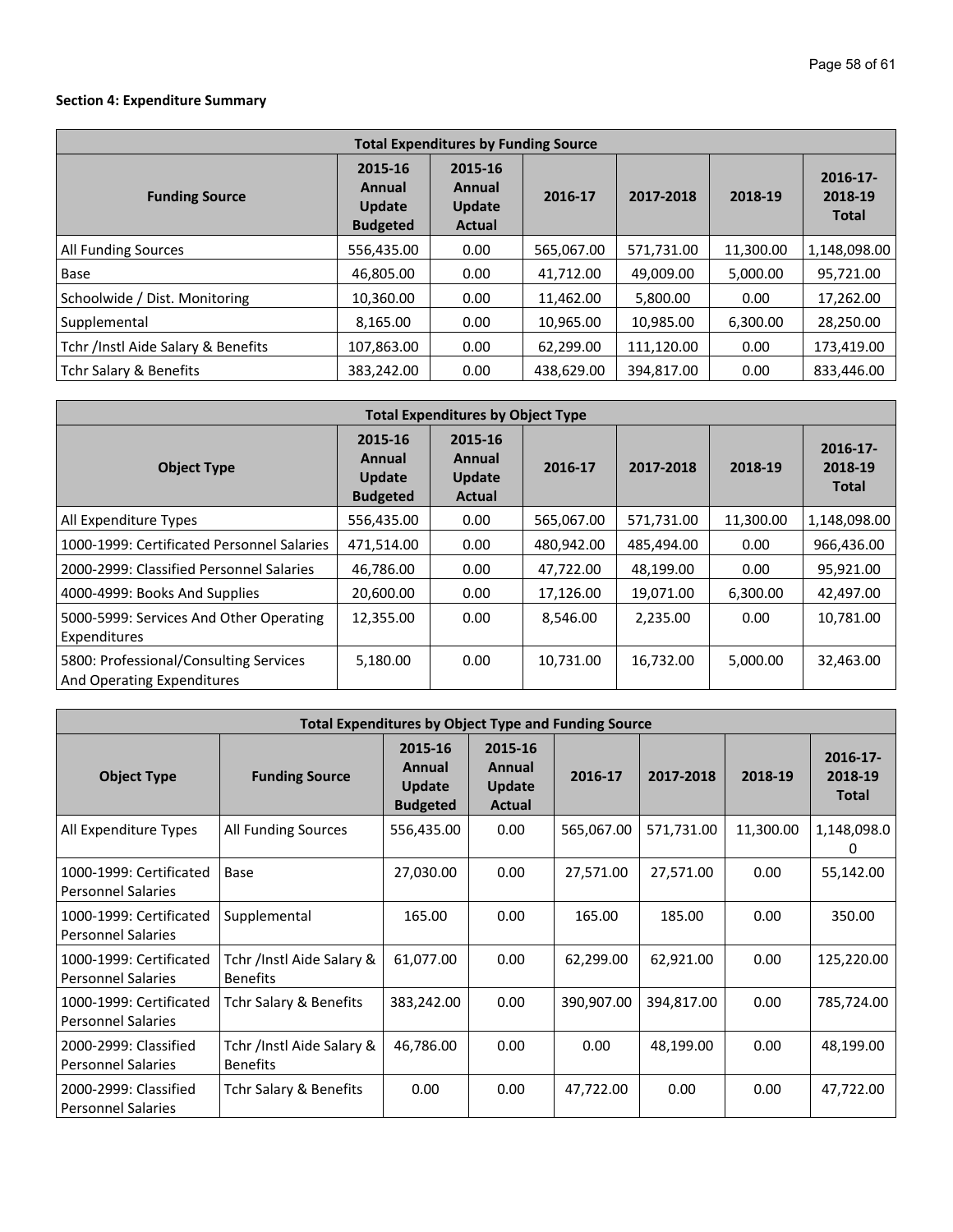**Section 4: Expenditure Summary**

| Total Expenditures by Funding Source | | | | | | |
|---|---|---|---|---|---|---|
| **Funding Source** | **2015-16 Annual Update Budgeted** | **2015-16 Annual Update Actual** | **2016-17** | **2017-2018** | **2018-19** | **2016-17-2018-19 Total** |
| All Funding Sources | 556,435.00 | 0.00 | 565,067.00 | 571,731.00 | 11,300.00 | 1,148,098.00 |
| Base | 46,805.00 | 0.00 | 41,712.00 | 49,009.00 | 5,000.00 | 95,721.00 |
| Schoolwide / Dist. Monitoring | 10,360.00 | 0.00 | 11,462.00 | 5,800.00 | 0.00 | 17,262.00 |
| Supplemental | 8,165.00 | 0.00 | 10,965.00 | 10,985.00 | 6,300.00 | 28,250.00 |
| Tchr /Instl Aide Salary & Benefits | 107,863.00 | 0.00 | 62,299.00 | 111,120.00 | 0.00 | 173,419.00 |
| Tchr Salary & Benefits | 383,242.00 | 0.00 | 438,629.00 | 394,817.00 | 0.00 | 833,446.00 |

| Total Expenditures by Object Type | | | | | | |
|---|---|---|---|---|---|---|
| **Object Type** | **2015-16 Annual Update Budgeted** | **2015-16 Annual Update Actual** | **2016-17** | **2017-2018** | **2018-19** | **2016-17-2018-19 Total** |
| All Expenditure Types | 556,435.00 | 0.00 | 565,067.00 | 571,731.00 | 11,300.00 | 1,148,098.00 |
| 1000-1999: Certificated Personnel Salaries | 471,514.00 | 0.00 | 480,942.00 | 485,494.00 | 0.00 | 966,436.00 |
| 2000-2999: Classified Personnel Salaries | 46,786.00 | 0.00 | 47,722.00 | 48,199.00 | 0.00 | 95,921.00 |
| 4000-4999: Books And Supplies | 20,600.00 | 0.00 | 17,126.00 | 19,071.00 | 6,300.00 | 42,497.00 |
| 5000-5999: Services And Other Operating Expenditures | 12,355.00 | 0.00 | 8,546.00 | 2,235.00 | 0.00 | 10,781.00 |
| 5800: Professional/Consulting Services And Operating Expenditures | 5,180.00 | 0.00 | 10,731.00 | 16,732.00 | 5,000.00 | 32,463.00 |

| Total Expenditures by Object Type and Funding Source | | | | | | | |
|---|---|---|---|---|---|---|---|
| **Object Type** | **Funding Source** | **2015-16 Annual Update Budgeted** | **2015-16 Annual Update Actual** | **2016-17** | **2017-2018** | **2018-19** | **2016-17-2018-19 Total** |
| All Expenditure Types | All Funding Sources | 556,435.00 | 0.00 | 565,067.00 | 571,731.00 | 11,300.00 | 1,148,098.00 |
| 1000-1999: Certificated Personnel Salaries | Base | 27,030.00 | 0.00 | 27,571.00 | 27,571.00 | 0.00 | 55,142.00 |
| 1000-1999: Certificated Personnel Salaries | Supplemental | 165.00 | 0.00 | 165.00 | 185.00 | 0.00 | 350.00 |
| 1000-1999: Certificated Personnel Salaries | Tchr /Instl Aide Salary & Benefits | 61,077.00 | 0.00 | 62,299.00 | 62,921.00 | 0.00 | 125,220.00 |
| 1000-1999: Certificated Personnel Salaries | Tchr Salary & Benefits | 383,242.00 | 0.00 | 390,907.00 | 394,817.00 | 0.00 | 785,724.00 |
| 2000-2999: Classified Personnel Salaries | Tchr /Instl Aide Salary & Benefits | 46,786.00 | 0.00 | 0.00 | 48,199.00 | 0.00 | 48,199.00 |
| 2000-2999: Classified Personnel Salaries | Tchr Salary & Benefits | 0.00 | 0.00 | 47,722.00 | 0.00 | 0.00 | 47,722.00 |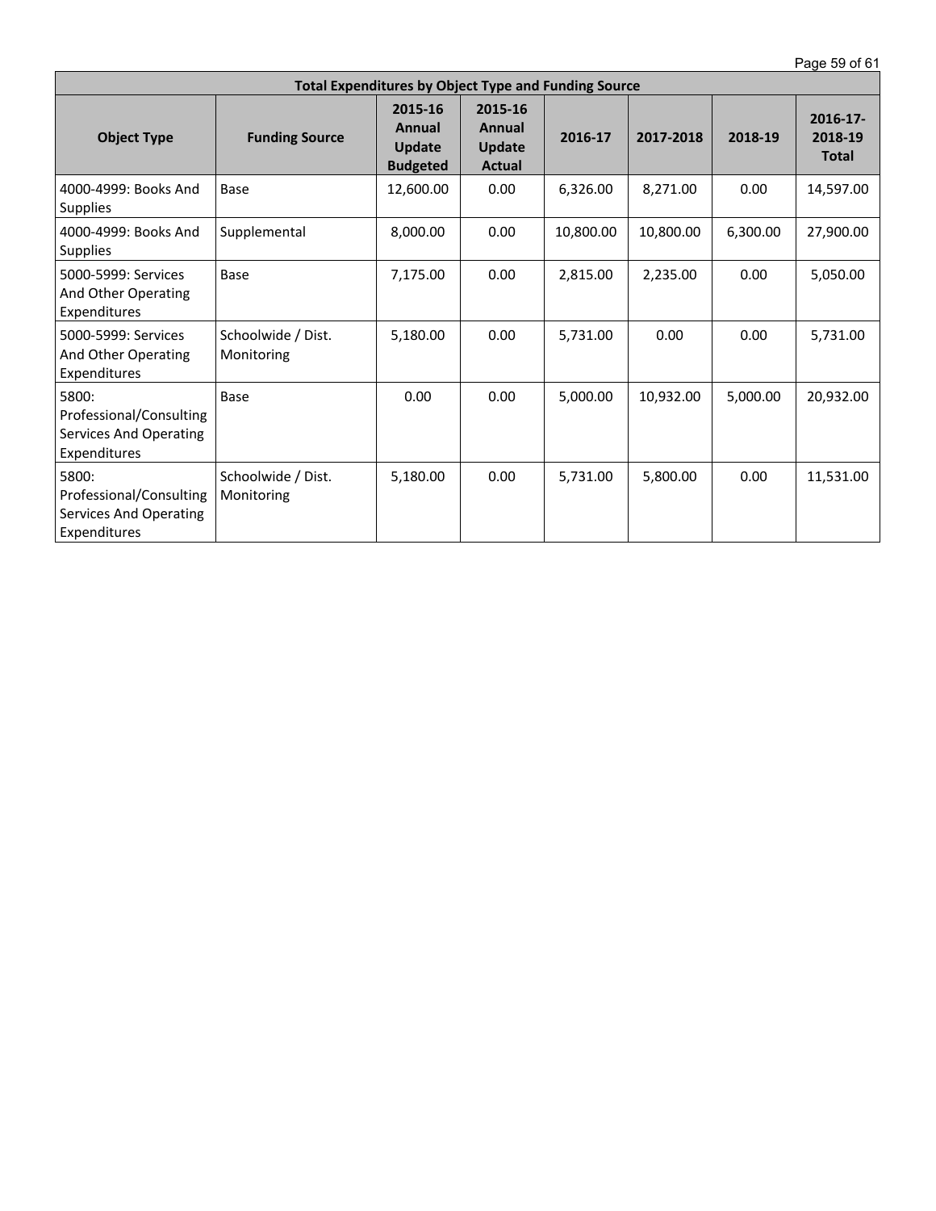| Total Expenditures by Object Type and Funding Source | | | | | | | |
|---|---|---|---|---|---|---|---|
| **Object Type** | **Funding Source** | **2015-16 Annual Update Budgeted** | **2015-16 Annual Update Actual** | **2016-17** | **2017-2018** | **2018-19** | **2016-17-2018-19 Total** |
| 4000-4999: Books And Supplies | Base | 12,600.00 | 0.00 | 6,326.00 | 8,271.00 | 0.00 | 14,597.00 |
| 4000-4999: Books And Supplies | Supplemental | 8,000.00 | 0.00 | 10,800.00 | 10,800.00 | 6,300.00 | 27,900.00 |
| 5000-5999: Services And Other Operating Expenditures | Base | 7,175.00 | 0.00 | 2,815.00 | 2,235.00 | 0.00 | 5,050.00 |
| 5000-5999: Services And Other Operating Expenditures | Schoolwide / Dist. Monitoring | 5,180.00 | 0.00 | 5,731.00 | 0.00 | 0.00 | 5,731.00 |
| 5800: Professional/Consulting Services And Operating Expenditures | Base | 0.00 | 0.00 | 5,000.00 | 10,932.00 | 5,000.00 | 20,932.00 |
| 5800: Professional/Consulting Services And Operating Expenditures | Schoolwide / Dist. Monitoring | 5,180.00 | 0.00 | 5,731.00 | 5,800.00 | 0.00 | 11,531.00 |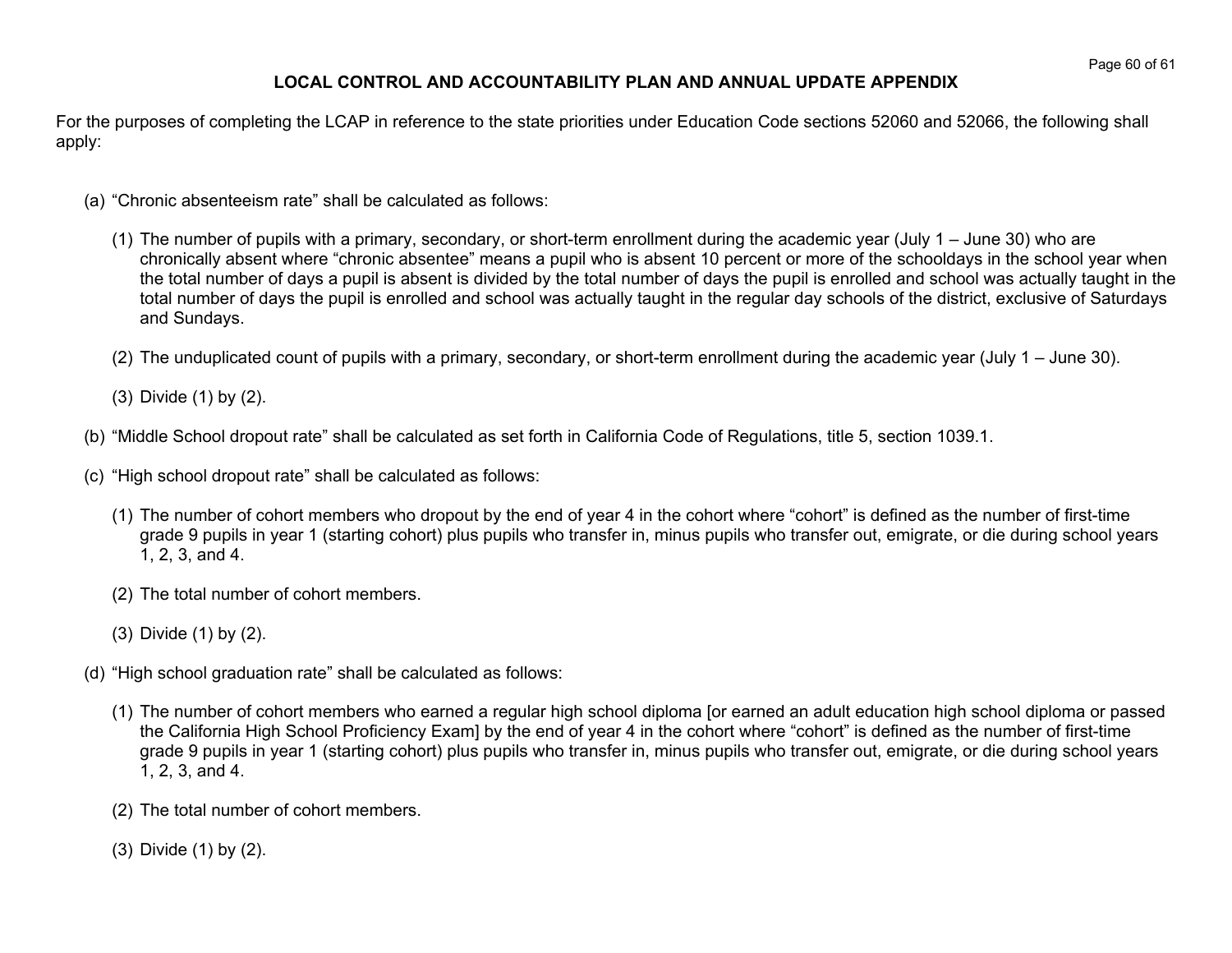## LOCAL CONTROL AND ACCOUNTABILITY PLAN AND ANNUAL UPDATE APPENDIX

For the purposes of completing the LCAP in reference to the state priorities under Education Code sections 52060 and 52066, the following shall apply:

(a) "Chronic absenteeism rate" shall be calculated as follows:

(1) The number of pupils with a primary, secondary, or short-term enrollment during the academic year (July 1 – June 30) who are chronically absent where "chronic absentee" means a pupil who is absent 10 percent or more of the schooldays in the school year when the total number of days a pupil is absent is divided by the total number of days the pupil is enrolled and school was actually taught in the total number of days the pupil is enrolled and school was actually taught in the regular day schools of the district, exclusive of Saturdays and Sundays.

(2) The unduplicated count of pupils with a primary, secondary, or short-term enrollment during the academic year (July 1 – June 30).

(3) Divide (1) by (2).

(b) "Middle School dropout rate" shall be calculated as set forth in California Code of Regulations, title 5, section 1039.1.

(c) "High school dropout rate" shall be calculated as follows:

(1) The number of cohort members who dropout by the end of year 4 in the cohort where "cohort" is defined as the number of first-time grade 9 pupils in year 1 (starting cohort) plus pupils who transfer in, minus pupils who transfer out, emigrate, or die during school years 1, 2, 3, and 4.

(2) The total number of cohort members.

(3) Divide (1) by (2).

(d) "High school graduation rate" shall be calculated as follows:

(1) The number of cohort members who earned a regular high school diploma [or earned an adult education high school diploma or passed the California High School Proficiency Exam] by the end of year 4 in the cohort where "cohort" is defined as the number of first-time grade 9 pupils in year 1 (starting cohort) plus pupils who transfer in, minus pupils who transfer out, emigrate, or die during school years 1, 2, 3, and 4.

(2) The total number of cohort members.

(3) Divide (1) by (2).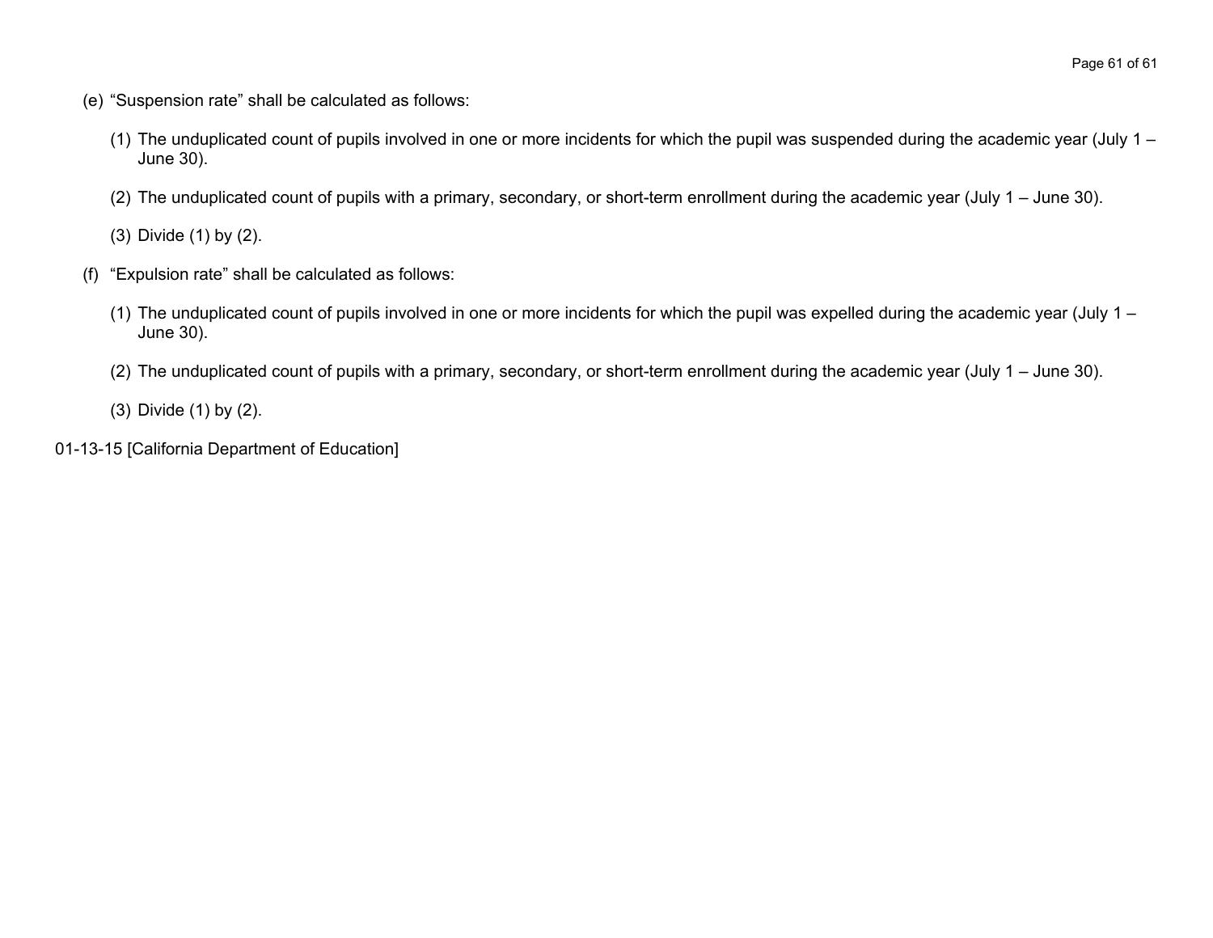(e) “Suspension rate” shall be calculated as follows:

   (1) The unduplicated count of pupils involved in one or more incidents for which the pupil was suspended during the academic year (July 1 – June 30).

   (2) The unduplicated count of pupils with a primary, secondary, or short-term enrollment during the academic year (July 1 – June 30).

   (3) Divide (1) by (2).

(f) “Expulsion rate” shall be calculated as follows:

   (1) The unduplicated count of pupils involved in one or more incidents for which the pupil was expelled during the academic year (July 1 – June 30).

   (2) The unduplicated count of pupils with a primary, secondary, or short-term enrollment during the academic year (July 1 – June 30).

   (3) Divide (1) by (2).

01-13-15 [California Department of Education]